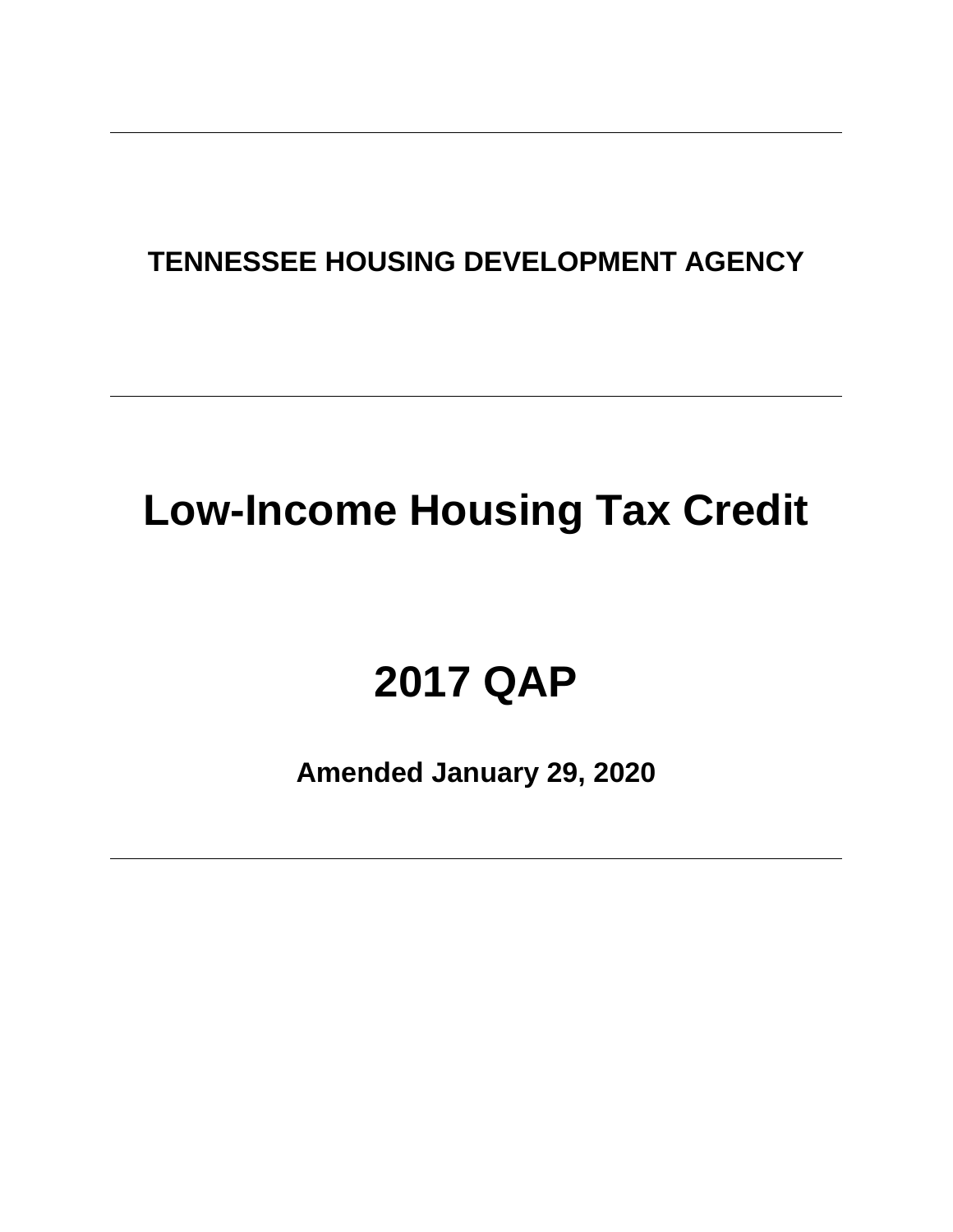**TENNESSEE HOUSING DEVELOPMENT AGENCY**

# Low-Income Housing Tax Credit

# 2017 QAP

**Amended January 29, 2020**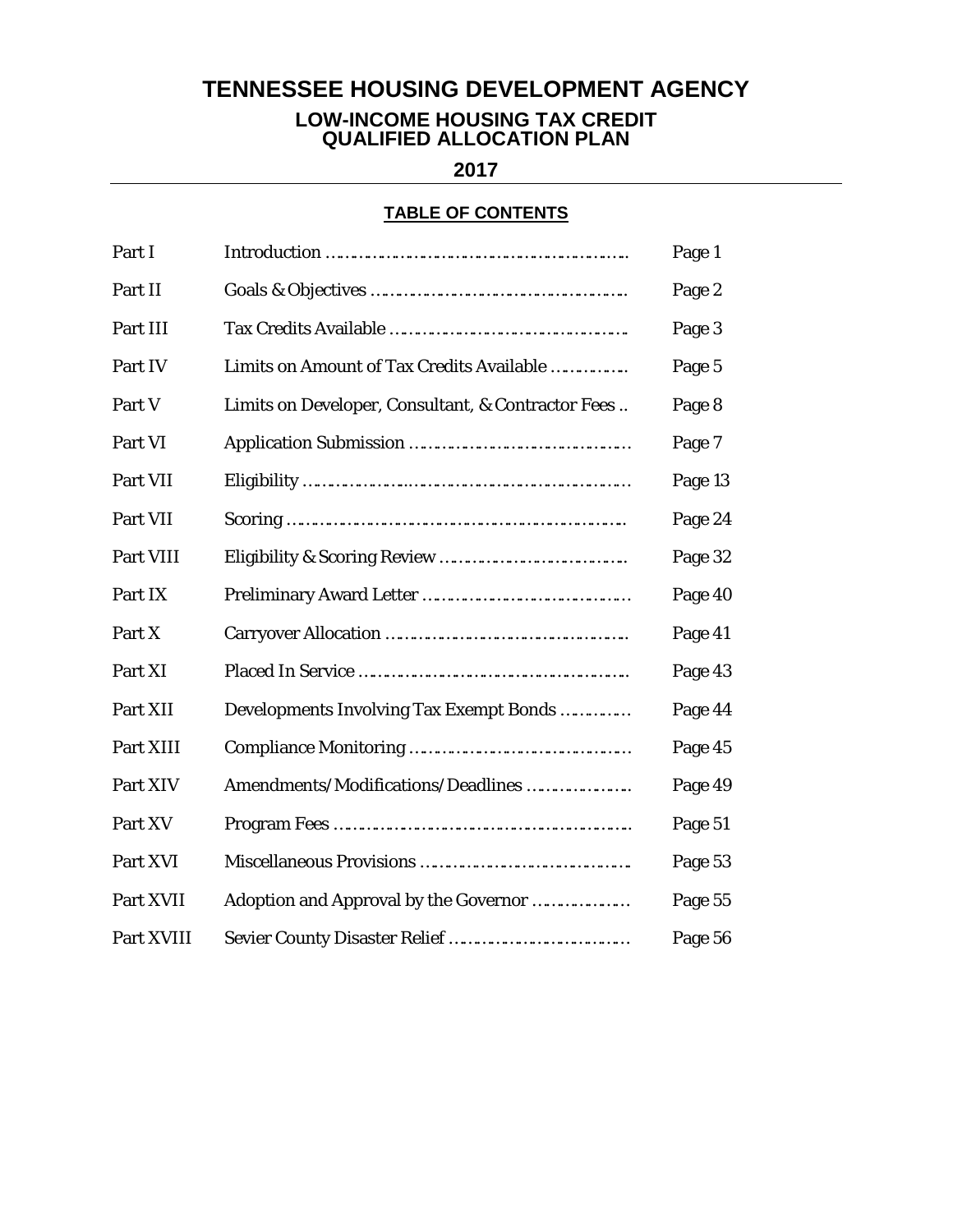# TENNESSEE HOUSING DEVELOPMENT AGENCY

## LOW-INCOME HOUSING TAX CREDIT QUALIFIED ALLOCATION PLAN

## 2017

### TABLE OF CONTENTS

| | | |
|---|---|---|
| Part I | Introduction | Page 1 |
| Part II | Goals & Objectives | Page 2 |
| Part III | Tax Credits Available | Page 3 |
| Part IV | Limits on Amount of Tax Credits Available | Page 5 |
| Part V | Limits on Developer, Consultant, & Contractor Fees | Page 8 |
| Part VI | Application Submission | Page 7 |
| Part VII | Eligibility | Page 13 |
| Part VII | Scoring | Page 24 |
| Part VIII | Eligibility & Scoring Review | Page 32 |
| Part IX | Preliminary Award Letter | Page 40 |
| Part X | Carryover Allocation | Page 41 |
| Part XI | Placed In Service | Page 43 |
| Part XII | Developments Involving Tax Exempt Bonds | Page 44 |
| Part XIII | Compliance Monitoring | Page 45 |
| Part XIV | Amendments/Modifications/Deadlines | Page 49 |
| Part XV | Program Fees | Page 51 |
| Part XVI | Miscellaneous Provisions | Page 53 |
| Part XVII | Adoption and Approval by the Governor | Page 55 |
| Part XVIII | Sevier County Disaster Relief | Page 56 |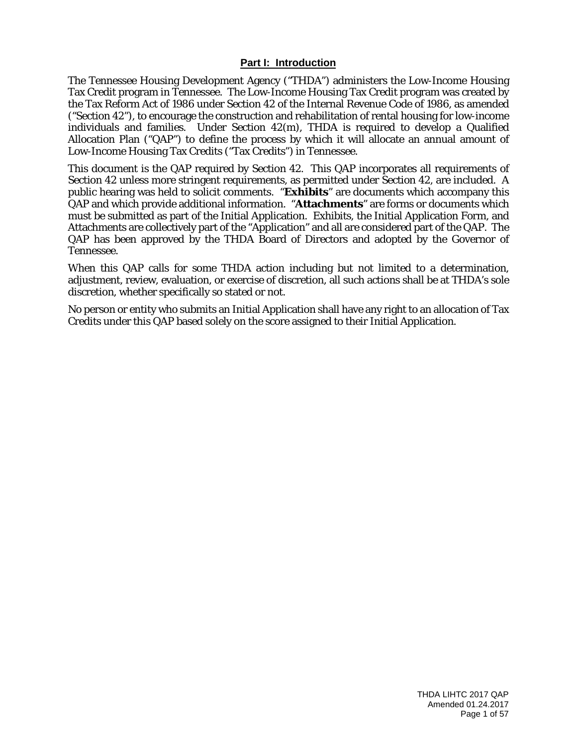## Part I: Introduction

The Tennessee Housing Development Agency ("THDA") administers the Low-Income Housing Tax Credit program in Tennessee. The Low-Income Housing Tax Credit program was created by the Tax Reform Act of 1986 under Section 42 of the Internal Revenue Code of 1986, as amended ("Section 42"), to encourage the construction and rehabilitation of rental housing for low-income individuals and families. Under Section 42(m), THDA is required to develop a Qualified Allocation Plan ("QAP") to define the process by which it will allocate an annual amount of Low-Income Housing Tax Credits ("Tax Credits") in Tennessee.

This document is the QAP required by Section 42. This QAP incorporates all requirements of Section 42 unless more stringent requirements, as permitted under Section 42, are included. A public hearing was held to solicit comments. "**Exhibits**" are documents which accompany this QAP and which provide additional information. "**Attachments**" are forms or documents which must be submitted as part of the Initial Application. Exhibits, the Initial Application Form, and Attachments are collectively part of the "Application" and all are considered part of the QAP. The QAP has been approved by the THDA Board of Directors and adopted by the Governor of Tennessee.

When this QAP calls for some THDA action including but not limited to a determination, adjustment, review, evaluation, or exercise of discretion, all such actions shall be at THDA's sole discretion, whether specifically so stated or not.

No person or entity who submits an Initial Application shall have any right to an allocation of Tax Credits under this QAP based solely on the score assigned to their Initial Application.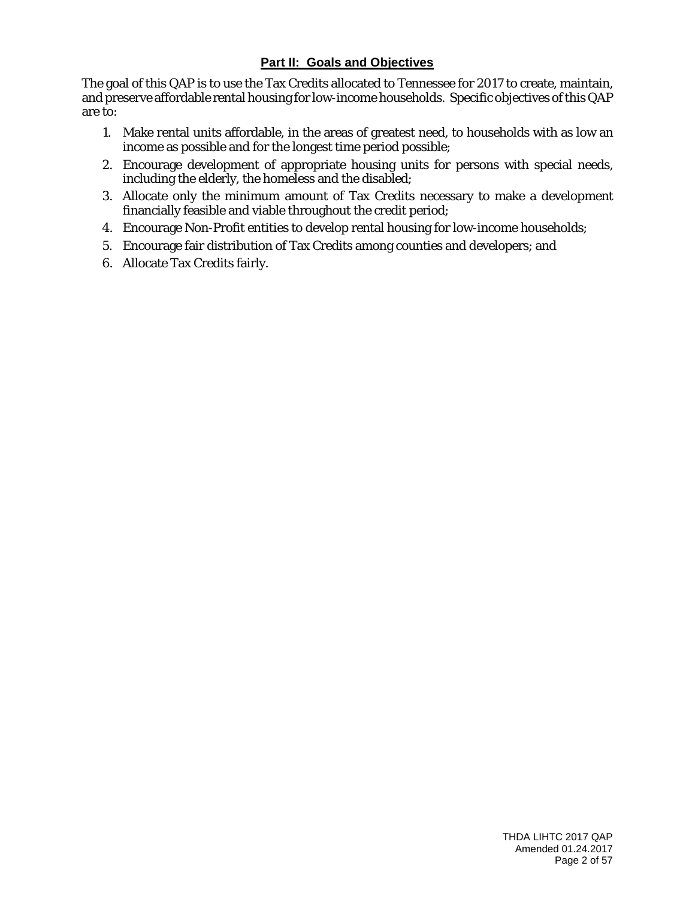## Part II: Goals and Objectives

The goal of this QAP is to use the Tax Credits allocated to Tennessee for 2017 to create, maintain, and preserve affordable rental housing for low-income households. Specific objectives of this QAP are to:

1. Make rental units affordable, in the areas of greatest need, to households with as low an income as possible and for the longest time period possible;
2. Encourage development of appropriate housing units for persons with special needs, including the elderly, the homeless and the disabled;
3. Allocate only the minimum amount of Tax Credits necessary to make a development financially feasible and viable throughout the credit period;
4. Encourage Non-Profit entities to develop rental housing for low-income households;
5. Encourage fair distribution of Tax Credits among counties and developers; and
6. Allocate Tax Credits fairly.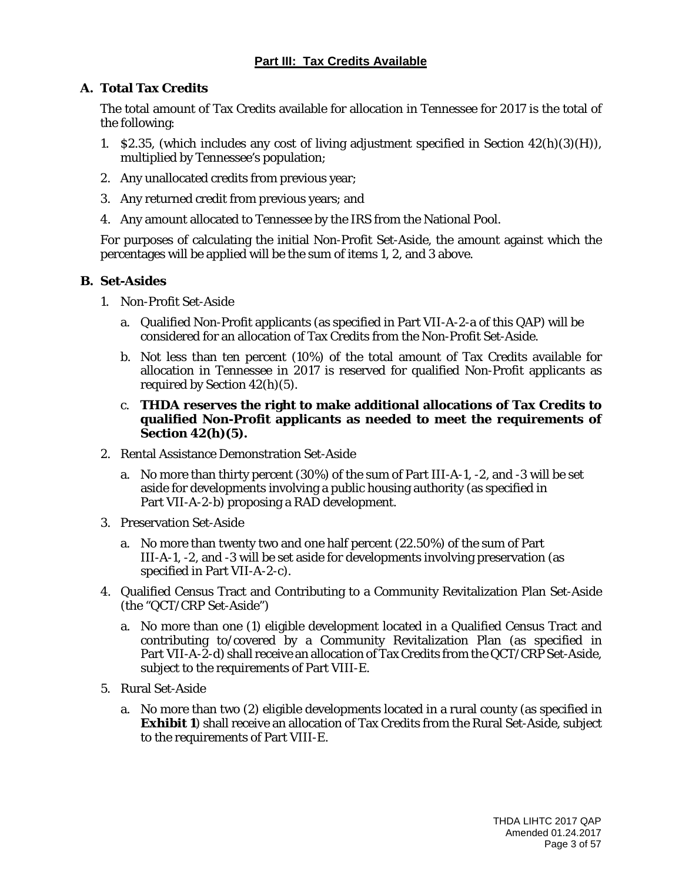## Part III: Tax Credits Available

### A. Total Tax Credits

The total amount of Tax Credits available for allocation in Tennessee for 2017 is the total of the following:

1. $2.35, (which includes any cost of living adjustment specified in Section 42(h)(3)(H)), multiplied by Tennessee's population;
2. Any unallocated credits from previous year;
3. Any returned credit from previous years; and
4. Any amount allocated to Tennessee by the IRS from the National Pool.

For purposes of calculating the initial Non-Profit Set-Aside, the amount against which the percentages will be applied will be the sum of items 1, 2, and 3 above.

### B. Set-Asides

1. Non-Profit Set-Aside
   a. Qualified Non-Profit applicants (as specified in Part VII-A-2-a of this QAP) will be considered for an allocation of Tax Credits from the Non-Profit Set-Aside.
   b. Not less than ten percent (10%) of the total amount of Tax Credits available for allocation in Tennessee in 2017 is reserved for qualified Non-Profit applicants as required by Section 42(h)(5).
   c. **THDA reserves the right to make additional allocations of Tax Credits to qualified Non-Profit applicants as needed to meet the requirements of Section 42(h)(5).**
2. Rental Assistance Demonstration Set-Aside
   a. No more than thirty percent (30%) of the sum of Part III-A-1, -2, and -3 will be set aside for developments involving a public housing authority (as specified in Part VII-A-2-b) proposing a RAD development.
3. Preservation Set-Aside
   a. No more than twenty two and one half percent (22.50%) of the sum of Part III-A-1, -2, and -3 will be set aside for developments involving preservation (as specified in Part VII-A-2-c).
4. Qualified Census Tract and Contributing to a Community Revitalization Plan Set-Aside (the "QCT/CRP Set-Aside")
   a. No more than one (1) eligible development located in a Qualified Census Tract and contributing to/covered by a Community Revitalization Plan (as specified in Part VII-A-2-d) shall receive an allocation of Tax Credits from the QCT/CRP Set-Aside, subject to the requirements of Part VIII-E.
5. Rural Set-Aside
   a. No more than two (2) eligible developments located in a rural county (as specified in **Exhibit 1**) shall receive an allocation of Tax Credits from the Rural Set-Aside, subject to the requirements of Part VIII-E.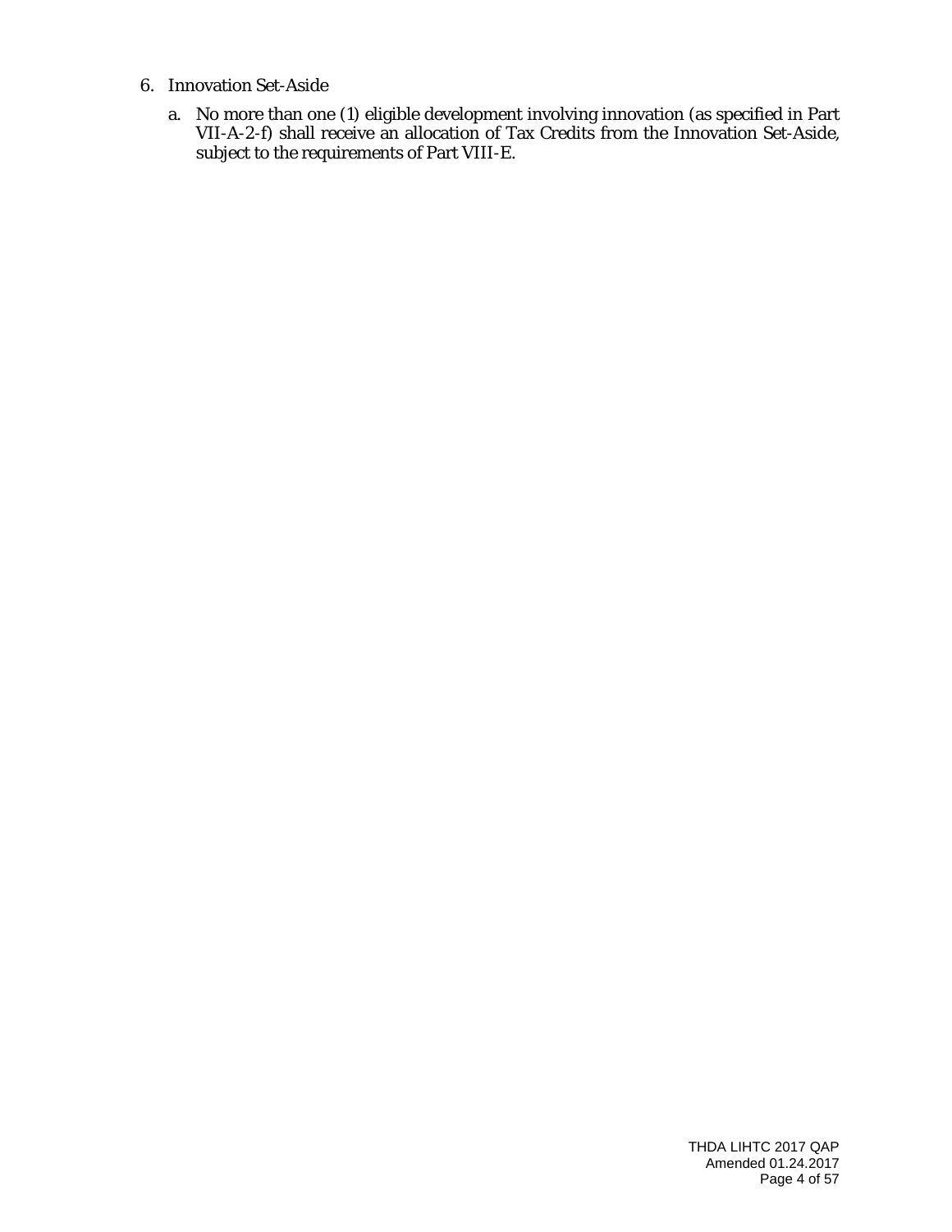6. Innovation Set-Aside

   a. No more than one (1) eligible development involving innovation (as specified in Part VII-A-2-f) shall receive an allocation of Tax Credits from the Innovation Set-Aside, subject to the requirements of Part VIII-E.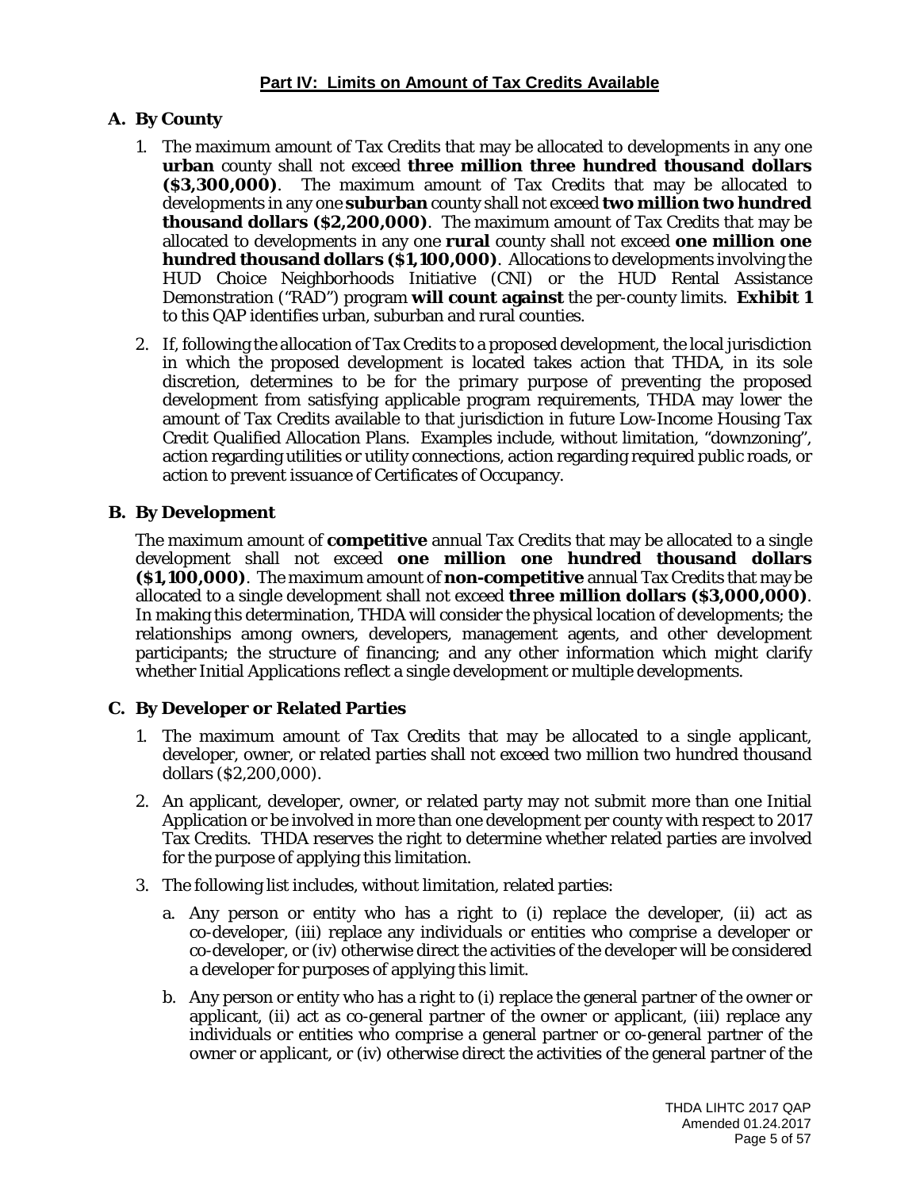## Part IV: Limits on Amount of Tax Credits Available

### A. By County

1. The maximum amount of Tax Credits that may be allocated to developments in any one **urban** county shall not exceed **three million three hundred thousand dollars ($3,300,000)**. The maximum amount of Tax Credits that may be allocated to developments in any one **suburban** county shall not exceed **two million two hundred thousand dollars ($2,200,000)**. The maximum amount of Tax Credits that may be allocated to developments in any one **rural** county shall not exceed **one million one hundred thousand dollars ($1,100,000)**. Allocations to developments involving the HUD Choice Neighborhoods Initiative (CNI) or the HUD Rental Assistance Demonstration ("RAD") program **will count against** the per-county limits. **Exhibit 1** to this QAP identifies urban, suburban and rural counties.

2. If, following the allocation of Tax Credits to a proposed development, the local jurisdiction in which the proposed development is located takes action that THDA, in its sole discretion, determines to be for the primary purpose of preventing the proposed development from satisfying applicable program requirements, THDA may lower the amount of Tax Credits available to that jurisdiction in future Low-Income Housing Tax Credit Qualified Allocation Plans. Examples include, without limitation, "downzoning", action regarding utilities or utility connections, action regarding required public roads, or action to prevent issuance of Certificates of Occupancy.

### B. By Development

The maximum amount of **competitive** annual Tax Credits that may be allocated to a single development shall not exceed **one million one hundred thousand dollars ($1,100,000)**. The maximum amount of **non-competitive** annual Tax Credits that may be allocated to a single development shall not exceed **three million dollars ($3,000,000)**. In making this determination, THDA will consider the physical location of developments; the relationships among owners, developers, management agents, and other development participants; the structure of financing; and any other information which might clarify whether Initial Applications reflect a single development or multiple developments.

### C. By Developer or Related Parties

1. The maximum amount of Tax Credits that may be allocated to a single applicant, developer, owner, or related parties shall not exceed two million two hundred thousand dollars ($2,200,000).

2. An applicant, developer, owner, or related party may not submit more than one Initial Application or be involved in more than one development per county with respect to 2017 Tax Credits. THDA reserves the right to determine whether related parties are involved for the purpose of applying this limitation.

3. The following list includes, without limitation, related parties:

   a. Any person or entity who has a right to (i) replace the developer, (ii) act as co-developer, (iii) replace any individuals or entities who comprise a developer or co-developer, or (iv) otherwise direct the activities of the developer will be considered a developer for purposes of applying this limit.

   b. Any person or entity who has a right to (i) replace the general partner of the owner or applicant, (ii) act as co-general partner of the owner or applicant, (iii) replace any individuals or entities who comprise a general partner or co-general partner of the owner or applicant, or (iv) otherwise direct the activities of the general partner of the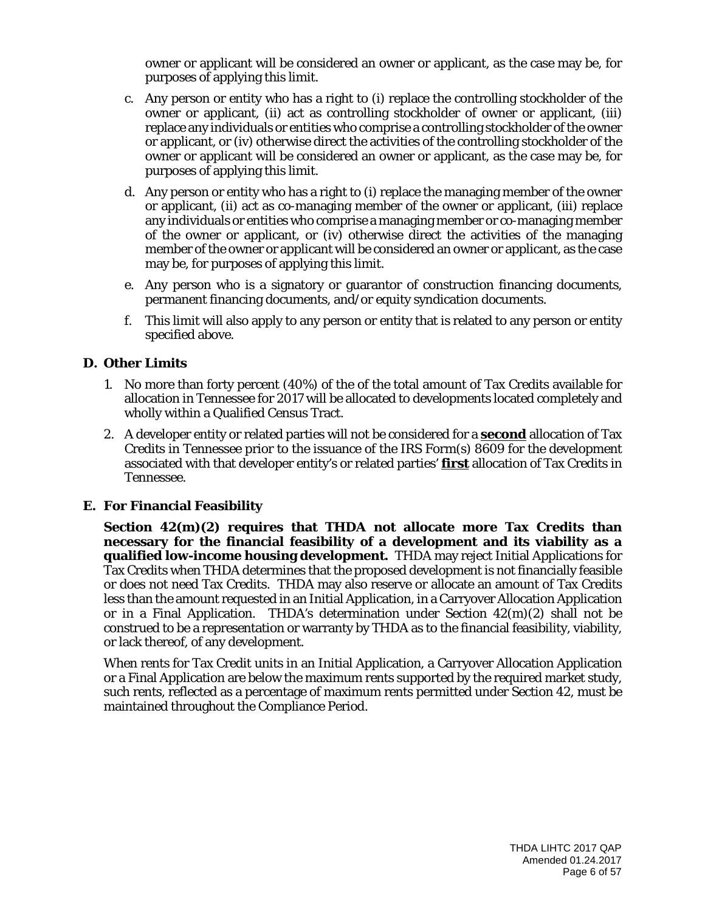owner or applicant will be considered an owner or applicant, as the case may be, for purposes of applying this limit.

c. Any person or entity who has a right to (i) replace the controlling stockholder of the owner or applicant, (ii) act as controlling stockholder of owner or applicant, (iii) replace any individuals or entities who comprise a controlling stockholder of the owner or applicant, or (iv) otherwise direct the activities of the controlling stockholder of the owner or applicant will be considered an owner or applicant, as the case may be, for purposes of applying this limit.

d. Any person or entity who has a right to (i) replace the managing member of the owner or applicant, (ii) act as co-managing member of the owner or applicant, (iii) replace any individuals or entities who comprise a managing member or co-managing member of the owner or applicant, or (iv) otherwise direct the activities of the managing member of the owner or applicant will be considered an owner or applicant, as the case may be, for purposes of applying this limit.

e. Any person who is a signatory or guarantor of construction financing documents, permanent financing documents, and/or equity syndication documents.

f. This limit will also apply to any person or entity that is related to any person or entity specified above.

### D. Other Limits

1. No more than forty percent (40%) of the of the total amount of Tax Credits available for allocation in Tennessee for 2017 will be allocated to developments located completely and wholly within a Qualified Census Tract.

2. A developer entity or related parties will not be considered for a **second** allocation of Tax Credits in Tennessee prior to the issuance of the IRS Form(s) 8609 for the development associated with that developer entity's or related parties' **first** allocation of Tax Credits in Tennessee.

### E. For Financial Feasibility

**Section 42(m)(2) requires that THDA not allocate more Tax Credits than necessary for the financial feasibility of a development and its viability as a qualified low-income housing development.** THDA may reject Initial Applications for Tax Credits when THDA determines that the proposed development is not financially feasible or does not need Tax Credits. THDA may also reserve or allocate an amount of Tax Credits less than the amount requested in an Initial Application, in a Carryover Allocation Application or in a Final Application. THDA's determination under Section 42(m)(2) shall not be construed to be a representation or warranty by THDA as to the financial feasibility, viability, or lack thereof, of any development.

When rents for Tax Credit units in an Initial Application, a Carryover Allocation Application or a Final Application are below the maximum rents supported by the required market study, such rents, reflected as a percentage of maximum rents permitted under Section 42, must be maintained throughout the Compliance Period.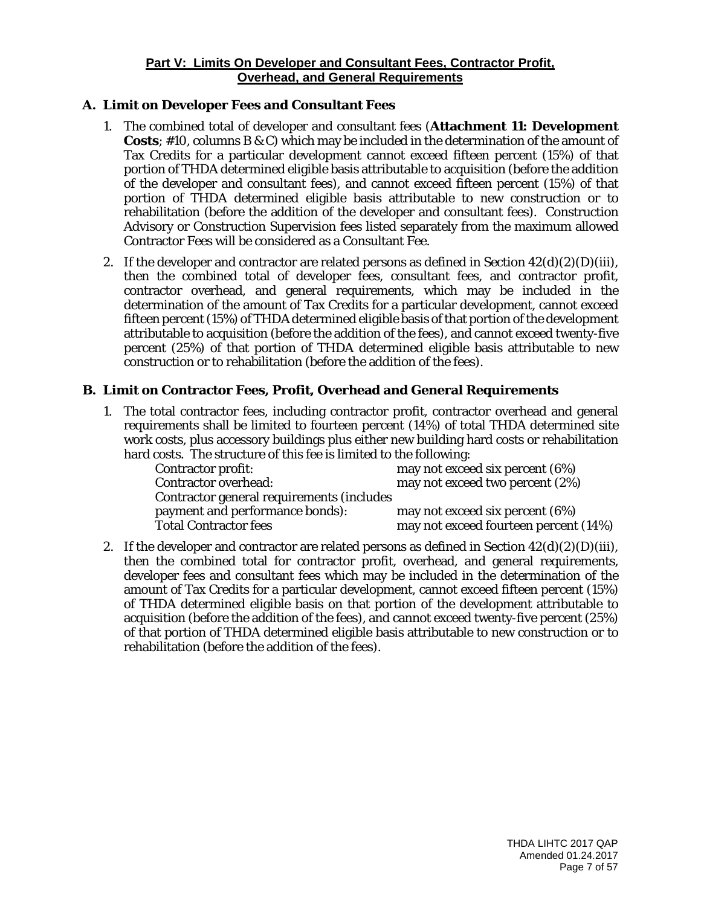## Part V: Limits On Developer and Consultant Fees, Contractor Profit, Overhead, and General Requirements

### A. Limit on Developer Fees and Consultant Fees

1. The combined total of developer and consultant fees (**Attachment 11: Development Costs**; #10, columns B & C) which may be included in the determination of the amount of Tax Credits for a particular development cannot exceed fifteen percent (15%) of that portion of THDA determined eligible basis attributable to acquisition (before the addition of the developer and consultant fees), and cannot exceed fifteen percent (15%) of that portion of THDA determined eligible basis attributable to new construction or to rehabilitation (before the addition of the developer and consultant fees). Construction Advisory or Construction Supervision fees listed separately from the maximum allowed Contractor Fees will be considered as a Consultant Fee.

2. If the developer and contractor are related persons as defined in Section 42(d)(2)(D)(iii), then the combined total of developer fees, consultant fees, and contractor profit, contractor overhead, and general requirements, which may be included in the determination of the amount of Tax Credits for a particular development, cannot exceed fifteen percent (15%) of THDA determined eligible basis of that portion of the development attributable to acquisition (before the addition of the fees), and cannot exceed twenty-five percent (25%) of that portion of THDA determined eligible basis attributable to new construction or to rehabilitation (before the addition of the fees).

### B. Limit on Contractor Fees, Profit, Overhead and General Requirements

1. The total contractor fees, including contractor profit, contractor overhead and general requirements shall be limited to fourteen percent (14%) of total THDA determined site work costs, plus accessory buildings plus either new building hard costs or rehabilitation hard costs. The structure of this fee is limited to the following:

| | |
|---|---|
| Contractor profit: | may not exceed six percent (6%) |
| Contractor overhead: | may not exceed two percent (2%) |
| Contractor general requirements (includes payment and performance bonds): | may not exceed six percent (6%) |
| Total Contractor fees | may not exceed fourteen percent (14%) |

2. If the developer and contractor are related persons as defined in Section 42(d)(2)(D)(iii), then the combined total for contractor profit, overhead, and general requirements, developer fees and consultant fees which may be included in the determination of the amount of Tax Credits for a particular development, cannot exceed fifteen percent (15%) of THDA determined eligible basis on that portion of the development attributable to acquisition (before the addition of the fees), and cannot exceed twenty-five percent (25%) of that portion of THDA determined eligible basis attributable to new construction or to rehabilitation (before the addition of the fees).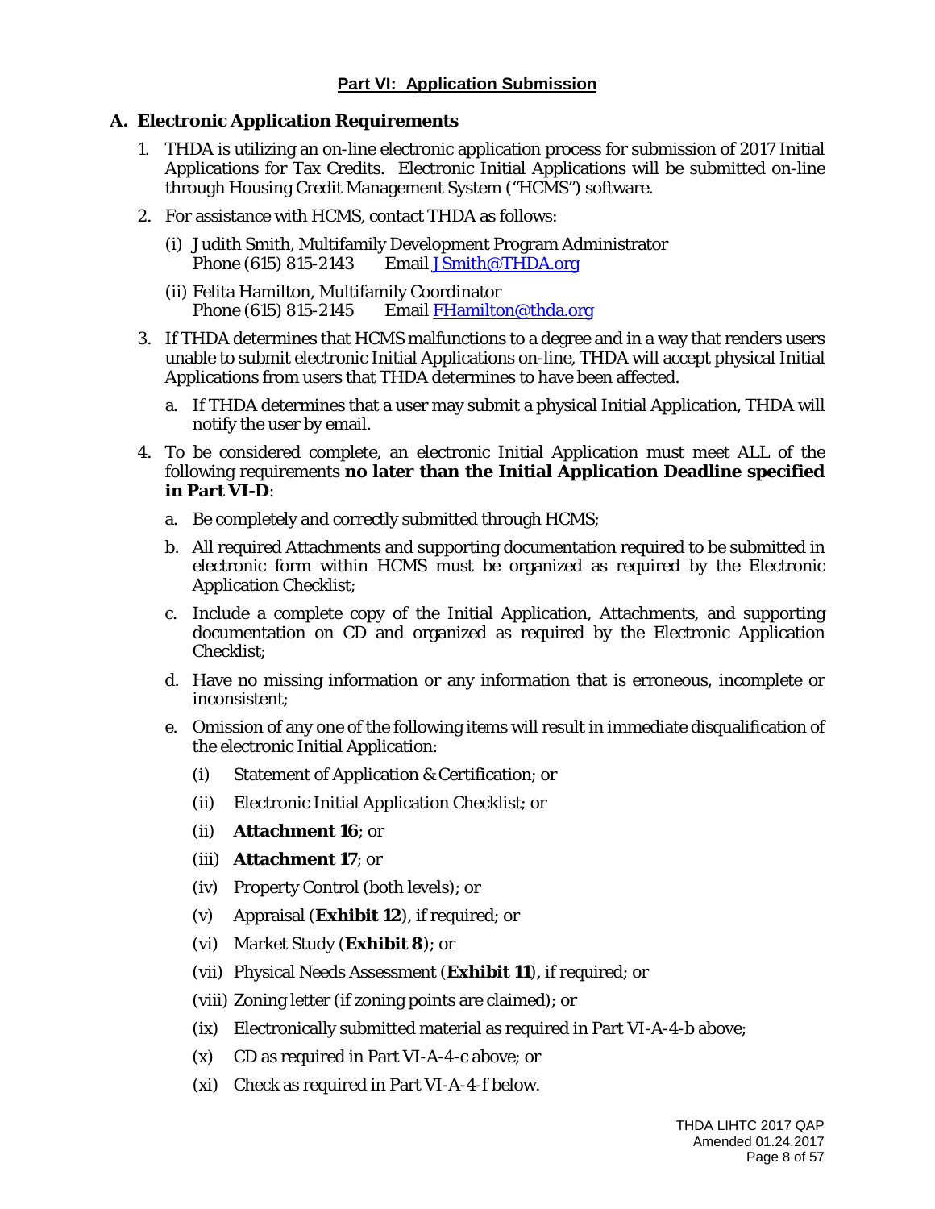## Part VI: Application Submission

### A. Electronic Application Requirements

1. THDA is utilizing an on-line electronic application process for submission of 2017 Initial Applications for Tax Credits. Electronic Initial Applications will be submitted on-line through Housing Credit Management System ("HCMS") software.

2. For assistance with HCMS, contact THDA as follows:

   (i) Judith Smith, Multifamily Development Program Administrator
   Phone (615) 815-2143 Email JSmith@THDA.org

   (ii) Felita Hamilton, Multifamily Coordinator
   Phone (615) 815-2145 Email FHamilton@thda.org

3. If THDA determines that HCMS malfunctions to a degree and in a way that renders users unable to submit electronic Initial Applications on-line, THDA will accept physical Initial Applications from users that THDA determines to have been affected.

   a. If THDA determines that a user may submit a physical Initial Application, THDA will notify the user by email.

4. To be considered complete, an electronic Initial Application must meet ALL of the following requirements **no later than the Initial Application Deadline specified in Part VI-D**:

   a. Be completely and correctly submitted through HCMS;

   b. All required Attachments and supporting documentation required to be submitted in electronic form within HCMS must be organized as required by the Electronic Application Checklist;

   c. Include a complete copy of the Initial Application, Attachments, and supporting documentation on CD and organized as required by the Electronic Application Checklist;

   d. Have no missing information or any information that is erroneous, incomplete or inconsistent;

   e. Omission of any one of the following items will result in immediate disqualification of the electronic Initial Application:

      (i) Statement of Application & Certification; or

      (ii) Electronic Initial Application Checklist; or

      (ii) **Attachment 16**; or

      (iii) **Attachment 17**; or

      (iv) Property Control (both levels); or

      (v) Appraisal (**Exhibit 12**), if required; or

      (vi) Market Study (**Exhibit 8**); or

      (vii) Physical Needs Assessment (**Exhibit 11**), if required; or

      (viii) Zoning letter (if zoning points are claimed); or

      (ix) Electronically submitted material as required in Part VI-A-4-b above;

      (x) CD as required in Part VI-A-4-c above; or

      (xi) Check as required in Part VI-A-4-f below.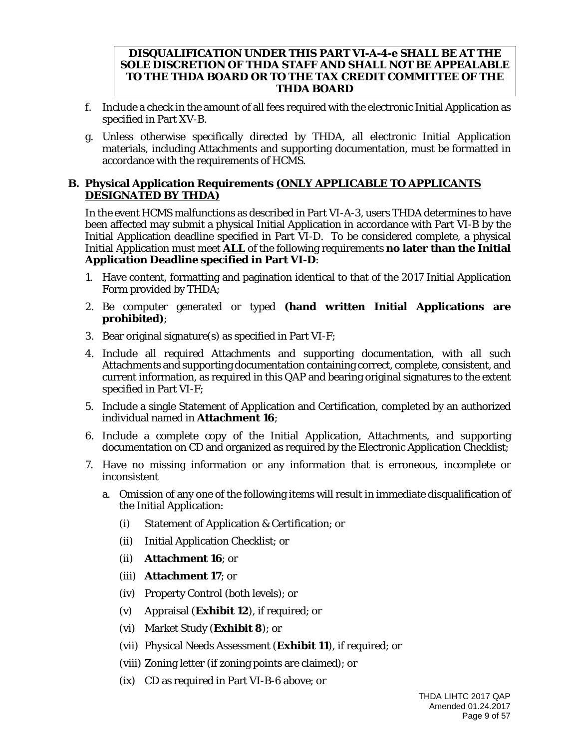**DISQUALIFICATION UNDER THIS PART VI-A-4-e SHALL BE AT THE SOLE DISCRETION OF THDA STAFF AND SHALL NOT BE APPEALABLE TO THE THDA BOARD OR TO THE TAX CREDIT COMMITTEE OF THE THDA BOARD**

f. Include a check in the amount of all fees required with the electronic Initial Application as specified in Part XV-B.

g. Unless otherwise specifically directed by THDA, all electronic Initial Application materials, including Attachments and supporting documentation, must be formatted in accordance with the requirements of HCMS.

### B. Physical Application Requirements <u>(ONLY APPLICABLE TO APPLICANTS DESIGNATED BY THDA)</u>

In the event HCMS malfunctions as described in Part VI-A-3, users THDA determines to have been affected may submit a physical Initial Application in accordance with Part VI-B by the Initial Application deadline specified in Part VI-D. To be considered complete, a physical Initial Application must meet **<u>ALL</u>** of the following requirements **no later than the Initial Application Deadline specified in Part VI-D**:

1. Have content, formatting and pagination identical to that of the 2017 Initial Application Form provided by THDA;
2. Be computer generated or typed **(hand written Initial Applications are prohibited)**;
3. Bear original signature(s) as specified in Part VI-F;
4. Include all required Attachments and supporting documentation, with all such Attachments and supporting documentation containing correct, complete, consistent, and current information, as required in this QAP and bearing original signatures to the extent specified in Part VI-F;
5. Include a single Statement of Application and Certification, completed by an authorized individual named in **Attachment 16**;
6. Include a complete copy of the Initial Application, Attachments, and supporting documentation on CD and organized as required by the Electronic Application Checklist;
7. Have no missing information or any information that is erroneous, incomplete or inconsistent
   a. Omission of any one of the following items will result in immediate disqualification of the Initial Application:
      - (i) Statement of Application & Certification; or
      - (ii) Initial Application Checklist; or
      - (ii) **Attachment 16**; or
      - (iii) **Attachment 17**; or
      - (iv) Property Control (both levels); or
      - (v) Appraisal (**Exhibit 12**), if required; or
      - (vi) Market Study (**Exhibit 8**); or
      - (vii) Physical Needs Assessment (**Exhibit 11**), if required; or
      - (viii) Zoning letter (if zoning points are claimed); or
      - (ix) CD as required in Part VI-B-6 above; or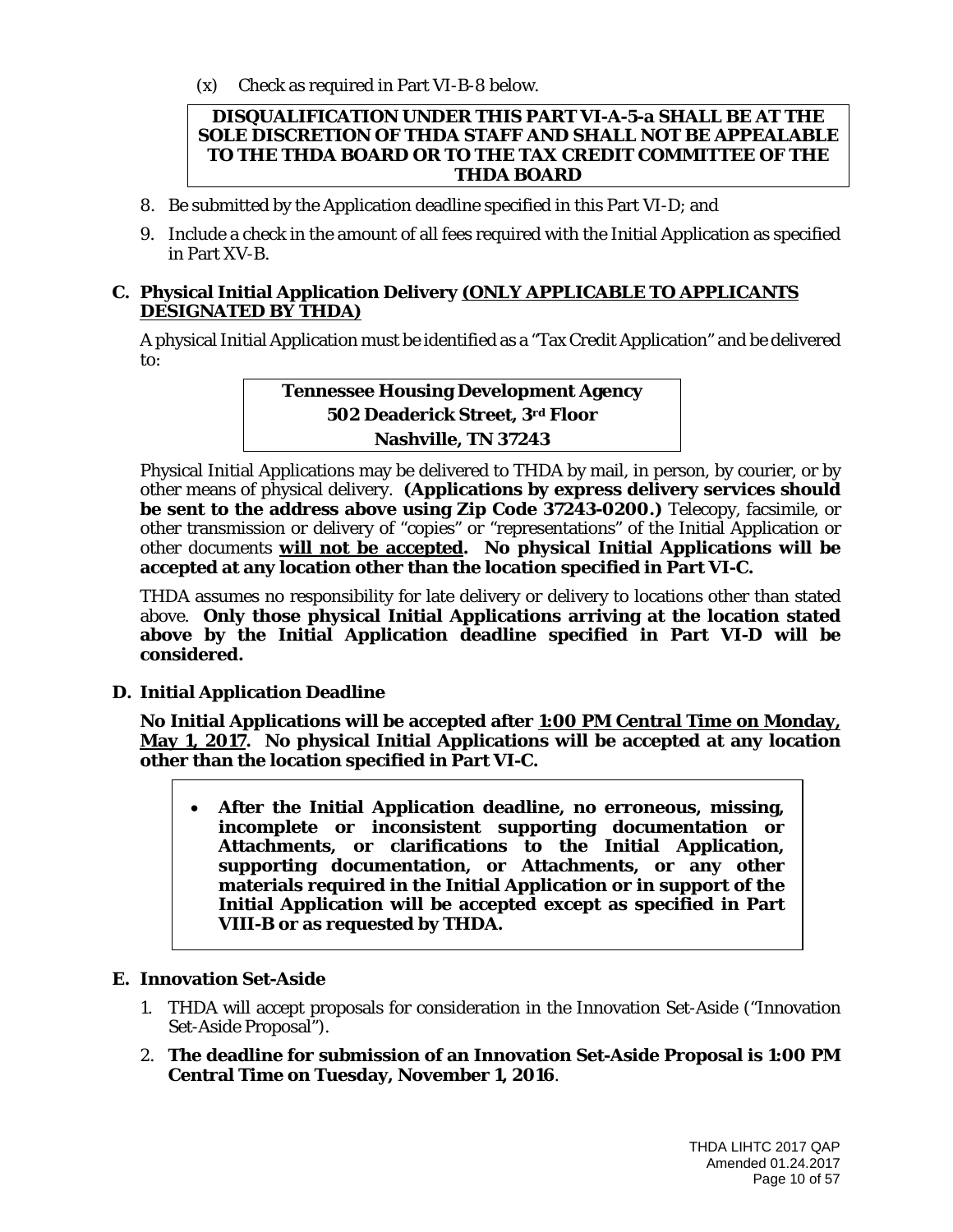(x) Check as required in Part VI-B-8 below.

**DISQUALIFICATION UNDER THIS PART VI-A-5-a SHALL BE AT THE SOLE DISCRETION OF THDA STAFF AND SHALL NOT BE APPEALABLE TO THE THDA BOARD OR TO THE TAX CREDIT COMMITTEE OF THE THDA BOARD**

8. Be submitted by the Application deadline specified in this Part VI-D; and
9. Include a check in the amount of all fees required with the Initial Application as specified in Part XV-B.

### C. Physical Initial Application Delivery <u>(ONLY APPLICABLE TO APPLICANTS DESIGNATED BY THDA)</u>

A physical Initial Application must be identified as a "Tax Credit Application" and be delivered to:

**Tennessee Housing Development Agency**
**502 Deaderick Street, 3rd Floor**
**Nashville, TN 37243**

Physical Initial Applications may be delivered to THDA by mail, in person, by courier, or by other means of physical delivery. **(Applications by express delivery services should be sent to the address above using Zip Code 37243-0200.)** Telecopy, facsimile, or other transmission or delivery of "copies" or "representations" of the Initial Application or other documents **<u>will not be accepted</u>. No physical Initial Applications will be accepted at any location other than the location specified in Part VI-C.**

THDA assumes no responsibility for late delivery or delivery to locations other than stated above. **Only those physical Initial Applications arriving at the location stated above by the Initial Application deadline specified in Part VI-D will be considered.**

### D. Initial Application Deadline

**No Initial Applications will be accepted after <u>1:00 PM Central Time on Monday, May 1, 2017</u>. No physical Initial Applications will be accepted at any location other than the location specified in Part VI-C.**

- **After the Initial Application deadline, no erroneous, missing, incomplete or inconsistent supporting documentation or Attachments, or clarifications to the Initial Application, supporting documentation, or Attachments, or any other materials required in the Initial Application or in support of the Initial Application will be accepted except as specified in Part VIII-B or as requested by THDA.**

### E. Innovation Set-Aside

1. THDA will accept proposals for consideration in the Innovation Set-Aside ("Innovation Set-Aside Proposal").
2. **The deadline for submission of an Innovation Set-Aside Proposal is 1:00 PM Central Time on Tuesday, November 1, 2016**.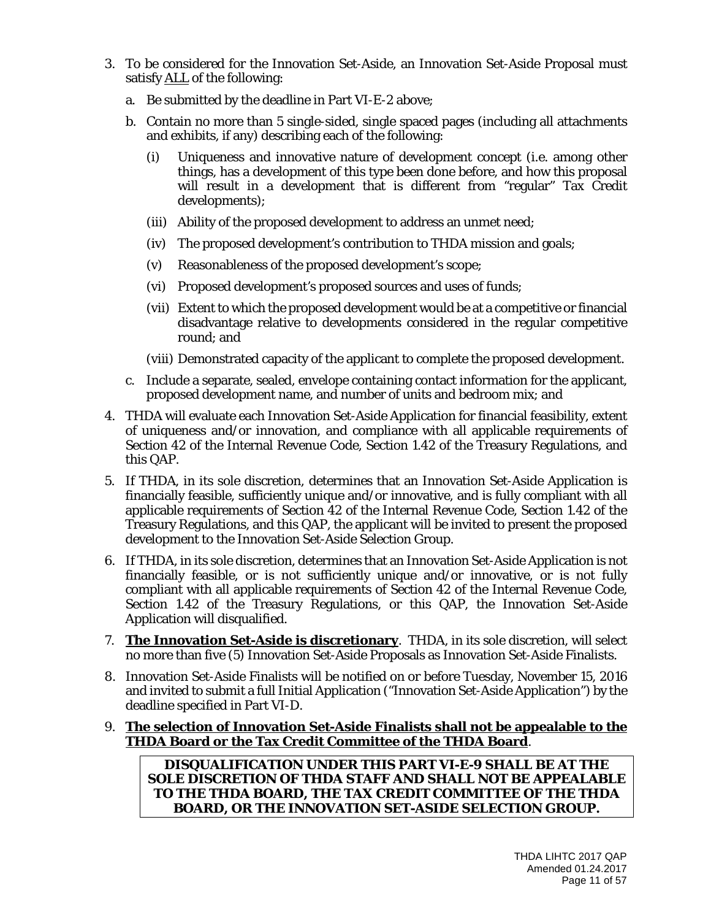3. To be considered for the Innovation Set-Aside, an Innovation Set-Aside Proposal must satisfy ALL of the following:

   a. Be submitted by the deadline in Part VI-E-2 above;

   b. Contain no more than 5 single-sided, single spaced pages (including all attachments and exhibits, if any) describing each of the following:

      (i) Uniqueness and innovative nature of development concept (i.e. among other things, has a development of this type been done before, and how this proposal will result in a development that is different from "regular" Tax Credit developments);

      (iii) Ability of the proposed development to address an unmet need;

      (iv) The proposed development's contribution to THDA mission and goals;

      (v) Reasonableness of the proposed development's scope;

      (vi) Proposed development's proposed sources and uses of funds;

      (vii) Extent to which the proposed development would be at a competitive or financial disadvantage relative to developments considered in the regular competitive round; and

      (viii) Demonstrated capacity of the applicant to complete the proposed development.

   c. Include a separate, sealed, envelope containing contact information for the applicant, proposed development name, and number of units and bedroom mix; and

4. THDA will evaluate each Innovation Set-Aside Application for financial feasibility, extent of uniqueness and/or innovation, and compliance with all applicable requirements of Section 42 of the Internal Revenue Code, Section 1.42 of the Treasury Regulations, and this QAP.

5. If THDA, in its sole discretion, determines that an Innovation Set-Aside Application is financially feasible, sufficiently unique and/or innovative, and is fully compliant with all applicable requirements of Section 42 of the Internal Revenue Code, Section 1.42 of the Treasury Regulations, and this QAP, the applicant will be invited to present the proposed development to the Innovation Set-Aside Selection Group.

6. If THDA, in its sole discretion, determines that an Innovation Set-Aside Application is not financially feasible, or is not sufficiently unique and/or innovative, or is not fully compliant with all applicable requirements of Section 42 of the Internal Revenue Code, Section 1.42 of the Treasury Regulations, or this QAP, the Innovation Set-Aside Application will disqualified.

7. **The Innovation Set-Aside is discretionary**. THDA, in its sole discretion, will select no more than five (5) Innovation Set-Aside Proposals as Innovation Set-Aside Finalists.

8. Innovation Set-Aside Finalists will be notified on or before Tuesday, November 15, 2016 and invited to submit a full Initial Application ("Innovation Set-Aside Application") by the deadline specified in Part VI-D.

9. **The selection of Innovation Set-Aside Finalists shall not be appealable to the THDA Board or the Tax Credit Committee of the THDA Board**.

   **DISQUALIFICATION UNDER THIS PART VI-E-9 SHALL BE AT THE SOLE DISCRETION OF THDA STAFF AND SHALL NOT BE APPEALABLE TO THE THDA BOARD, THE TAX CREDIT COMMITTEE OF THE THDA BOARD, OR THE INNOVATION SET-ASIDE SELECTION GROUP.**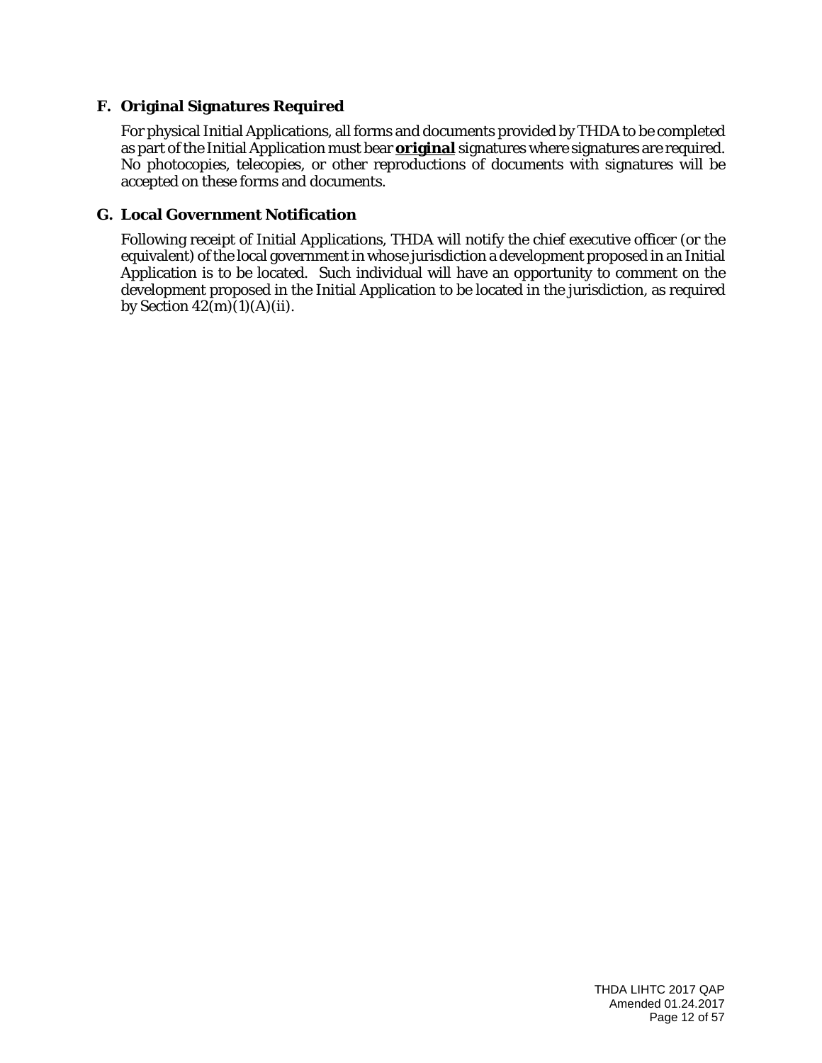### F. Original Signatures Required

For physical Initial Applications, all forms and documents provided by THDA to be completed as part of the Initial Application must bear ***original*** signatures where signatures are required. No photocopies, telecopies, or other reproductions of documents with signatures will be accepted on these forms and documents.

### G. Local Government Notification

Following receipt of Initial Applications, THDA will notify the chief executive officer (or the equivalent) of the local government in whose jurisdiction a development proposed in an Initial Application is to be located. Such individual will have an opportunity to comment on the development proposed in the Initial Application to be located in the jurisdiction, as required by Section 42(m)(1)(A)(ii).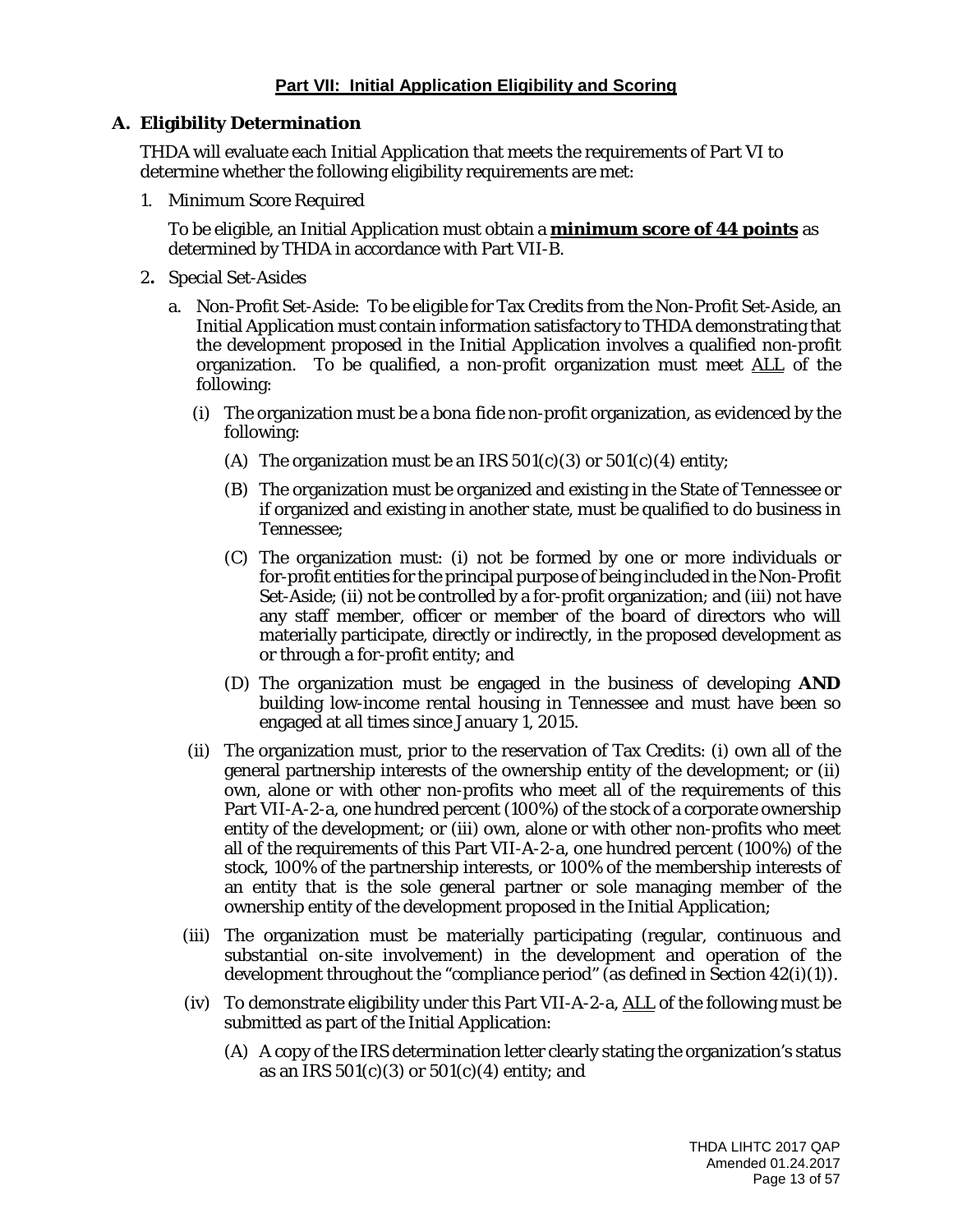## Part VII: Initial Application Eligibility and Scoring

### A. Eligibility Determination

THDA will evaluate each Initial Application that meets the requirements of Part VI to determine whether the following eligibility requirements are met:

1. Minimum Score Required

   To be eligible, an Initial Application must obtain a **minimum score of 44 points** as determined by THDA in accordance with Part VII-B.

2. Special Set-Asides

   a. Non-Profit Set-Aside: To be eligible for Tax Credits from the Non-Profit Set-Aside, an Initial Application must contain information satisfactory to THDA demonstrating that the development proposed in the Initial Application involves a qualified non-profit organization. To be qualified, a non-profit organization must meet ALL of the following:

      (i) The organization must be a bona fide non-profit organization, as evidenced by the following:

         (A) The organization must be an IRS 501(c)(3) or 501(c)(4) entity;

         (B) The organization must be organized and existing in the State of Tennessee or if organized and existing in another state, must be qualified to do business in Tennessee;

         (C) The organization must: (i) not be formed by one or more individuals or for-profit entities for the principal purpose of being included in the Non-Profit Set-Aside; (ii) not be controlled by a for-profit organization; and (iii) not have any staff member, officer or member of the board of directors who will materially participate, directly or indirectly, in the proposed development as or through a for-profit entity; and

         (D) The organization must be engaged in the business of developing **AND** building low-income rental housing in Tennessee and must have been so engaged at all times since January 1, 2015.

      (ii) The organization must, prior to the reservation of Tax Credits: (i) own all of the general partnership interests of the ownership entity of the development; or (ii) own, alone or with other non-profits who meet all of the requirements of this Part VII-A-2-a, one hundred percent (100%) of the stock of a corporate ownership entity of the development; or (iii) own, alone or with other non-profits who meet all of the requirements of this Part VII-A-2-a, one hundred percent (100%) of the stock, 100% of the partnership interests, or 100% of the membership interests of an entity that is the sole general partner or sole managing member of the ownership entity of the development proposed in the Initial Application;

      (iii) The organization must be materially participating (regular, continuous and substantial on-site involvement) in the development and operation of the development throughout the "compliance period" (as defined in Section 42(i)(1)).

      (iv) To demonstrate eligibility under this Part VII-A-2-a, ALL of the following must be submitted as part of the Initial Application:

         (A) A copy of the IRS determination letter clearly stating the organization's status as an IRS 501(c)(3) or 501(c)(4) entity; and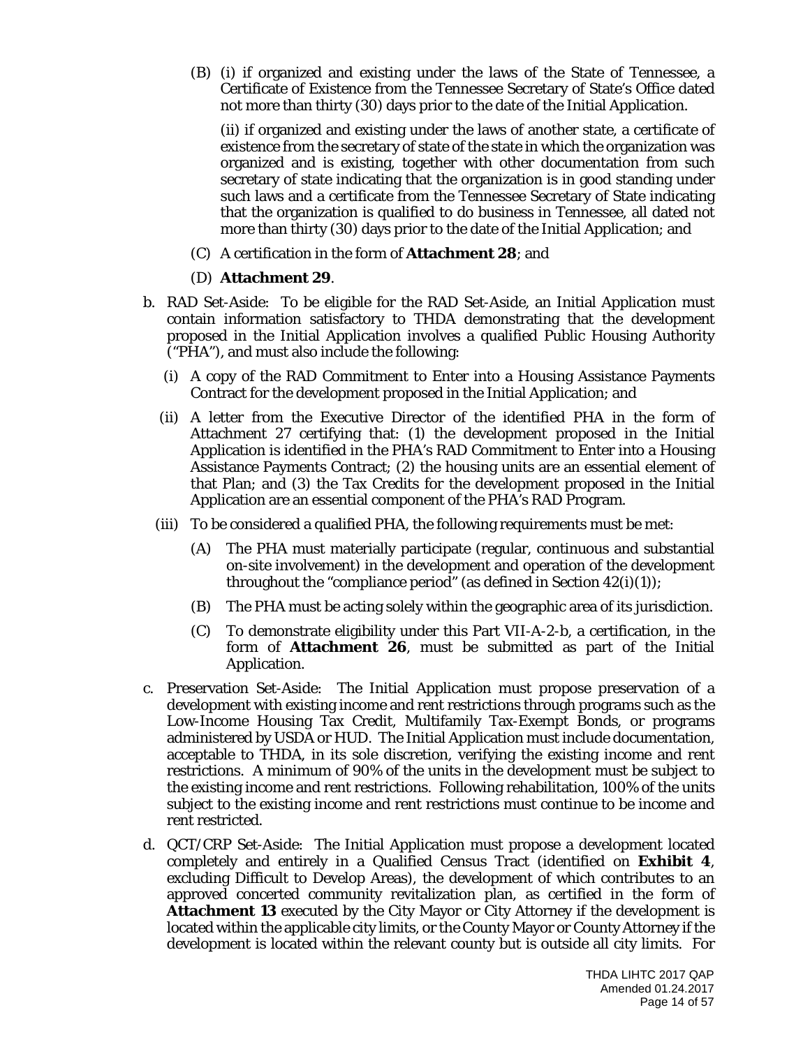(B) (i) if organized and existing under the laws of the State of Tennessee, a Certificate of Existence from the Tennessee Secretary of State's Office dated not more than thirty (30) days prior to the date of the Initial Application.

(ii) if organized and existing under the laws of another state, a certificate of existence from the secretary of state of the state in which the organization was organized and is existing, together with other documentation from such secretary of state indicating that the organization is in good standing under such laws and a certificate from the Tennessee Secretary of State indicating that the organization is qualified to do business in Tennessee, all dated not more than thirty (30) days prior to the date of the Initial Application; and

(C) A certification in the form of **Attachment 28**; and

(D) **Attachment 29**.

b. RAD Set-Aside: To be eligible for the RAD Set-Aside, an Initial Application must contain information satisfactory to THDA demonstrating that the development proposed in the Initial Application involves a qualified Public Housing Authority ("PHA"), and must also include the following:

   (i) A copy of the RAD Commitment to Enter into a Housing Assistance Payments Contract for the development proposed in the Initial Application; and

   (ii) A letter from the Executive Director of the identified PHA in the form of Attachment 27 certifying that: (1) the development proposed in the Initial Application is identified in the PHA's RAD Commitment to Enter into a Housing Assistance Payments Contract; (2) the housing units are an essential element of that Plan; and (3) the Tax Credits for the development proposed in the Initial Application are an essential component of the PHA's RAD Program.

   (iii) To be considered a qualified PHA, the following requirements must be met:

      (A) The PHA must materially participate (regular, continuous and substantial on-site involvement) in the development and operation of the development throughout the "compliance period" (as defined in Section 42(i)(1));

      (B) The PHA must be acting solely within the geographic area of its jurisdiction.

      (C) To demonstrate eligibility under this Part VII-A-2-b, a certification, in the form of **Attachment 26**, must be submitted as part of the Initial Application.

c. Preservation Set-Aside: The Initial Application must propose preservation of a development with existing income and rent restrictions through programs such as the Low-Income Housing Tax Credit, Multifamily Tax-Exempt Bonds, or programs administered by USDA or HUD. The Initial Application must include documentation, acceptable to THDA, in its sole discretion, verifying the existing income and rent restrictions. A minimum of 90% of the units in the development must be subject to the existing income and rent restrictions. Following rehabilitation, 100% of the units subject to the existing income and rent restrictions must continue to be income and rent restricted.

d. QCT/CRP Set-Aside: The Initial Application must propose a development located completely and entirely in a Qualified Census Tract (identified on **Exhibit 4**, excluding Difficult to Develop Areas), the development of which contributes to an approved concerted community revitalization plan, as certified in the form of **Attachment 13** executed by the City Mayor or City Attorney if the development is located within the applicable city limits, or the County Mayor or County Attorney if the development is located within the relevant county but is outside all city limits. For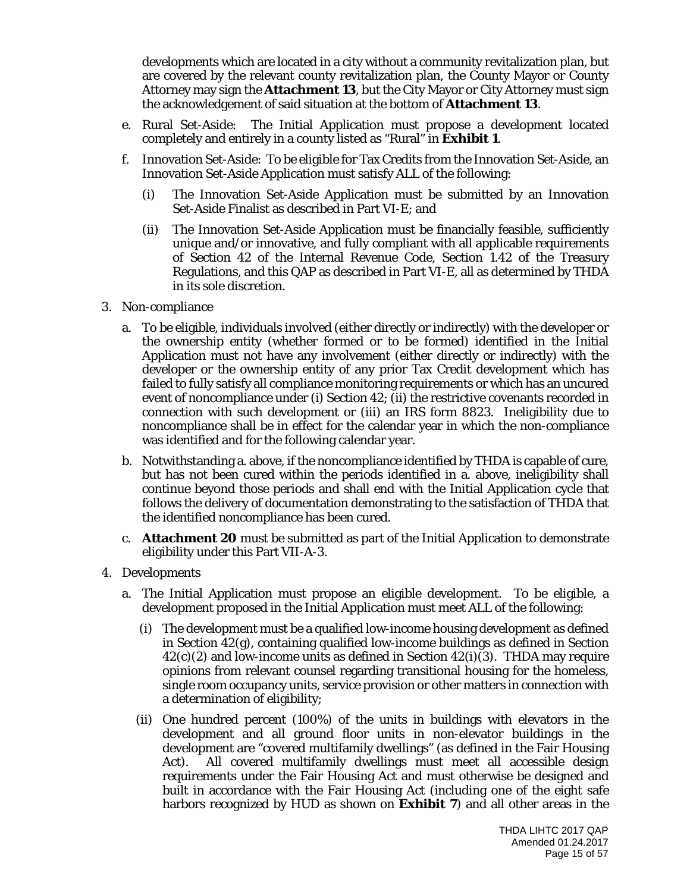developments which are located in a city without a community revitalization plan, but are covered by the relevant county revitalization plan, the County Mayor or County Attorney may sign the **Attachment 13**, but the City Mayor or City Attorney must sign the acknowledgement of said situation at the bottom of **Attachment 13**.

e. Rural Set-Aside: The Initial Application must propose a development located completely and entirely in a county listed as "Rural" in **Exhibit 1**.

f. Innovation Set-Aside: To be eligible for Tax Credits from the Innovation Set-Aside, an Innovation Set-Aside Application must satisfy ALL of the following:

   (i) The Innovation Set-Aside Application must be submitted by an Innovation Set-Aside Finalist as described in Part VI-E; and

   (ii) The Innovation Set-Aside Application must be financially feasible, sufficiently unique and/or innovative, and fully compliant with all applicable requirements of Section 42 of the Internal Revenue Code, Section 1.42 of the Treasury Regulations, and this QAP as described in Part VI-E, all as determined by THDA in its sole discretion.

3. Non-compliance

   a. To be eligible, individuals involved (either directly or indirectly) with the developer or the ownership entity (whether formed or to be formed) identified in the Initial Application must not have any involvement (either directly or indirectly) with the developer or the ownership entity of any prior Tax Credit development which has failed to fully satisfy all compliance monitoring requirements or which has an uncured event of noncompliance under (i) Section 42; (ii) the restrictive covenants recorded in connection with such development or (iii) an IRS form 8823. Ineligibility due to noncompliance shall be in effect for the calendar year in which the non-compliance was identified and for the following calendar year.

   b. Notwithstanding a. above, if the noncompliance identified by THDA is capable of cure, but has not been cured within the periods identified in a. above, ineligibility shall continue beyond those periods and shall end with the Initial Application cycle that follows the delivery of documentation demonstrating to the satisfaction of THDA that the identified noncompliance has been cured.

   c. **Attachment 20** must be submitted as part of the Initial Application to demonstrate eligibility under this Part VII-A-3.

4. Developments

   a. The Initial Application must propose an eligible development. To be eligible, a development proposed in the Initial Application must meet ALL of the following:

      (i) The development must be a qualified low-income housing development as defined in Section 42(g), containing qualified low-income buildings as defined in Section 42(c)(2) and low-income units as defined in Section 42(i)(3). THDA may require opinions from relevant counsel regarding transitional housing for the homeless, single room occupancy units, service provision or other matters in connection with a determination of eligibility;

      (ii) One hundred percent (100%) of the units in buildings with elevators in the development and all ground floor units in non-elevator buildings in the development are "covered multifamily dwellings" (as defined in the Fair Housing Act). All covered multifamily dwellings must meet all accessible design requirements under the Fair Housing Act and must otherwise be designed and built in accordance with the Fair Housing Act (including one of the eight safe harbors recognized by HUD as shown on **Exhibit 7**) and all other areas in the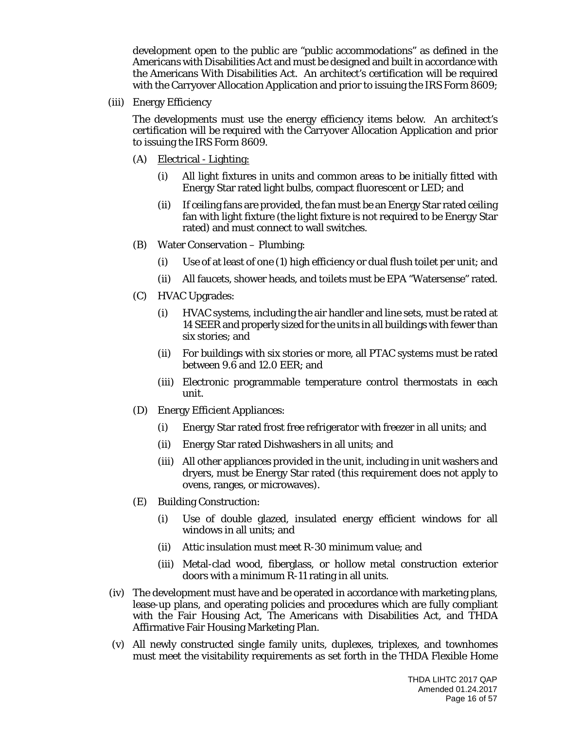development open to the public are "public accommodations" as defined in the Americans with Disabilities Act and must be designed and built in accordance with the Americans With Disabilities Act. An architect's certification will be required with the Carryover Allocation Application and prior to issuing the IRS Form 8609;

(iii) Energy Efficiency

The developments must use the energy efficiency items below. An architect's certification will be required with the Carryover Allocation Application and prior to issuing the IRS Form 8609.

(A) <u>Electrical - Lighting:</u>

(i) All light fixtures in units and common areas to be initially fitted with Energy Star rated light bulbs, compact fluorescent or LED; and

(ii) If ceiling fans are provided, the fan must be an Energy Star rated ceiling fan with light fixture (the light fixture is not required to be Energy Star rated) and must connect to wall switches.

(B) Water Conservation – Plumbing:

(i) Use of at least of one (1) high efficiency or dual flush toilet per unit; and

(ii) All faucets, shower heads, and toilets must be EPA "Watersense" rated.

(C) HVAC Upgrades:

(i) HVAC systems, including the air handler and line sets, must be rated at 14 SEER and properly sized for the units in all buildings with fewer than six stories; and

(ii) For buildings with six stories or more, all PTAC systems must be rated between 9.6 and 12.0 EER; and

(iii) Electronic programmable temperature control thermostats in each unit.

(D) Energy Efficient Appliances:

(i) Energy Star rated frost free refrigerator with freezer in all units; and

(ii) Energy Star rated Dishwashers in all units; and

(iii) All other appliances provided in the unit, including in unit washers and dryers, must be Energy Star rated (this requirement does not apply to ovens, ranges, or microwaves).

(E) Building Construction:

(i) Use of double glazed, insulated energy efficient windows for all windows in all units; and

(ii) Attic insulation must meet R-30 minimum value; and

(iii) Metal-clad wood, fiberglass, or hollow metal construction exterior doors with a minimum R-11 rating in all units.

(iv) The development must have and be operated in accordance with marketing plans, lease-up plans, and operating policies and procedures which are fully compliant with the Fair Housing Act, The Americans with Disabilities Act, and THDA Affirmative Fair Housing Marketing Plan.

(v) All newly constructed single family units, duplexes, triplexes, and townhomes must meet the visitability requirements as set forth in the THDA Flexible Home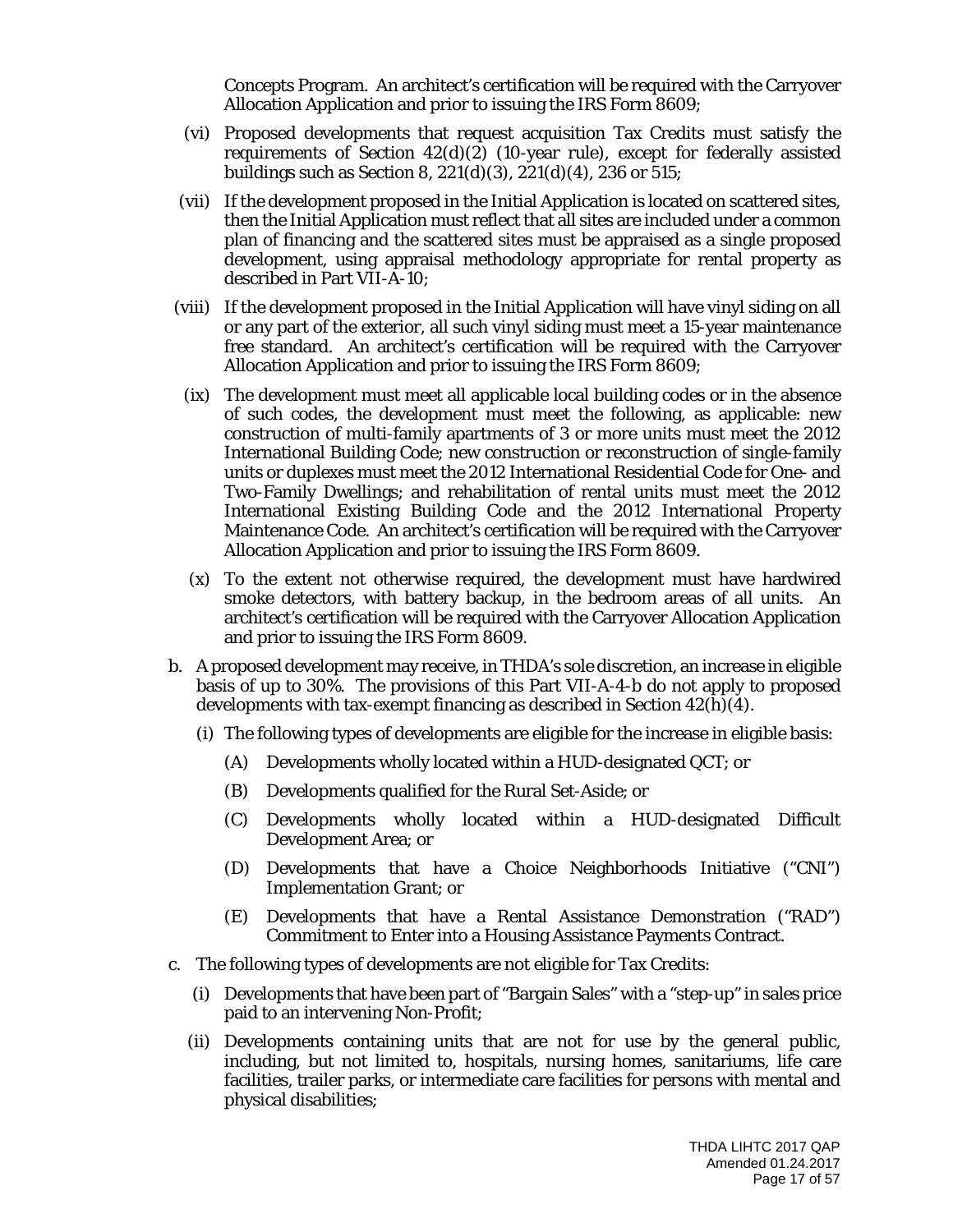Concepts Program. An architect's certification will be required with the Carryover Allocation Application and prior to issuing the IRS Form 8609;

(vi) Proposed developments that request acquisition Tax Credits must satisfy the requirements of Section 42(d)(2) (10-year rule), except for federally assisted buildings such as Section 8, 221(d)(3), 221(d)(4), 236 or 515;

(vii) If the development proposed in the Initial Application is located on scattered sites, then the Initial Application must reflect that all sites are included under a common plan of financing and the scattered sites must be appraised as a single proposed development, using appraisal methodology appropriate for rental property as described in Part VII-A-10;

(viii) If the development proposed in the Initial Application will have vinyl siding on all or any part of the exterior, all such vinyl siding must meet a 15-year maintenance free standard. An architect's certification will be required with the Carryover Allocation Application and prior to issuing the IRS Form 8609;

(ix) The development must meet all applicable local building codes or in the absence of such codes, the development must meet the following, as applicable: new construction of multi-family apartments of 3 or more units must meet the 2012 International Building Code; new construction or reconstruction of single-family units or duplexes must meet the 2012 International Residential Code for One- and Two-Family Dwellings; and rehabilitation of rental units must meet the 2012 International Existing Building Code and the 2012 International Property Maintenance Code. An architect's certification will be required with the Carryover Allocation Application and prior to issuing the IRS Form 8609.

(x) To the extent not otherwise required, the development must have hardwired smoke detectors, with battery backup, in the bedroom areas of all units. An architect's certification will be required with the Carryover Allocation Application and prior to issuing the IRS Form 8609.

b. A proposed development may receive, in THDA's sole discretion, an increase in eligible basis of up to 30%. The provisions of this Part VII-A-4-b do not apply to proposed developments with tax-exempt financing as described in Section 42(h)(4).

   (i) The following types of developments are eligible for the increase in eligible basis:

      (A) Developments wholly located within a HUD-designated QCT; or

      (B) Developments qualified for the Rural Set-Aside; or

      (C) Developments wholly located within a HUD-designated Difficult Development Area; or

      (D) Developments that have a Choice Neighborhoods Initiative ("CNI") Implementation Grant; or

      (E) Developments that have a Rental Assistance Demonstration ("RAD") Commitment to Enter into a Housing Assistance Payments Contract.

c. The following types of developments are not eligible for Tax Credits:

   (i) Developments that have been part of "Bargain Sales" with a "step-up" in sales price paid to an intervening Non-Profit;

   (ii) Developments containing units that are not for use by the general public, including, but not limited to, hospitals, nursing homes, sanitariums, life care facilities, trailer parks, or intermediate care facilities for persons with mental and physical disabilities;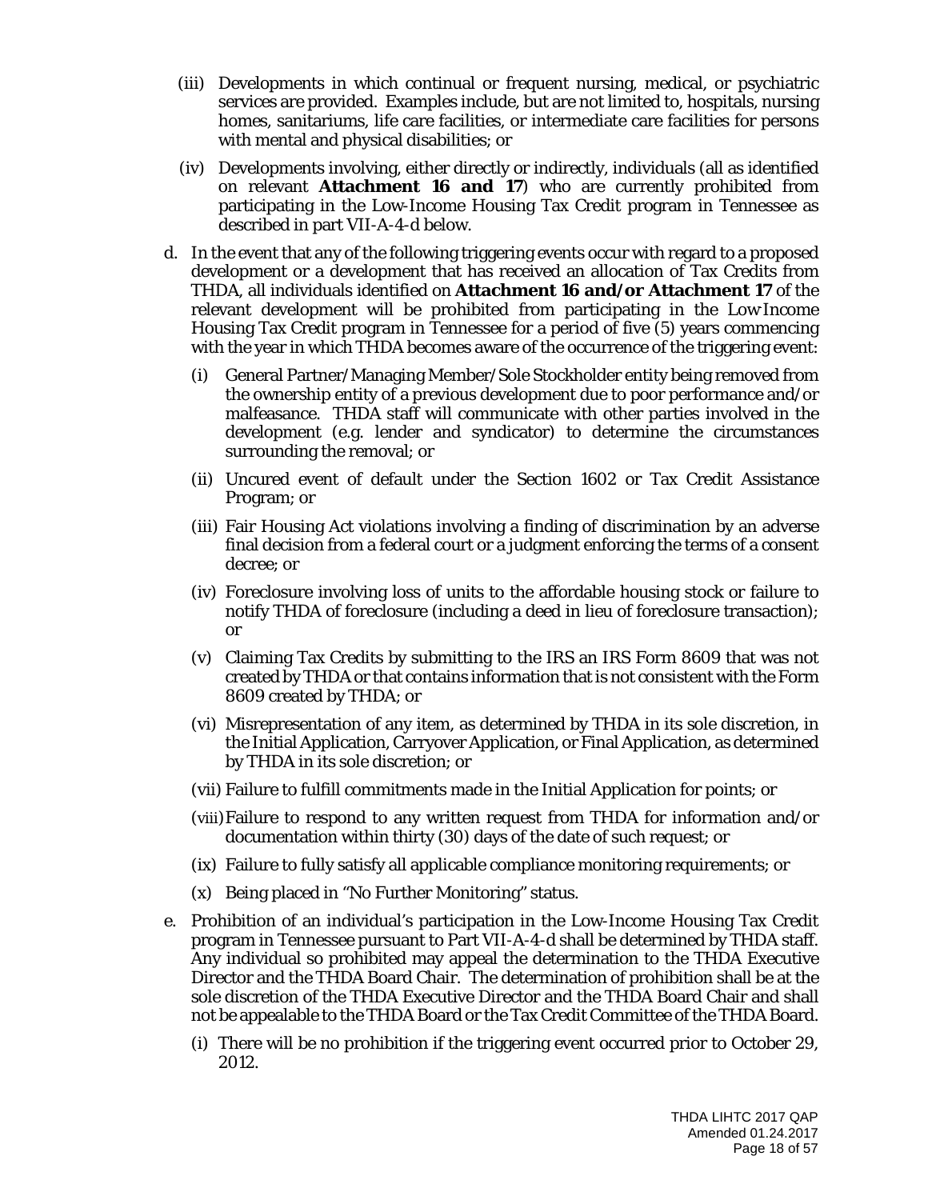(iii) Developments in which continual or frequent nursing, medical, or psychiatric services are provided. Examples include, but are not limited to, hospitals, nursing homes, sanitariums, life care facilities, or intermediate care facilities for persons with mental and physical disabilities; or

(iv) Developments involving, either directly or indirectly, individuals (all as identified on relevant **Attachment 16 and 17**) who are currently prohibited from participating in the Low-Income Housing Tax Credit program in Tennessee as described in part VII-A-4-d below.

d. In the event that any of the following triggering events occur with regard to a proposed development or a development that has received an allocation of Tax Credits from THDA, all individuals identified on **Attachment 16 and/or Attachment 17** of the relevant development will be prohibited from participating in the Low Income Housing Tax Credit program in Tennessee for a period of five (5) years commencing with the year in which THDA becomes aware of the occurrence of the triggering event:

(i) General Partner/Managing Member/Sole Stockholder entity being removed from the ownership entity of a previous development due to poor performance and/or malfeasance. THDA staff will communicate with other parties involved in the development (e.g. lender and syndicator) to determine the circumstances surrounding the removal; or

(ii) Uncured event of default under the Section 1602 or Tax Credit Assistance Program; or

(iii) Fair Housing Act violations involving a finding of discrimination by an adverse final decision from a federal court or a judgment enforcing the terms of a consent decree; or

(iv) Foreclosure involving loss of units to the affordable housing stock or failure to notify THDA of foreclosure (including a deed in lieu of foreclosure transaction); or

(v) Claiming Tax Credits by submitting to the IRS an IRS Form 8609 that was not created by THDA or that contains information that is not consistent with the Form 8609 created by THDA; or

(vi) Misrepresentation of any item, as determined by THDA in its sole discretion, in the Initial Application, Carryover Application, or Final Application, as determined by THDA in its sole discretion; or

(vii) Failure to fulfill commitments made in the Initial Application for points; or

(viii) Failure to respond to any written request from THDA for information and/or documentation within thirty (30) days of the date of such request; or

(ix) Failure to fully satisfy all applicable compliance monitoring requirements; or

(x) Being placed in "No Further Monitoring" status.

e. Prohibition of an individual's participation in the Low-Income Housing Tax Credit program in Tennessee pursuant to Part VII-A-4-d shall be determined by THDA staff. Any individual so prohibited may appeal the determination to the THDA Executive Director and the THDA Board Chair. The determination of prohibition shall be at the sole discretion of the THDA Executive Director and the THDA Board Chair and shall not be appealable to the THDA Board or the Tax Credit Committee of the THDA Board.

(i) There will be no prohibition if the triggering event occurred prior to October 29, 2012.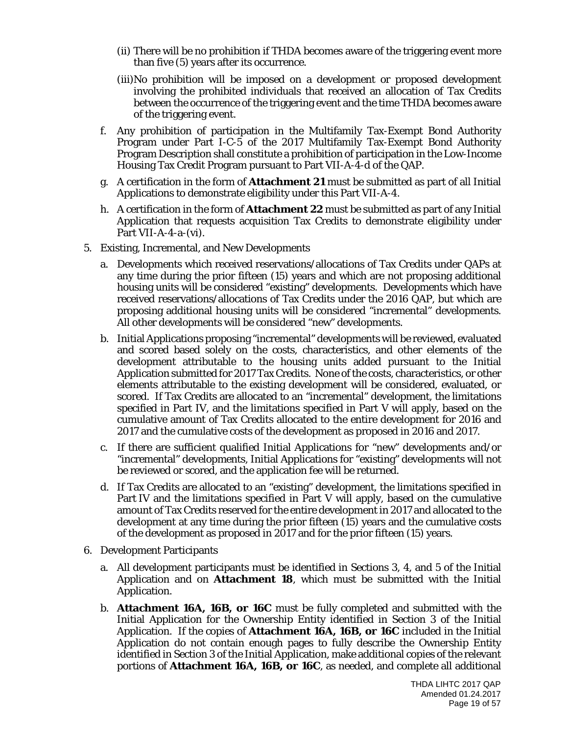(ii) There will be no prohibition if THDA becomes aware of the triggering event more than five (5) years after its occurrence.

(iii) No prohibition will be imposed on a development or proposed development involving the prohibited individuals that received an allocation of Tax Credits between the occurrence of the triggering event and the time THDA becomes aware of the triggering event.

f. Any prohibition of participation in the Multifamily Tax-Exempt Bond Authority Program under Part I-C-5 of the 2017 Multifamily Tax-Exempt Bond Authority Program Description shall constitute a prohibition of participation in the Low-Income Housing Tax Credit Program pursuant to Part VII-A-4-d of the QAP.

g. A certification in the form of **Attachment 21** must be submitted as part of all Initial Applications to demonstrate eligibility under this Part VII-A-4.

h. A certification in the form of **Attachment 22** must be submitted as part of any Initial Application that requests acquisition Tax Credits to demonstrate eligibility under Part VII-A-4-a-(vi).

5. Existing, Incremental, and New Developments

   a. Developments which received reservations/allocations of Tax Credits under QAPs at any time during the prior fifteen (15) years and which are not proposing additional housing units will be considered "existing" developments. Developments which have received reservations/allocations of Tax Credits under the 2016 QAP, but which are proposing additional housing units will be considered "incremental" developments. All other developments will be considered "new" developments.

   b. Initial Applications proposing "incremental" developments will be reviewed, evaluated and scored based solely on the costs, characteristics, and other elements of the development attributable to the housing units added pursuant to the Initial Application submitted for 2017 Tax Credits. None of the costs, characteristics, or other elements attributable to the existing development will be considered, evaluated, or scored. If Tax Credits are allocated to an "incremental" development, the limitations specified in Part IV, and the limitations specified in Part V will apply, based on the cumulative amount of Tax Credits allocated to the entire development for 2016 and 2017 and the cumulative costs of the development as proposed in 2016 and 2017.

   c. If there are sufficient qualified Initial Applications for "new" developments and/or "incremental" developments, Initial Applications for "existing" developments will not be reviewed or scored, and the application fee will be returned.

   d. If Tax Credits are allocated to an "existing" development, the limitations specified in Part IV and the limitations specified in Part V will apply, based on the cumulative amount of Tax Credits reserved for the entire development in 2017 and allocated to the development at any time during the prior fifteen (15) years and the cumulative costs of the development as proposed in 2017 and for the prior fifteen (15) years.

6. Development Participants

   a. All development participants must be identified in Sections 3, 4, and 5 of the Initial Application and on **Attachment 18**, which must be submitted with the Initial Application.

   b. **Attachment 16A, 16B, or 16C** must be fully completed and submitted with the Initial Application for the Ownership Entity identified in Section 3 of the Initial Application. If the copies of **Attachment 16A, 16B, or 16C** included in the Initial Application do not contain enough pages to fully describe the Ownership Entity identified in Section 3 of the Initial Application, make additional copies of the relevant portions of **Attachment 16A, 16B, or 16C**, as needed, and complete all additional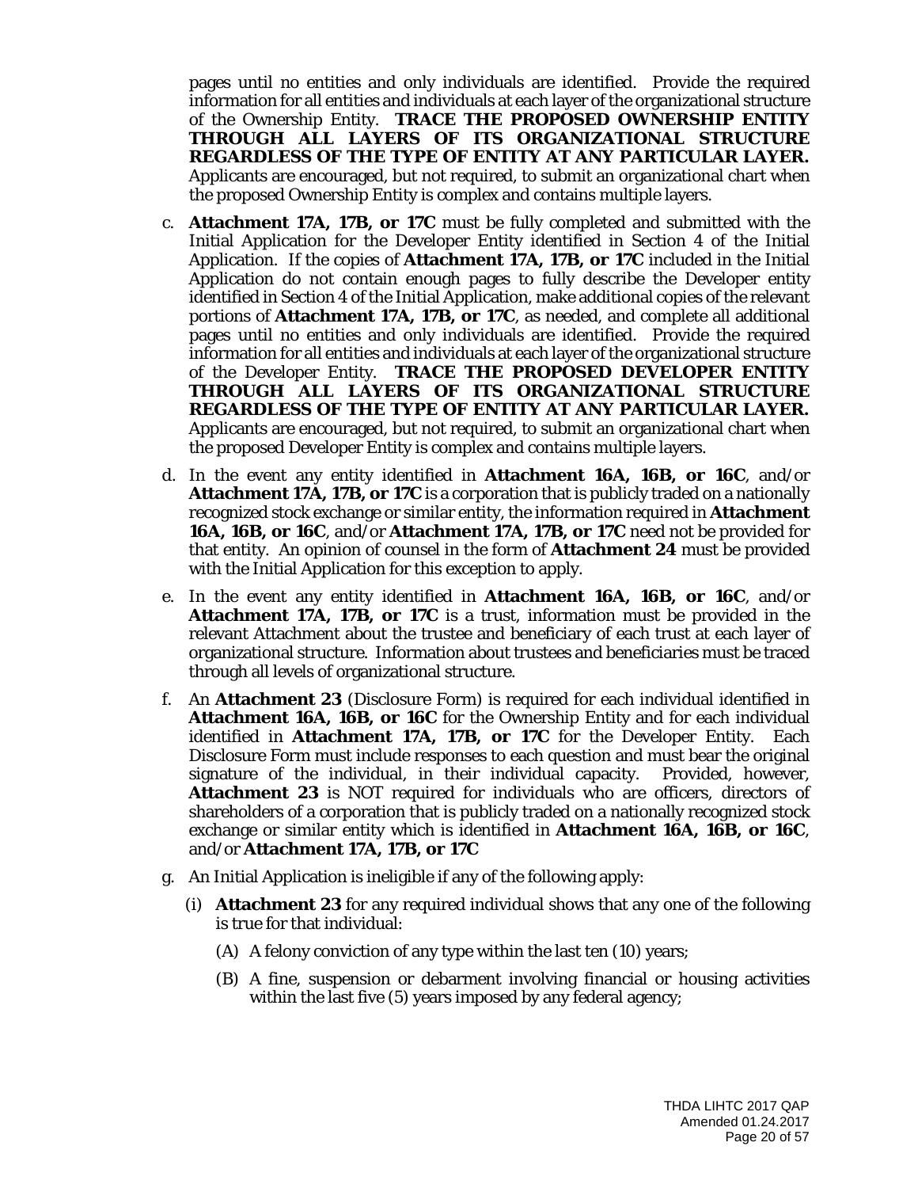pages until no entities and only individuals are identified. Provide the required information for all entities and individuals at each layer of the organizational structure of the Ownership Entity. **TRACE THE PROPOSED OWNERSHIP ENTITY THROUGH ALL LAYERS OF ITS ORGANIZATIONAL STRUCTURE REGARDLESS OF THE TYPE OF ENTITY AT ANY PARTICULAR LAYER.** Applicants are encouraged, but not required, to submit an organizational chart when the proposed Ownership Entity is complex and contains multiple layers.

c. **Attachment 17A, 17B, or 17C** must be fully completed and submitted with the Initial Application for the Developer Entity identified in Section 4 of the Initial Application. If the copies of **Attachment 17A, 17B, or 17C** included in the Initial Application do not contain enough pages to fully describe the Developer entity identified in Section 4 of the Initial Application, make additional copies of the relevant portions of **Attachment 17A, 17B, or 17C**, as needed, and complete all additional pages until no entities and only individuals are identified. Provide the required information for all entities and individuals at each layer of the organizational structure of the Developer Entity. **TRACE THE PROPOSED DEVELOPER ENTITY THROUGH ALL LAYERS OF ITS ORGANIZATIONAL STRUCTURE REGARDLESS OF THE TYPE OF ENTITY AT ANY PARTICULAR LAYER.** Applicants are encouraged, but not required, to submit an organizational chart when the proposed Developer Entity is complex and contains multiple layers.

d. In the event any entity identified in **Attachment 16A, 16B, or 16C**, and/or **Attachment 17A, 17B, or 17C** is a corporation that is publicly traded on a nationally recognized stock exchange or similar entity, the information required in **Attachment 16A, 16B, or 16C**, and/or **Attachment 17A, 17B, or 17C** need not be provided for that entity. An opinion of counsel in the form of **Attachment 24** must be provided with the Initial Application for this exception to apply.

e. In the event any entity identified in **Attachment 16A, 16B, or 16C**, and/or **Attachment 17A, 17B, or 17C** is a trust, information must be provided in the relevant Attachment about the trustee and beneficiary of each trust at each layer of organizational structure. Information about trustees and beneficiaries must be traced through all levels of organizational structure.

f. An **Attachment 23** (Disclosure Form) is required for each individual identified in **Attachment 16A, 16B, or 16C** for the Ownership Entity and for each individual identified in **Attachment 17A, 17B, or 17C** for the Developer Entity. Each Disclosure Form must include responses to each question and must bear the original signature of the individual, in their individual capacity. Provided, however, **Attachment 23** is NOT required for individuals who are officers, directors of shareholders of a corporation that is publicly traded on a nationally recognized stock exchange or similar entity which is identified in **Attachment 16A, 16B, or 16C**, and/or **Attachment 17A, 17B, or 17C**

g. An Initial Application is ineligible if any of the following apply:

   (i) **Attachment 23** for any required individual shows that any one of the following is true for that individual:

      (A) A felony conviction of any type within the last ten (10) years;

      (B) A fine, suspension or debarment involving financial or housing activities within the last five (5) years imposed by any federal agency;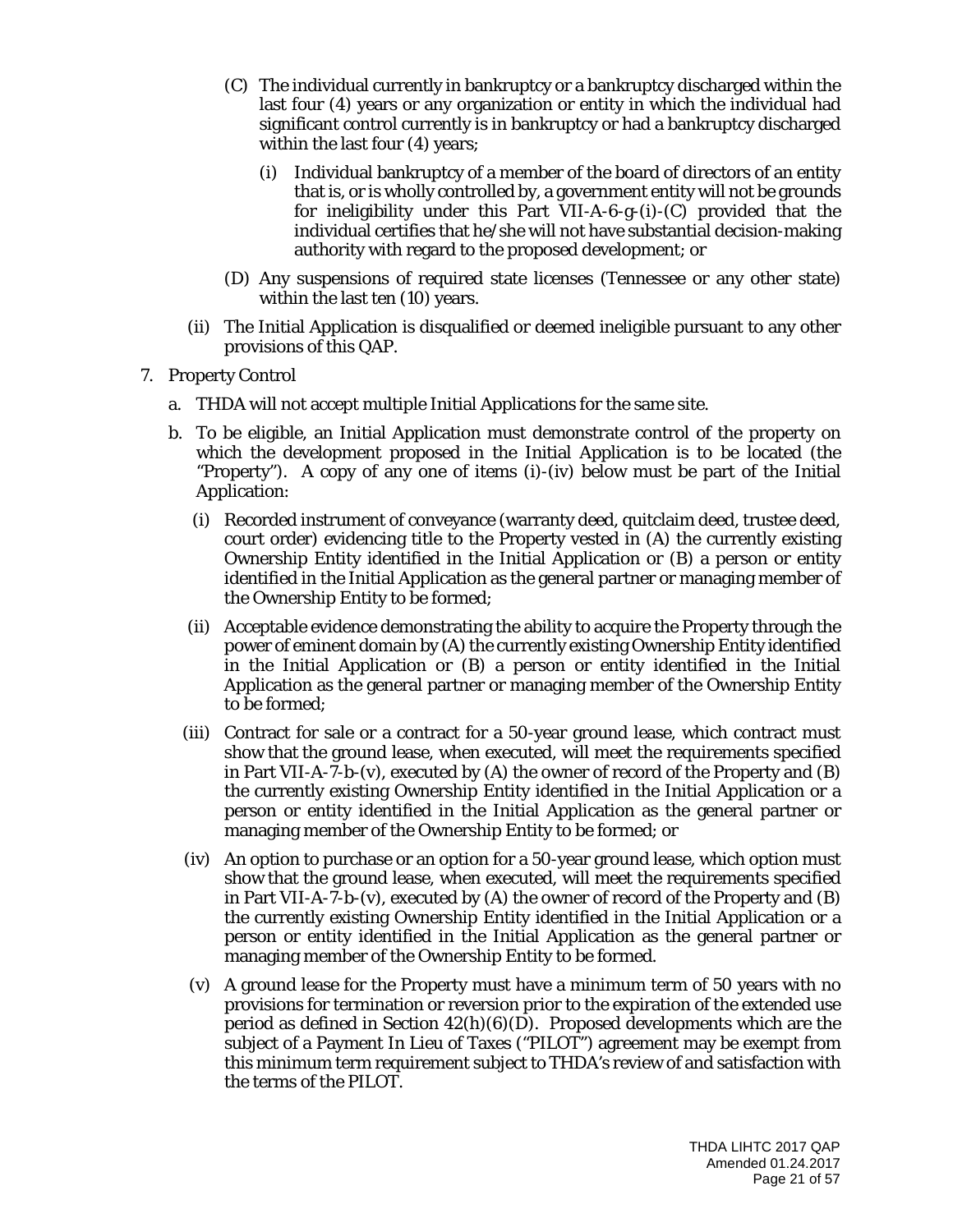(C) The individual currently in bankruptcy or a bankruptcy discharged within the last four (4) years or any organization or entity in which the individual had significant control currently is in bankruptcy or had a bankruptcy discharged within the last four (4) years;

  (i) Individual bankruptcy of a member of the board of directors of an entity that is, or is wholly controlled by, a government entity will not be grounds for ineligibility under this Part VII-A-6-g-(i)-(C) provided that the individual certifies that he/she will not have substantial decision-making authority with regard to the proposed development; or

(D) Any suspensions of required state licenses (Tennessee or any other state) within the last ten (10) years.

(ii) The Initial Application is disqualified or deemed ineligible pursuant to any other provisions of this QAP.

7. Property Control

   a. THDA will not accept multiple Initial Applications for the same site.

   b. To be eligible, an Initial Application must demonstrate control of the property on which the development proposed in the Initial Application is to be located (the "Property"). A copy of any one of items (i)-(iv) below must be part of the Initial Application:

      (i) Recorded instrument of conveyance (warranty deed, quitclaim deed, trustee deed, court order) evidencing title to the Property vested in (A) the currently existing Ownership Entity identified in the Initial Application or (B) a person or entity identified in the Initial Application as the general partner or managing member of the Ownership Entity to be formed;

      (ii) Acceptable evidence demonstrating the ability to acquire the Property through the power of eminent domain by (A) the currently existing Ownership Entity identified in the Initial Application or (B) a person or entity identified in the Initial Application as the general partner or managing member of the Ownership Entity to be formed;

      (iii) Contract for sale or a contract for a 50-year ground lease, which contract must show that the ground lease, when executed, will meet the requirements specified in Part VII-A-7-b-(v), executed by (A) the owner of record of the Property and (B) the currently existing Ownership Entity identified in the Initial Application or a person or entity identified in the Initial Application as the general partner or managing member of the Ownership Entity to be formed; or

      (iv) An option to purchase or an option for a 50-year ground lease, which option must show that the ground lease, when executed, will meet the requirements specified in Part VII-A-7-b-(v), executed by (A) the owner of record of the Property and (B) the currently existing Ownership Entity identified in the Initial Application or a person or entity identified in the Initial Application as the general partner or managing member of the Ownership Entity to be formed.

      (v) A ground lease for the Property must have a minimum term of 50 years with no provisions for termination or reversion prior to the expiration of the extended use period as defined in Section 42(h)(6)(D). Proposed developments which are the subject of a Payment In Lieu of Taxes ("PILOT") agreement may be exempt from this minimum term requirement subject to THDA's review of and satisfaction with the terms of the PILOT.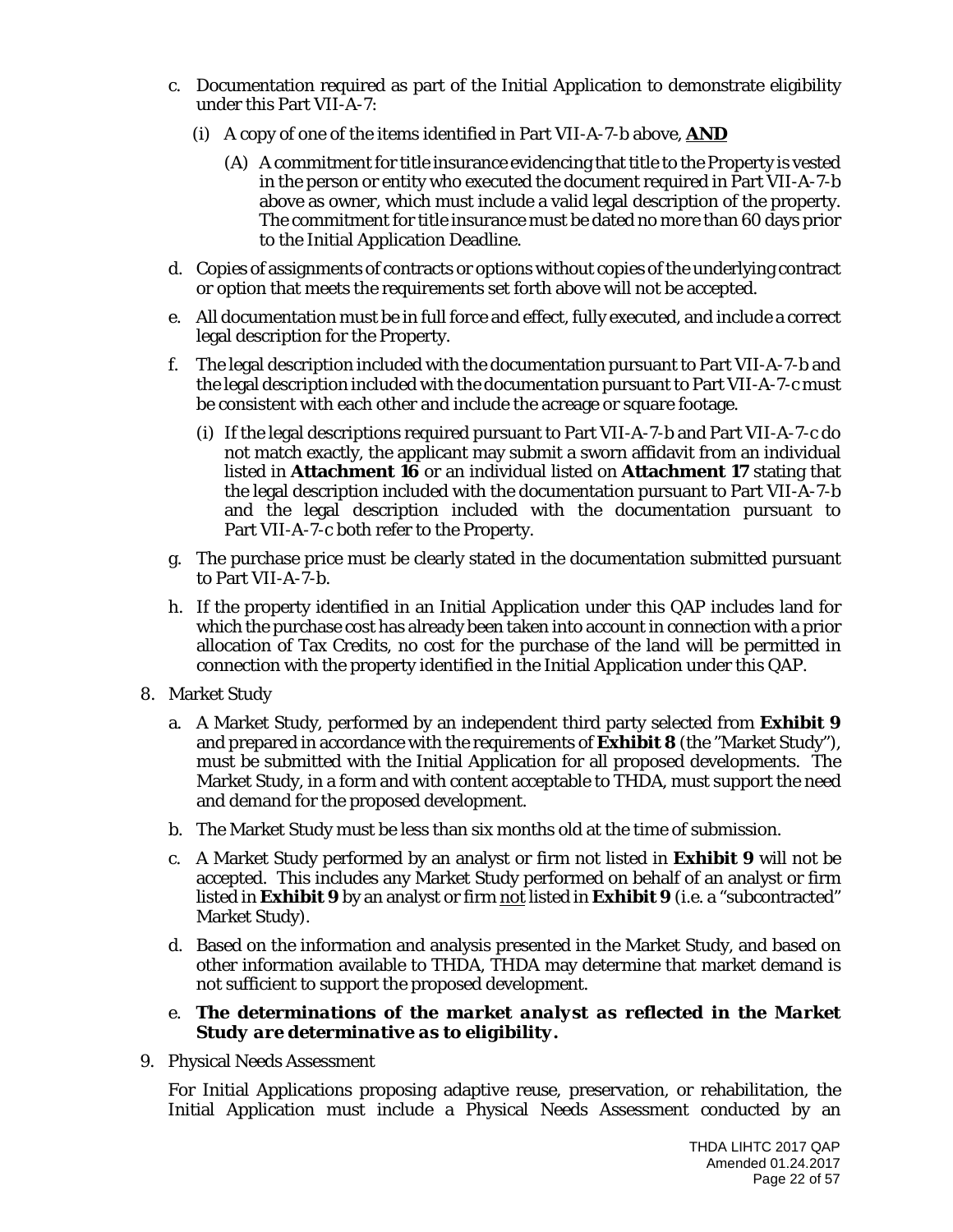c. Documentation required as part of the Initial Application to demonstrate eligibility under this Part VII-A-7:

   (i) A copy of one of the items identified in Part VII-A-7-b above, **AND**

      (A) A commitment for title insurance evidencing that title to the Property is vested in the person or entity who executed the document required in Part VII-A-7-b above as owner, which must include a valid legal description of the property. The commitment for title insurance must be dated no more than 60 days prior to the Initial Application Deadline.

d. Copies of assignments of contracts or options without copies of the underlying contract or option that meets the requirements set forth above will not be accepted.

e. All documentation must be in full force and effect, fully executed, and include a correct legal description for the Property.

f. The legal description included with the documentation pursuant to Part VII-A-7-b and the legal description included with the documentation pursuant to Part VII-A-7-c must be consistent with each other and include the acreage or square footage.

   (i) If the legal descriptions required pursuant to Part VII-A-7-b and Part VII-A-7-c do not match exactly, the applicant may submit a sworn affidavit from an individual listed in **Attachment 16** or an individual listed on **Attachment 17** stating that the legal description included with the documentation pursuant to Part VII-A-7-b and the legal description included with the documentation pursuant to Part VII-A-7-c both refer to the Property.

g. The purchase price must be clearly stated in the documentation submitted pursuant to Part VII-A-7-b.

h. If the property identified in an Initial Application under this QAP includes land for which the purchase cost has already been taken into account in connection with a prior allocation of Tax Credits, no cost for the purchase of the land will be permitted in connection with the property identified in the Initial Application under this QAP.

8. Market Study

   a. A Market Study, performed by an independent third party selected from **Exhibit 9** and prepared in accordance with the requirements of **Exhibit 8** (the "Market Study"), must be submitted with the Initial Application for all proposed developments. The Market Study, in a form and with content acceptable to THDA, must support the need and demand for the proposed development.

   b. The Market Study must be less than six months old at the time of submission.

   c. A Market Study performed by an analyst or firm not listed in **Exhibit 9** will not be accepted. This includes any Market Study performed on behalf of an analyst or firm listed in **Exhibit 9** by an analyst or firm not listed in **Exhibit 9** (i.e. a "subcontracted" Market Study).

   d. Based on the information and analysis presented in the Market Study, and based on other information available to THDA, THDA may determine that market demand is not sufficient to support the proposed development.

   e. ***The determinations of the market analyst as reflected in the Market Study are determinative as to eligibility.***

9. Physical Needs Assessment

   For Initial Applications proposing adaptive reuse, preservation, or rehabilitation, the Initial Application must include a Physical Needs Assessment conducted by an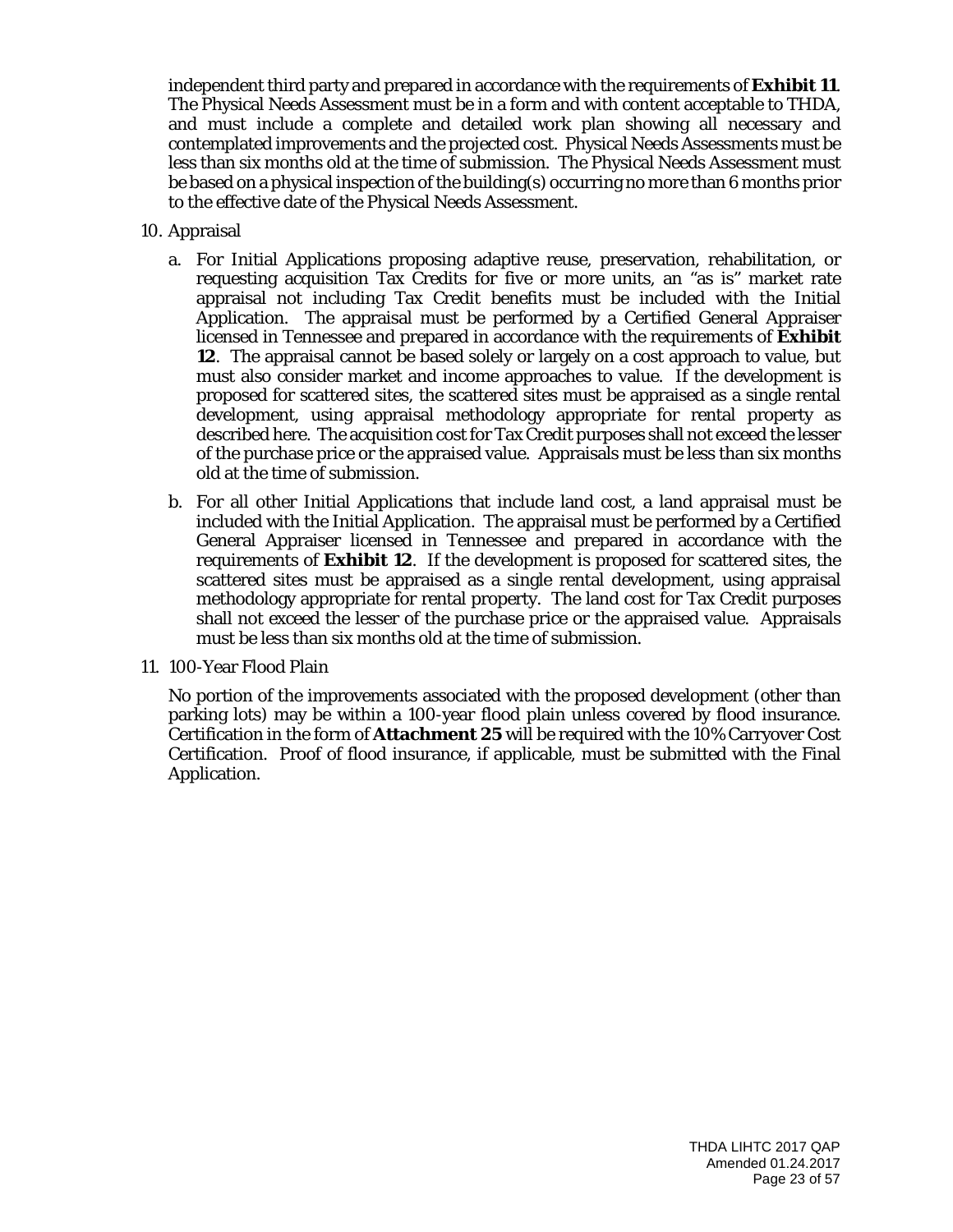independent third party and prepared in accordance with the requirements of **Exhibit 11**. The Physical Needs Assessment must be in a form and with content acceptable to THDA, and must include a complete and detailed work plan showing all necessary and contemplated improvements and the projected cost. Physical Needs Assessments must be less than six months old at the time of submission. The Physical Needs Assessment must be based on a physical inspection of the building(s) occurring no more than 6 months prior to the effective date of the Physical Needs Assessment.

10. Appraisal

    a. For Initial Applications proposing adaptive reuse, preservation, rehabilitation, or requesting acquisition Tax Credits for five or more units, an "as is" market rate appraisal not including Tax Credit benefits must be included with the Initial Application. The appraisal must be performed by a Certified General Appraiser licensed in Tennessee and prepared in accordance with the requirements of **Exhibit 12**. The appraisal cannot be based solely or largely on a cost approach to value, but must also consider market and income approaches to value. If the development is proposed for scattered sites, the scattered sites must be appraised as a single rental development, using appraisal methodology appropriate for rental property as described here. The acquisition cost for Tax Credit purposes shall not exceed the lesser of the purchase price or the appraised value. Appraisals must be less than six months old at the time of submission.

    b. For all other Initial Applications that include land cost, a land appraisal must be included with the Initial Application. The appraisal must be performed by a Certified General Appraiser licensed in Tennessee and prepared in accordance with the requirements of **Exhibit 12**. If the development is proposed for scattered sites, the scattered sites must be appraised as a single rental development, using appraisal methodology appropriate for rental property. The land cost for Tax Credit purposes shall not exceed the lesser of the purchase price or the appraised value. Appraisals must be less than six months old at the time of submission.

11. 100-Year Flood Plain

    No portion of the improvements associated with the proposed development (other than parking lots) may be within a 100-year flood plain unless covered by flood insurance. Certification in the form of **Attachment 25** will be required with the 10% Carryover Cost Certification. Proof of flood insurance, if applicable, must be submitted with the Final Application.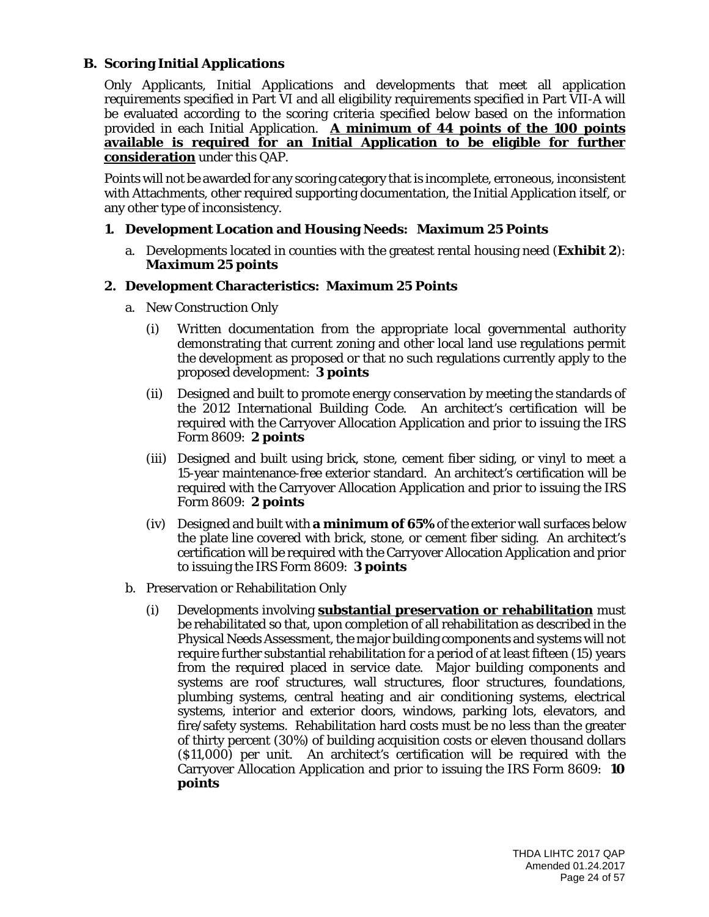## B. Scoring Initial Applications

Only Applicants, Initial Applications and developments that meet all application requirements specified in Part VI and all eligibility requirements specified in Part VII-A will be evaluated according to the scoring criteria specified below based on the information provided in each Initial Application. **A minimum of 44 points of the 100 points available is required for an Initial Application to be eligible for further consideration** under this QAP.

Points will not be awarded for any scoring category that is incomplete, erroneous, inconsistent with Attachments, other required supporting documentation, the Initial Application itself, or any other type of inconsistency.

### 1. Development Location and Housing Needs: Maximum 25 Points

a. Developments located in counties with the greatest rental housing need (**Exhibit 2**): ***Maximum 25 points***

### 2. Development Characteristics: Maximum 25 Points

a. New Construction Only

(i) Written documentation from the appropriate local governmental authority demonstrating that current zoning and other local land use regulations permit the development as proposed or that no such regulations currently apply to the proposed development: **3 points**

(ii) Designed and built to promote energy conservation by meeting the standards of the 2012 International Building Code. An architect's certification will be required with the Carryover Allocation Application and prior to issuing the IRS Form 8609: **2 points**

(iii) Designed and built using brick, stone, cement fiber siding, or vinyl to meet a 15-year maintenance-free exterior standard. An architect's certification will be required with the Carryover Allocation Application and prior to issuing the IRS Form 8609: **2 points**

(iv) Designed and built with **a minimum of 65%** of the exterior wall surfaces below the plate line covered with brick, stone, or cement fiber siding. An architect's certification will be required with the Carryover Allocation Application and prior to issuing the IRS Form 8609: **3 points**

b. Preservation or Rehabilitation Only

(i) Developments involving **substantial preservation or rehabilitation** must be rehabilitated so that, upon completion of all rehabilitation as described in the Physical Needs Assessment, the major building components and systems will not require further substantial rehabilitation for a period of at least fifteen (15) years from the required placed in service date. Major building components and systems are roof structures, wall structures, floor structures, foundations, plumbing systems, central heating and air conditioning systems, electrical systems, interior and exterior doors, windows, parking lots, elevators, and fire/safety systems. Rehabilitation hard costs must be no less than the greater of thirty percent (30%) of building acquisition costs or eleven thousand dollars ($11,000) per unit. An architect's certification will be required with the Carryover Allocation Application and prior to issuing the IRS Form 8609: **10 points**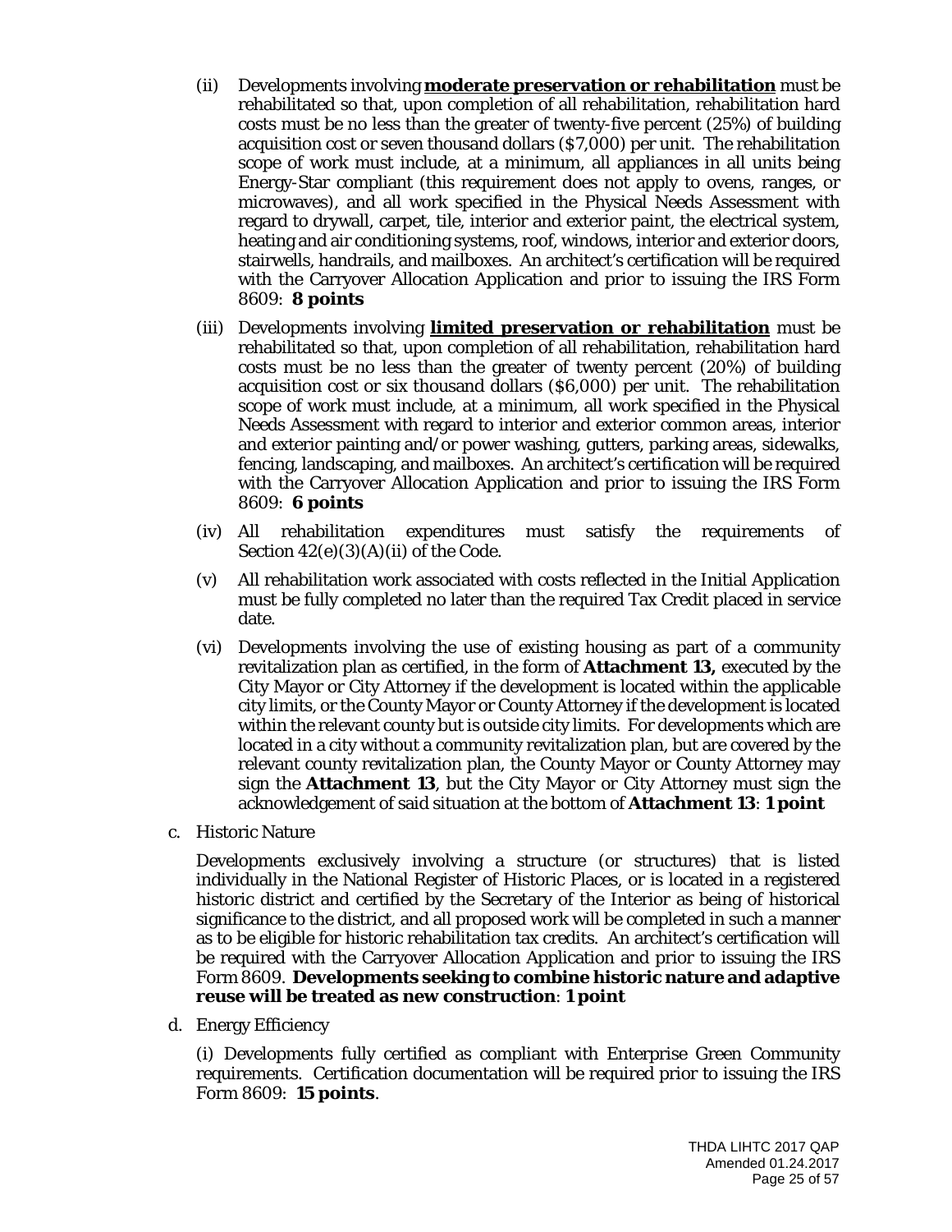(ii) Developments involving **moderate preservation or rehabilitation** must be rehabilitated so that, upon completion of all rehabilitation, rehabilitation hard costs must be no less than the greater of twenty-five percent (25%) of building acquisition cost or seven thousand dollars ($7,000) per unit. The rehabilitation scope of work must include, at a minimum, all appliances in all units being Energy-Star compliant (this requirement does not apply to ovens, ranges, or microwaves), and all work specified in the Physical Needs Assessment with regard to drywall, carpet, tile, interior and exterior paint, the electrical system, heating and air conditioning systems, roof, windows, interior and exterior doors, stairwells, handrails, and mailboxes. An architect's certification will be required with the Carryover Allocation Application and prior to issuing the IRS Form 8609: **8 points**

(iii) Developments involving **limited preservation or rehabilitation** must be rehabilitated so that, upon completion of all rehabilitation, rehabilitation hard costs must be no less than the greater of twenty percent (20%) of building acquisition cost or six thousand dollars ($6,000) per unit. The rehabilitation scope of work must include, at a minimum, all work specified in the Physical Needs Assessment with regard to interior and exterior common areas, interior and exterior painting and/or power washing, gutters, parking areas, sidewalks, fencing, landscaping, and mailboxes. An architect's certification will be required with the Carryover Allocation Application and prior to issuing the IRS Form 8609: **6 points**

(iv) All rehabilitation expenditures must satisfy the requirements of Section 42(e)(3)(A)(ii) of the Code.

(v) All rehabilitation work associated with costs reflected in the Initial Application must be fully completed no later than the required Tax Credit placed in service date.

(vi) Developments involving the use of existing housing as part of a community revitalization plan as certified, in the form of **Attachment 13,** executed by the City Mayor or City Attorney if the development is located within the applicable city limits, or the County Mayor or County Attorney if the development is located within the relevant county but is outside city limits. For developments which are located in a city without a community revitalization plan, but are covered by the relevant county revitalization plan, the County Mayor or County Attorney may sign the **Attachment 13**, but the City Mayor or City Attorney must sign the acknowledgement of said situation at the bottom of **Attachment 13**: **1 point**

c. Historic Nature

Developments exclusively involving a structure (or structures) that is listed individually in the National Register of Historic Places, or is located in a registered historic district and certified by the Secretary of the Interior as being of historical significance to the district, and all proposed work will be completed in such a manner as to be eligible for historic rehabilitation tax credits. An architect's certification will be required with the Carryover Allocation Application and prior to issuing the IRS Form 8609. **Developments seeking to combine historic nature and adaptive reuse will be treated as new construction**: **1 point**

d. Energy Efficiency

(i) Developments fully certified as compliant with Enterprise Green Community requirements. Certification documentation will be required prior to issuing the IRS Form 8609: **15 points**.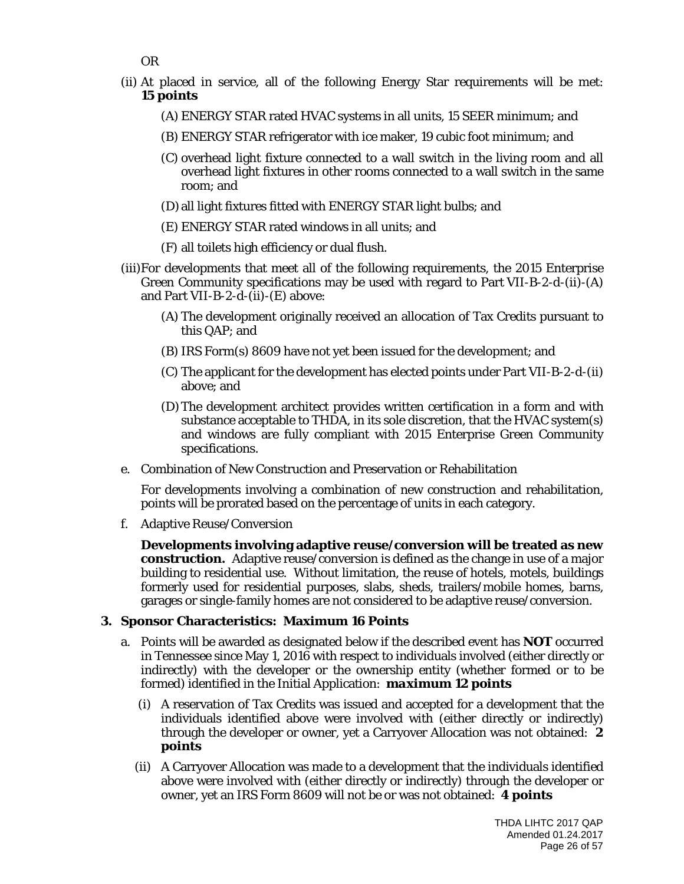OR

(ii) At placed in service, all of the following Energy Star requirements will be met: **15 points**

   (A) ENERGY STAR rated HVAC systems in all units, 15 SEER minimum; and

   (B) ENERGY STAR refrigerator with ice maker, 19 cubic foot minimum; and

   (C) overhead light fixture connected to a wall switch in the living room and all overhead light fixtures in other rooms connected to a wall switch in the same room; and

   (D) all light fixtures fitted with ENERGY STAR light bulbs; and

   (E) ENERGY STAR rated windows in all units; and

   (F) all toilets high efficiency or dual flush.

(iii) For developments that meet all of the following requirements, the 2015 Enterprise Green Community specifications may be used with regard to Part VII-B-2-d-(ii)-(A) and Part VII-B-2-d-(ii)-(E) above:

   (A) The development originally received an allocation of Tax Credits pursuant to this QAP; and

   (B) IRS Form(s) 8609 have not yet been issued for the development; and

   (C) The applicant for the development has elected points under Part VII-B-2-d-(ii) above; and

   (D) The development architect provides written certification in a form and with substance acceptable to THDA, in its sole discretion, that the HVAC system(s) and windows are fully compliant with 2015 Enterprise Green Community specifications.

e. Combination of New Construction and Preservation or Rehabilitation

   For developments involving a combination of new construction and rehabilitation, points will be prorated based on the percentage of units in each category.

f. Adaptive Reuse/Conversion

   **Developments involving adaptive reuse/conversion will be treated as new construction.** Adaptive reuse/conversion is defined as the change in use of a major building to residential use. Without limitation, the reuse of hotels, motels, buildings formerly used for residential purposes, slabs, sheds, trailers/mobile homes, barns, garages or single-family homes are not considered to be adaptive reuse/conversion.

**3. Sponsor Characteristics: Maximum 16 Points**

a. Points will be awarded as designated below if the described event has **NOT** occurred in Tennessee since May 1, 2016 with respect to individuals involved (either directly or indirectly) with the developer or the ownership entity (whether formed or to be formed) identified in the Initial Application: **maximum 12 points**

   (i) A reservation of Tax Credits was issued and accepted for a development that the individuals identified above were involved with (either directly or indirectly) through the developer or owner, yet a Carryover Allocation was not obtained: **2 points**

   (ii) A Carryover Allocation was made to a development that the individuals identified above were involved with (either directly or indirectly) through the developer or owner, yet an IRS Form 8609 will not be or was not obtained: **4 points**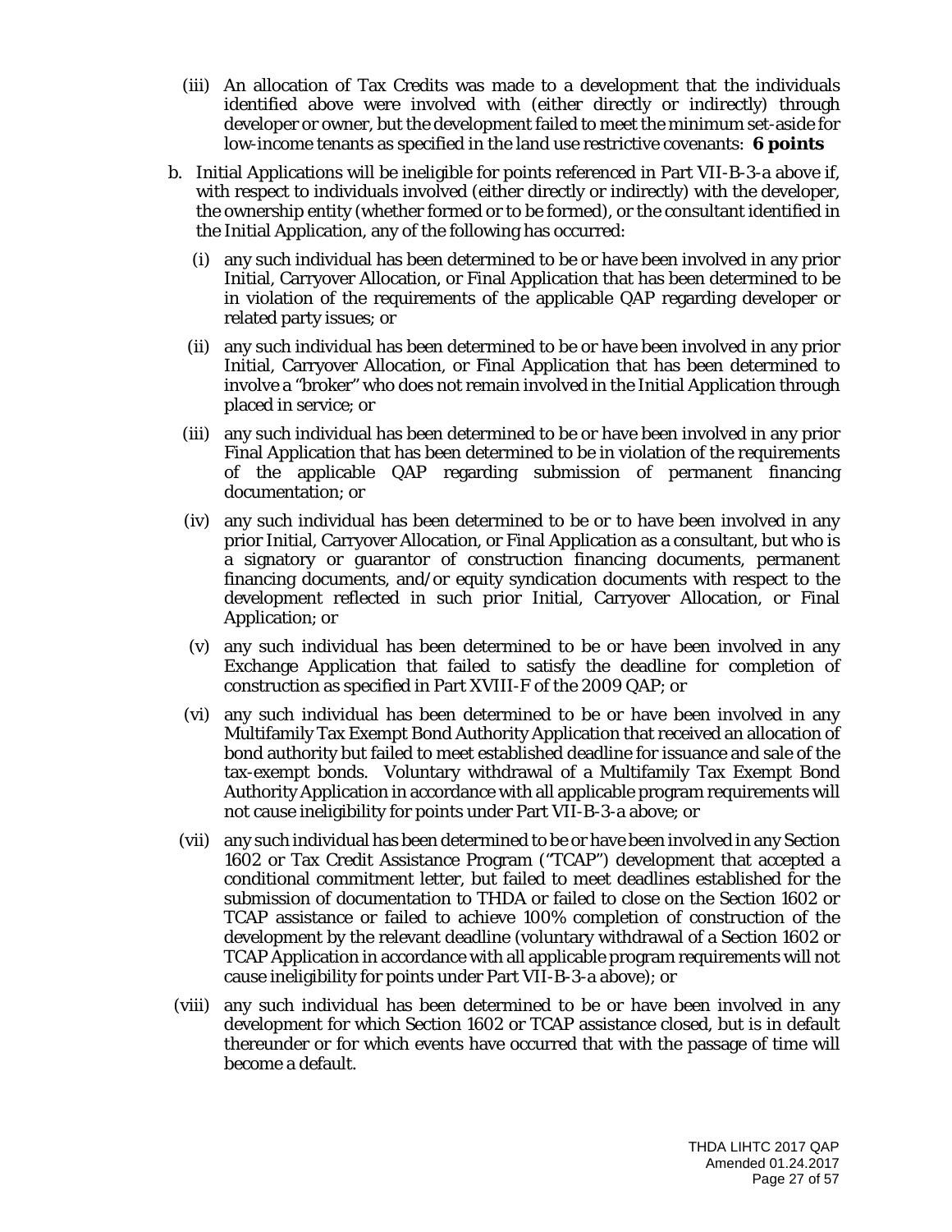(iii) An allocation of Tax Credits was made to a development that the individuals identified above were involved with (either directly or indirectly) through developer or owner, but the development failed to meet the minimum set-aside for low-income tenants as specified in the land use restrictive covenants: **6 points**

b. Initial Applications will be ineligible for points referenced in Part VII-B-3-a above if, with respect to individuals involved (either directly or indirectly) with the developer, the ownership entity (whether formed or to be formed), or the consultant identified in the Initial Application, any of the following has occurred:

(i) any such individual has been determined to be or have been involved in any prior Initial, Carryover Allocation, or Final Application that has been determined to be in violation of the requirements of the applicable QAP regarding developer or related party issues; or

(ii) any such individual has been determined to be or have been involved in any prior Initial, Carryover Allocation, or Final Application that has been determined to involve a "broker" who does not remain involved in the Initial Application through placed in service; or

(iii) any such individual has been determined to be or have been involved in any prior Final Application that has been determined to be in violation of the requirements of the applicable QAP regarding submission of permanent financing documentation; or

(iv) any such individual has been determined to be or to have been involved in any prior Initial, Carryover Allocation, or Final Application as a consultant, but who is a signatory or guarantor of construction financing documents, permanent financing documents, and/or equity syndication documents with respect to the development reflected in such prior Initial, Carryover Allocation, or Final Application; or

(v) any such individual has been determined to be or have been involved in any Exchange Application that failed to satisfy the deadline for completion of construction as specified in Part XVIII-F of the 2009 QAP; or

(vi) any such individual has been determined to be or have been involved in any Multifamily Tax Exempt Bond Authority Application that received an allocation of bond authority but failed to meet established deadline for issuance and sale of the tax-exempt bonds. Voluntary withdrawal of a Multifamily Tax Exempt Bond Authority Application in accordance with all applicable program requirements will not cause ineligibility for points under Part VII-B-3-a above; or

(vii) any such individual has been determined to be or have been involved in any Section 1602 or Tax Credit Assistance Program ("TCAP") development that accepted a conditional commitment letter, but failed to meet deadlines established for the submission of documentation to THDA or failed to close on the Section 1602 or TCAP assistance or failed to achieve 100% completion of construction of the development by the relevant deadline (voluntary withdrawal of a Section 1602 or TCAP Application in accordance with all applicable program requirements will not cause ineligibility for points under Part VII-B-3-a above); or

(viii) any such individual has been determined to be or have been involved in any development for which Section 1602 or TCAP assistance closed, but is in default thereunder or for which events have occurred that with the passage of time will become a default.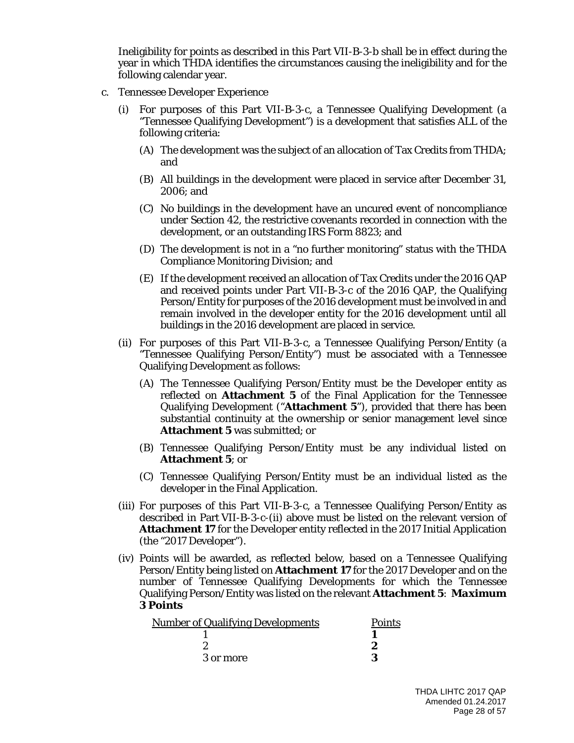Ineligibility for points as described in this Part VII-B-3-b shall be in effect during the year in which THDA identifies the circumstances causing the ineligibility and for the following calendar year.

c. Tennessee Developer Experience

   (i) For purposes of this Part VII-B-3-c, a Tennessee Qualifying Development (a "Tennessee Qualifying Development") is a development that satisfies ALL of the following criteria:

      (A) The development was the subject of an allocation of Tax Credits from THDA; and

      (B) All buildings in the development were placed in service after December 31, 2006; and

      (C) No buildings in the development have an uncured event of noncompliance under Section 42, the restrictive covenants recorded in connection with the development, or an outstanding IRS Form 8823; and

      (D) The development is not in a "no further monitoring" status with the THDA Compliance Monitoring Division; and

      (E) If the development received an allocation of Tax Credits under the 2016 QAP and received points under Part VII-B-3-c of the 2016 QAP, the Qualifying Person/Entity for purposes of the 2016 development must be involved in and remain involved in the developer entity for the 2016 development until all buildings in the 2016 development are placed in service.

   (ii) For purposes of this Part VII-B-3-c, a Tennessee Qualifying Person/Entity (a "Tennessee Qualifying Person/Entity") must be associated with a Tennessee Qualifying Development as follows:

      (A) The Tennessee Qualifying Person/Entity must be the Developer entity as reflected on **Attachment 5** of the Final Application for the Tennessee Qualifying Development ("**Attachment 5**"), provided that there has been substantial continuity at the ownership or senior management level since **Attachment 5** was submitted; or

      (B) Tennessee Qualifying Person/Entity must be any individual listed on **Attachment 5**; or

      (C) Tennessee Qualifying Person/Entity must be an individual listed as the developer in the Final Application.

   (iii) For purposes of this Part VII-B-3-c, a Tennessee Qualifying Person/Entity as described in Part VII-B-3-c-(ii) above must be listed on the relevant version of **Attachment 17** for the Developer entity reflected in the 2017 Initial Application (the "2017 Developer").

   (iv) Points will be awarded, as reflected below, based on a Tennessee Qualifying Person/Entity being listed on **Attachment 17** for the 2017 Developer and on the number of Tennessee Qualifying Developments for which the Tennessee Qualifying Person/Entity was listed on the relevant **Attachment 5**: ***Maximum 3 Points***

| Number of Qualifying Developments | Points |
|---|---|
| 1 | **1** |
| 2 | **2** |
| 3 or more | **3** |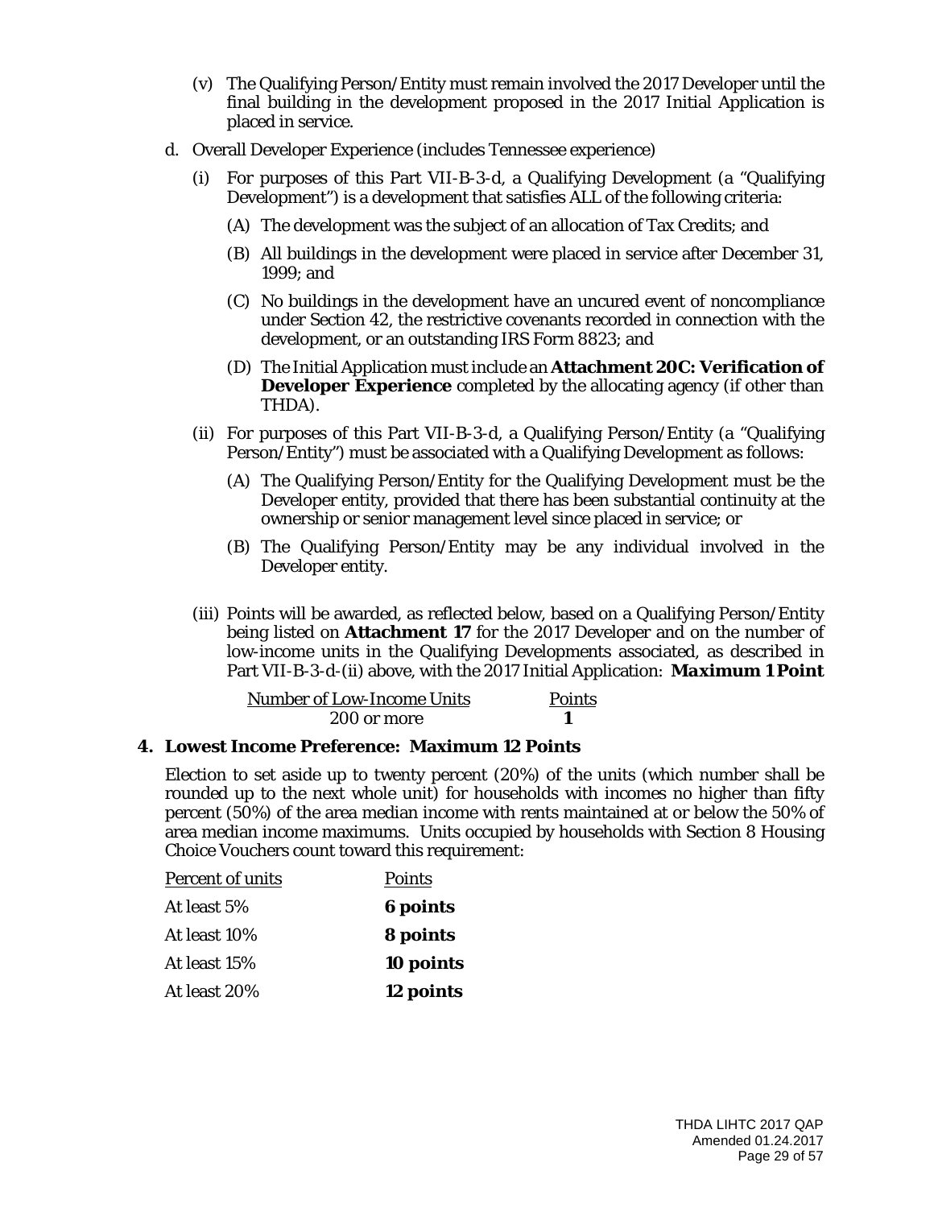(v) The Qualifying Person/Entity must remain involved the 2017 Developer until the final building in the development proposed in the 2017 Initial Application is placed in service.

d. Overall Developer Experience (includes Tennessee experience)

(i) For purposes of this Part VII-B-3-d, a Qualifying Development (a "Qualifying Development") is a development that satisfies ALL of the following criteria:

(A) The development was the subject of an allocation of Tax Credits; and

(B) All buildings in the development were placed in service after December 31, 1999; and

(C) No buildings in the development have an uncured event of noncompliance under Section 42, the restrictive covenants recorded in connection with the development, or an outstanding IRS Form 8823; and

(D) The Initial Application must include an **Attachment 20C: Verification of Developer Experience** completed by the allocating agency (if other than THDA).

(ii) For purposes of this Part VII-B-3-d, a Qualifying Person/Entity (a "Qualifying Person/Entity") must be associated with a Qualifying Development as follows:

(A) The Qualifying Person/Entity for the Qualifying Development must be the Developer entity, provided that there has been substantial continuity at the ownership or senior management level since placed in service; or

(B) The Qualifying Person/Entity may be any individual involved in the Developer entity.

(iii) Points will be awarded, as reflected below, based on a Qualifying Person/Entity being listed on **Attachment 17** for the 2017 Developer and on the number of low-income units in the Qualifying Developments associated, as described in Part VII-B-3-d-(ii) above, with the 2017 Initial Application: **Maximum 1 Point**

| Number of Low-Income Units | Points |
|---|---|
| 200 or more | **1** |

## 4. Lowest Income Preference: Maximum 12 Points

Election to set aside up to twenty percent (20%) of the units (which number shall be rounded up to the next whole unit) for households with incomes no higher than fifty percent (50%) of the area median income with rents maintained at or below the 50% of area median income maximums. Units occupied by households with Section 8 Housing Choice Vouchers count toward this requirement:

| Percent of units | Points |
|---|---|
| At least 5% | **6 points** |
| At least 10% | **8 points** |
| At least 15% | **10 points** |
| At least 20% | **12 points** |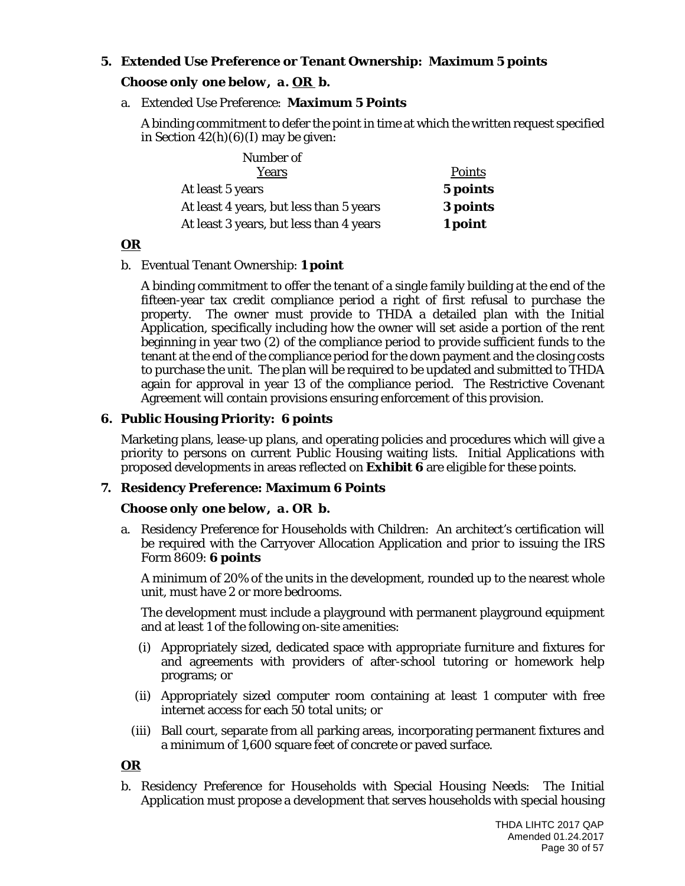**5. Extended Use Preference or Tenant Ownership: Maximum 5 points**

**Choose only one below, a. OR b.**

a. Extended Use Preference: **Maximum 5 Points**

A binding commitment to defer the point in time at which the written request specified in Section 42(h)(6)(I) may be given:

| Number of Years | Points |
|---|---|
| At least 5 years | **5 points** |
| At least 4 years, but less than 5 years | **3 points** |
| At least 3 years, but less than 4 years | **1 point** |

**OR**

b. Eventual Tenant Ownership: **1 point**

A binding commitment to offer the tenant of a single family building at the end of the fifteen-year tax credit compliance period a right of first refusal to purchase the property. The owner must provide to THDA a detailed plan with the Initial Application, specifically including how the owner will set aside a portion of the rent beginning in year two (2) of the compliance period to provide sufficient funds to the tenant at the end of the compliance period for the down payment and the closing costs to purchase the unit. The plan will be required to be updated and submitted to THDA again for approval in year 13 of the compliance period. The Restrictive Covenant Agreement will contain provisions ensuring enforcement of this provision.

**6. Public Housing Priority: 6 points**

Marketing plans, lease-up plans, and operating policies and procedures which will give a priority to persons on current Public Housing waiting lists. Initial Applications with proposed developments in areas reflected on **Exhibit 6** are eligible for these points.

**7. Residency Preference: Maximum 6 Points**

**Choose only one below, a. OR b.**

a. Residency Preference for Households with Children: An architect's certification will be required with the Carryover Allocation Application and prior to issuing the IRS Form 8609: **6 points**

A minimum of 20% of the units in the development, rounded up to the nearest whole unit, must have 2 or more bedrooms.

The development must include a playground with permanent playground equipment and at least 1 of the following on-site amenities:

(i) Appropriately sized, dedicated space with appropriate furniture and fixtures for and agreements with providers of after-school tutoring or homework help programs; or

(ii) Appropriately sized computer room containing at least 1 computer with free internet access for each 50 total units; or

(iii) Ball court, separate from all parking areas, incorporating permanent fixtures and a minimum of 1,600 square feet of concrete or paved surface.

**OR**

b. Residency Preference for Households with Special Housing Needs: The Initial Application must propose a development that serves households with special housing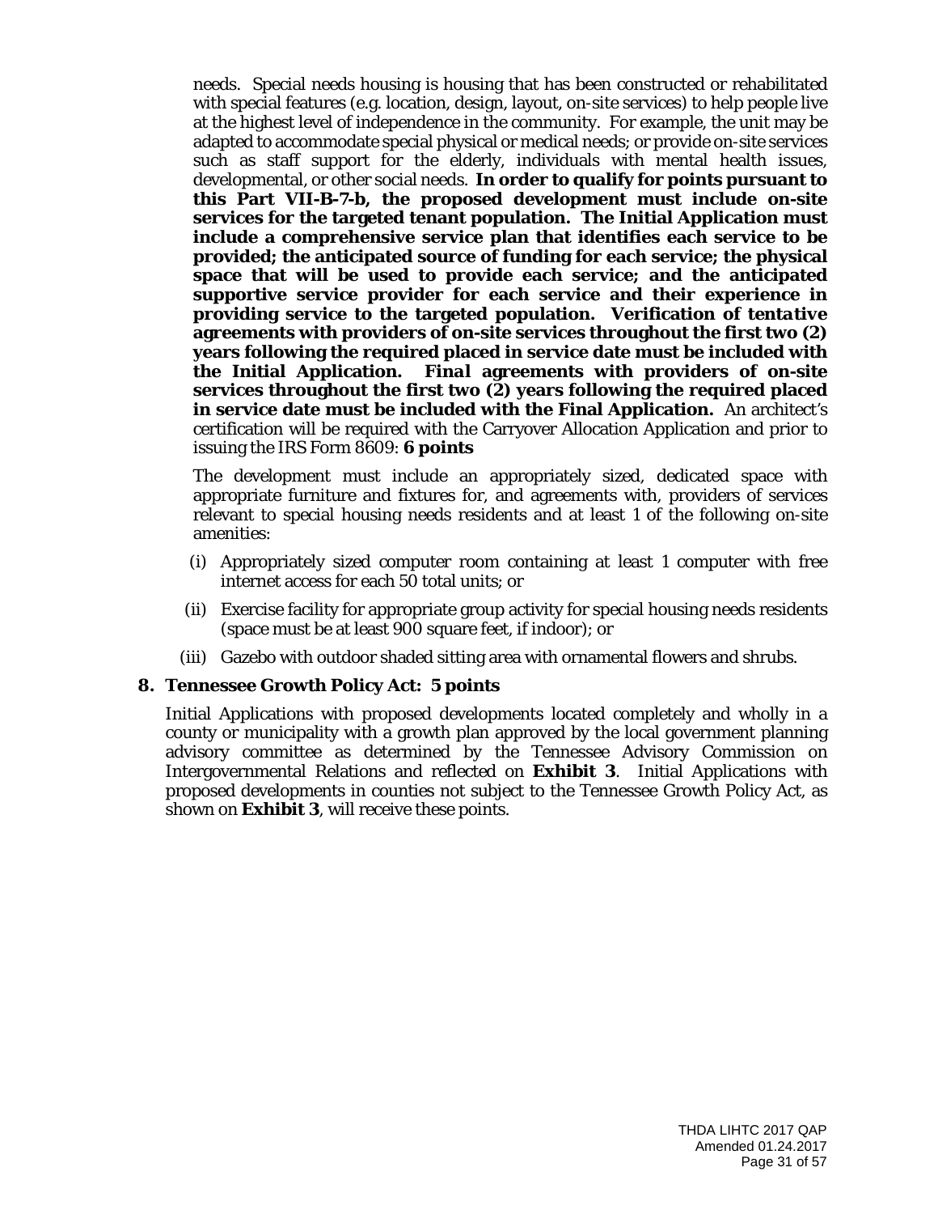needs. Special needs housing is housing that has been constructed or rehabilitated with special features (e.g. location, design, layout, on-site services) to help people live at the highest level of independence in the community. For example, the unit may be adapted to accommodate special physical or medical needs; or provide on-site services such as staff support for the elderly, individuals with mental health issues, developmental, or other social needs. **In order to qualify for points pursuant to this Part VII-B-7-b, the proposed development must include on-site services for the targeted tenant population. The Initial Application must include a comprehensive service plan that identifies each service to be provided; the anticipated source of funding for each service; the physical space that will be used to provide each service; and the anticipated supportive service provider for each service and their experience in providing service to the targeted population. Verification of *tentative* agreements with providers of on-site services throughout the first two (2) years following the required placed in service date must be included with the Initial Application. *Final* agreements with providers of on-site services throughout the first two (2) years following the required placed in service date must be included with the Final Application.** An architect's certification will be required with the Carryover Allocation Application and prior to issuing the IRS Form 8609: **6 points**

The development must include an appropriately sized, dedicated space with appropriate furniture and fixtures for, and agreements with, providers of services relevant to special housing needs residents and at least 1 of the following on-site amenities:

(i) Appropriately sized computer room containing at least 1 computer with free internet access for each 50 total units; or

(ii) Exercise facility for appropriate group activity for special housing needs residents (space must be at least 900 square feet, if indoor); or

(iii) Gazebo with outdoor shaded sitting area with ornamental flowers and shrubs.

**8. Tennessee Growth Policy Act: 5 points**

Initial Applications with proposed developments located completely and wholly in a county or municipality with a growth plan approved by the local government planning advisory committee as determined by the Tennessee Advisory Commission on Intergovernmental Relations and reflected on **Exhibit 3**. Initial Applications with proposed developments in counties not subject to the Tennessee Growth Policy Act, as shown on **Exhibit 3**, will receive these points.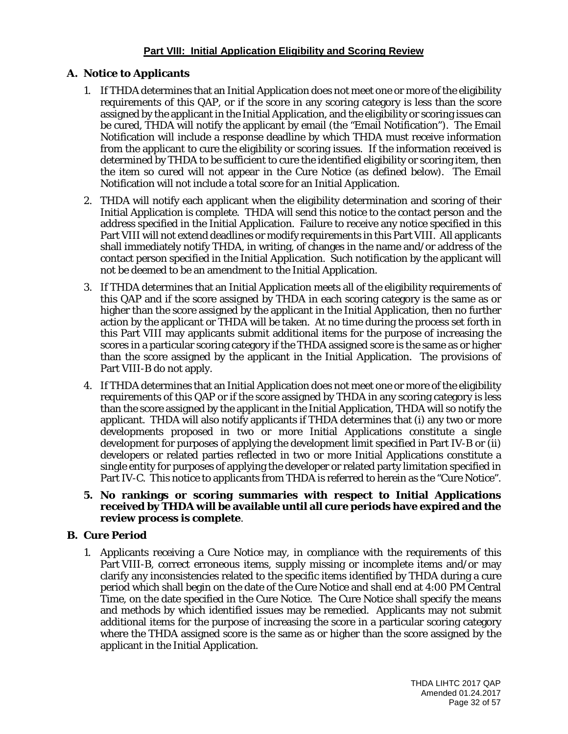## Part VIII: Initial Application Eligibility and Scoring Review

### A. Notice to Applicants

1. If THDA determines that an Initial Application does not meet one or more of the eligibility requirements of this QAP, or if the score in any scoring category is less than the score assigned by the applicant in the Initial Application, and the eligibility or scoring issues can be cured, THDA will notify the applicant by email (the "Email Notification"). The Email Notification will include a response deadline by which THDA must receive information from the applicant to cure the eligibility or scoring issues. If the information received is determined by THDA to be sufficient to cure the identified eligibility or scoring item, then the item so cured will not appear in the Cure Notice (as defined below). The Email Notification will not include a total score for an Initial Application.

2. THDA will notify each applicant when the eligibility determination and scoring of their Initial Application is complete. THDA will send this notice to the contact person and the address specified in the Initial Application. Failure to receive any notice specified in this Part VIII will not extend deadlines or modify requirements in this Part VIII. All applicants shall immediately notify THDA, in writing, of changes in the name and/or address of the contact person specified in the Initial Application. Such notification by the applicant will not be deemed to be an amendment to the Initial Application.

3. If THDA determines that an Initial Application meets all of the eligibility requirements of this QAP and if the score assigned by THDA in each scoring category is the same as or higher than the score assigned by the applicant in the Initial Application, then no further action by the applicant or THDA will be taken. At no time during the process set forth in this Part VIII may applicants submit additional items for the purpose of increasing the scores in a particular scoring category if the THDA assigned score is the same as or higher than the score assigned by the applicant in the Initial Application. The provisions of Part VIII-B do not apply.

4. If THDA determines that an Initial Application does not meet one or more of the eligibility requirements of this QAP or if the score assigned by THDA in any scoring category is less than the score assigned by the applicant in the Initial Application, THDA will so notify the applicant. THDA will also notify applicants if THDA determines that (i) any two or more developments proposed in two or more Initial Applications constitute a single development for purposes of applying the development limit specified in Part IV-B or (ii) developers or related parties reflected in two or more Initial Applications constitute a single entity for purposes of applying the developer or related party limitation specified in Part IV-C. This notice to applicants from THDA is referred to herein as the "Cure Notice".

5. **No rankings or scoring summaries with respect to Initial Applications received by THDA will be available until all cure periods have expired and the review process is complete**.

### B. Cure Period

1. Applicants receiving a Cure Notice may, in compliance with the requirements of this Part VIII-B, correct erroneous items, supply missing or incomplete items and/or may clarify any inconsistencies related to the specific items identified by THDA during a cure period which shall begin on the date of the Cure Notice and shall end at 4:00 PM Central Time, on the date specified in the Cure Notice. The Cure Notice shall specify the means and methods by which identified issues may be remedied. Applicants may not submit additional items for the purpose of increasing the score in a particular scoring category where the THDA assigned score is the same as or higher than the score assigned by the applicant in the Initial Application.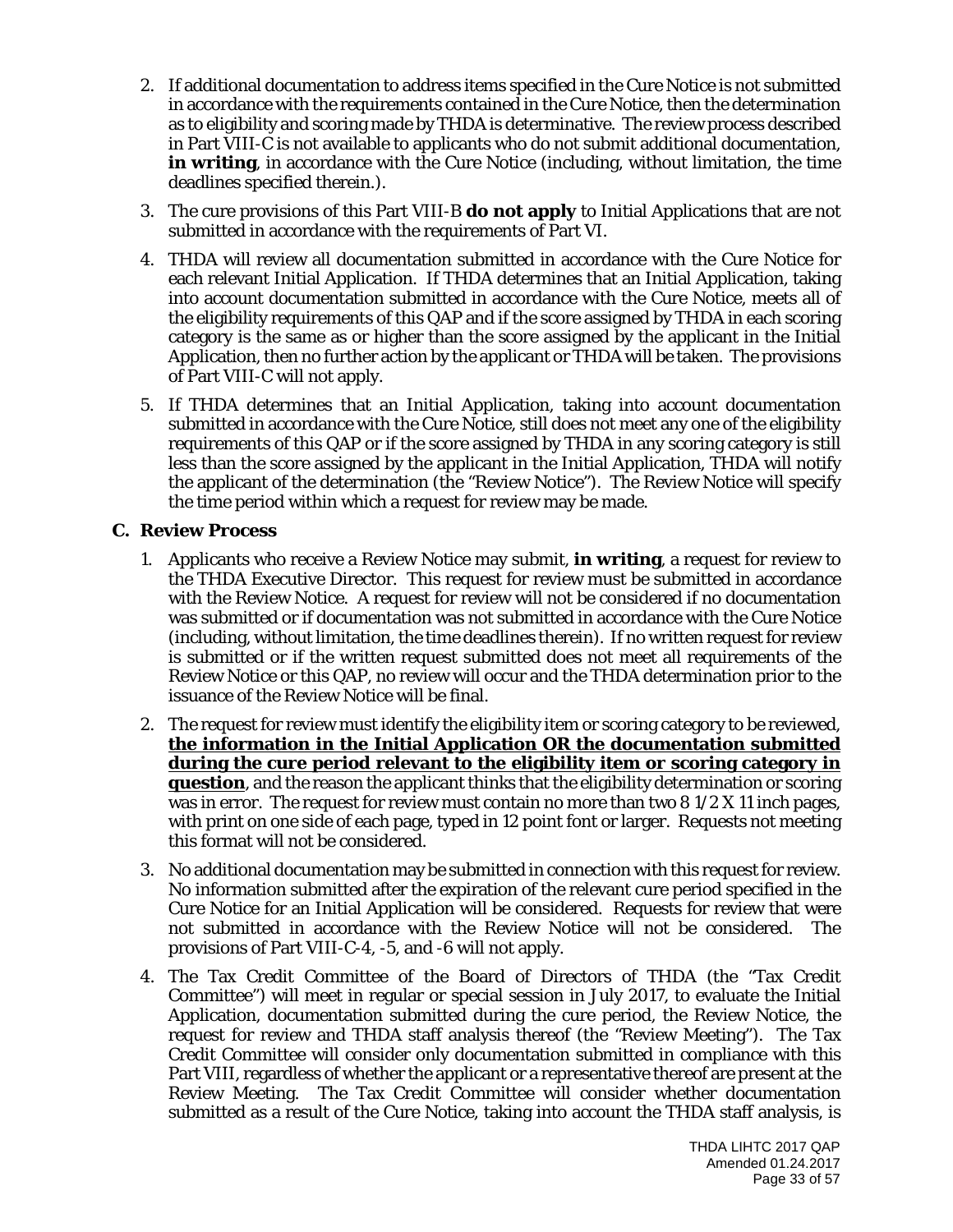2. If additional documentation to address items specified in the Cure Notice is not submitted in accordance with the requirements contained in the Cure Notice, then the determination as to eligibility and scoring made by THDA is determinative. The review process described in Part VIII-C is not available to applicants who do not submit additional documentation, **in writing**, in accordance with the Cure Notice (including, without limitation, the time deadlines specified therein.).

3. The cure provisions of this Part VIII-B **do not apply** to Initial Applications that are not submitted in accordance with the requirements of Part VI.

4. THDA will review all documentation submitted in accordance with the Cure Notice for each relevant Initial Application. If THDA determines that an Initial Application, taking into account documentation submitted in accordance with the Cure Notice, meets all of the eligibility requirements of this QAP and if the score assigned by THDA in each scoring category is the same as or higher than the score assigned by the applicant in the Initial Application, then no further action by the applicant or THDA will be taken. The provisions of Part VIII-C will not apply.

5. If THDA determines that an Initial Application, taking into account documentation submitted in accordance with the Cure Notice, still does not meet any one of the eligibility requirements of this QAP or if the score assigned by THDA in any scoring category is still less than the score assigned by the applicant in the Initial Application, THDA will notify the applicant of the determination (the "Review Notice"). The Review Notice will specify the time period within which a request for review may be made.

### C. Review Process

1. Applicants who receive a Review Notice may submit, **in writing**, a request for review to the THDA Executive Director. This request for review must be submitted in accordance with the Review Notice. A request for review will not be considered if no documentation was submitted or if documentation was not submitted in accordance with the Cure Notice (including, without limitation, the time deadlines therein). If no written request for review is submitted or if the written request submitted does not meet all requirements of the Review Notice or this QAP, no review will occur and the THDA determination prior to the issuance of the Review Notice will be final.

2. The request for review must identify the eligibility item or scoring category to be reviewed, **the information in the Initial Application OR the documentation submitted during the cure period relevant to the eligibility item or scoring category in question**, and the reason the applicant thinks that the eligibility determination or scoring was in error. The request for review must contain no more than two 8 1/2 X 11 inch pages, with print on one side of each page, typed in 12 point font or larger. Requests not meeting this format will not be considered.

3. No additional documentation may be submitted in connection with this request for review. No information submitted after the expiration of the relevant cure period specified in the Cure Notice for an Initial Application will be considered. Requests for review that were not submitted in accordance with the Review Notice will not be considered. The provisions of Part VIII-C-4, -5, and -6 will not apply.

4. The Tax Credit Committee of the Board of Directors of THDA (the "Tax Credit Committee") will meet in regular or special session in July 2017, to evaluate the Initial Application, documentation submitted during the cure period, the Review Notice, the request for review and THDA staff analysis thereof (the "Review Meeting"). The Tax Credit Committee will consider only documentation submitted in compliance with this Part VIII, regardless of whether the applicant or a representative thereof are present at the Review Meeting. The Tax Credit Committee will consider whether documentation submitted as a result of the Cure Notice, taking into account the THDA staff analysis, is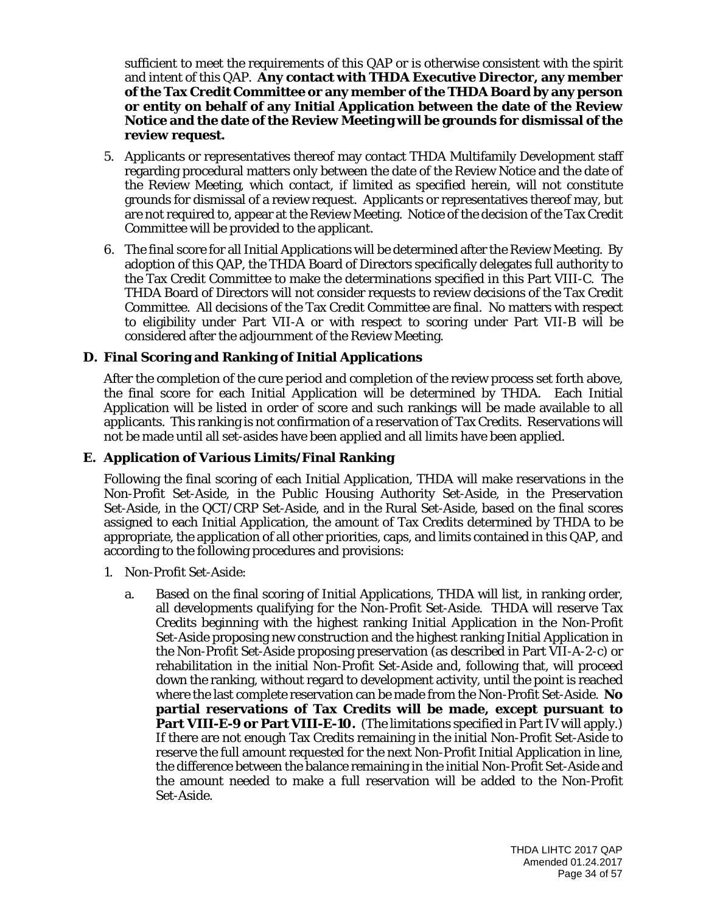sufficient to meet the requirements of this QAP or is otherwise consistent with the spirit and intent of this QAP. **Any contact with THDA Executive Director, any member of the Tax Credit Committee or any member of the THDA Board by any person or entity on behalf of any Initial Application between the date of the Review Notice and the date of the Review Meeting will be grounds for dismissal of the review request.**

5. Applicants or representatives thereof may contact THDA Multifamily Development staff regarding procedural matters only between the date of the Review Notice and the date of the Review Meeting, which contact, if limited as specified herein, will not constitute grounds for dismissal of a review request. Applicants or representatives thereof may, but are not required to, appear at the Review Meeting. Notice of the decision of the Tax Credit Committee will be provided to the applicant.

6. The final score for all Initial Applications will be determined after the Review Meeting. By adoption of this QAP, the THDA Board of Directors specifically delegates full authority to the Tax Credit Committee to make the determinations specified in this Part VIII-C. The THDA Board of Directors will not consider requests to review decisions of the Tax Credit Committee. All decisions of the Tax Credit Committee are final. No matters with respect to eligibility under Part VII-A or with respect to scoring under Part VII-B will be considered after the adjournment of the Review Meeting.

### D. Final Scoring and Ranking of Initial Applications

After the completion of the cure period and completion of the review process set forth above, the final score for each Initial Application will be determined by THDA. Each Initial Application will be listed in order of score and such rankings will be made available to all applicants. This ranking is not confirmation of a reservation of Tax Credits. Reservations will not be made until all set-asides have been applied and all limits have been applied.

### E. Application of Various Limits/Final Ranking

Following the final scoring of each Initial Application, THDA will make reservations in the Non-Profit Set-Aside, in the Public Housing Authority Set-Aside, in the Preservation Set-Aside, in the QCT/CRP Set-Aside, and in the Rural Set-Aside, based on the final scores assigned to each Initial Application, the amount of Tax Credits determined by THDA to be appropriate, the application of all other priorities, caps, and limits contained in this QAP, and according to the following procedures and provisions:

1. Non-Profit Set-Aside:

   a. Based on the final scoring of Initial Applications, THDA will list, in ranking order, all developments qualifying for the Non-Profit Set-Aside. THDA will reserve Tax Credits beginning with the highest ranking Initial Application in the Non-Profit Set-Aside proposing new construction and the highest ranking Initial Application in the Non-Profit Set-Aside proposing preservation (as described in Part VII-A-2-c) or rehabilitation in the initial Non-Profit Set-Aside and, following that, will proceed down the ranking, without regard to development activity, until the point is reached where the last complete reservation can be made from the Non-Profit Set-Aside. **No partial reservations of Tax Credits will be made, except pursuant to Part VIII-E-9 or Part VIII-E-10.** (The limitations specified in Part IV will apply.) If there are not enough Tax Credits remaining in the initial Non-Profit Set-Aside to reserve the full amount requested for the next Non-Profit Initial Application in line, the difference between the balance remaining in the initial Non-Profit Set-Aside and the amount needed to make a full reservation will be added to the Non-Profit Set-Aside.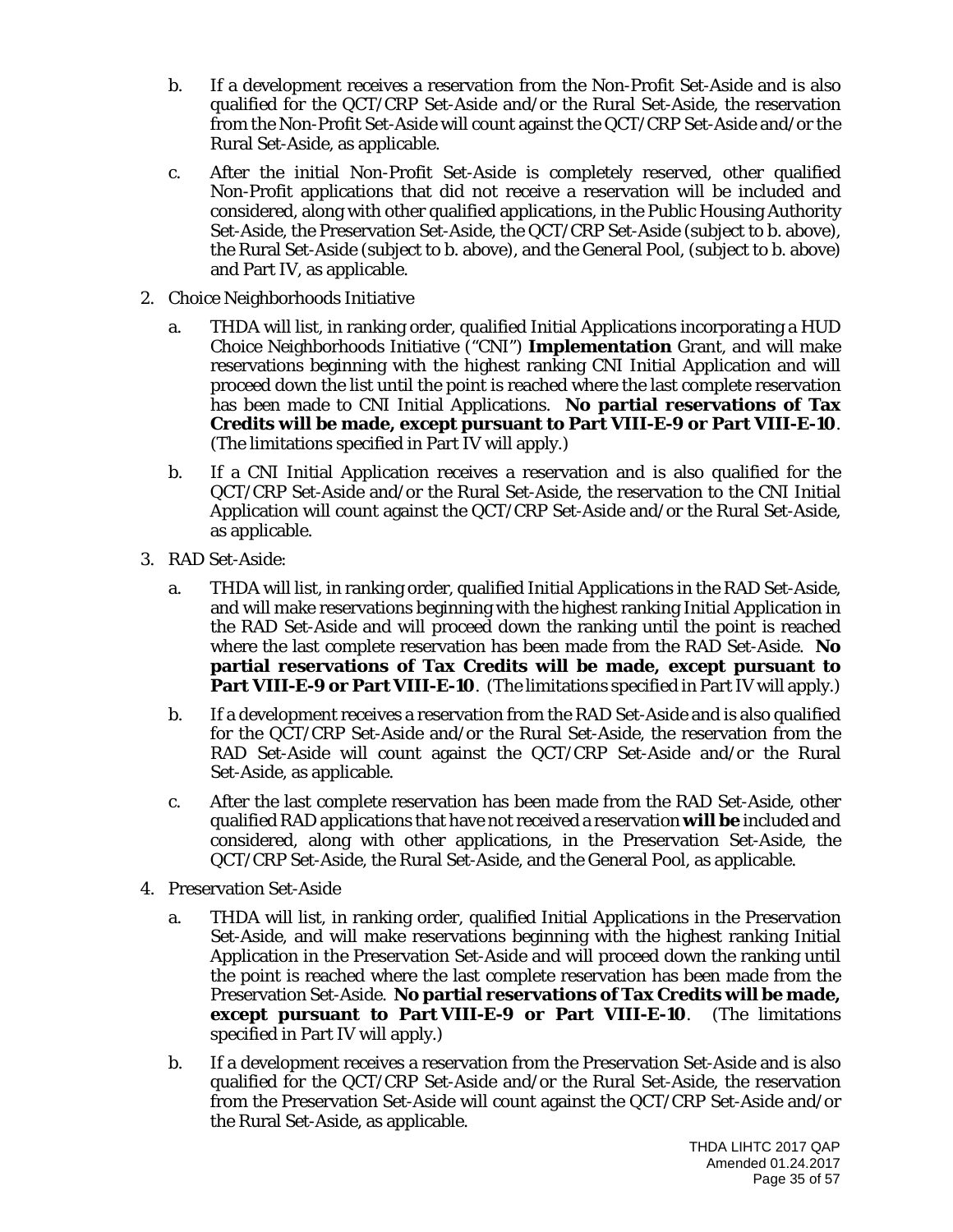b. If a development receives a reservation from the Non-Profit Set-Aside and is also qualified for the QCT/CRP Set-Aside and/or the Rural Set-Aside, the reservation from the Non-Profit Set-Aside will count against the QCT/CRP Set-Aside and/or the Rural Set-Aside, as applicable.

c. After the initial Non-Profit Set-Aside is completely reserved, other qualified Non-Profit applications that did not receive a reservation will be included and considered, along with other qualified applications, in the Public Housing Authority Set-Aside, the Preservation Set-Aside, the QCT/CRP Set-Aside (subject to b. above), the Rural Set-Aside (subject to b. above), and the General Pool, (subject to b. above) and Part IV, as applicable.

2. Choice Neighborhoods Initiative

   a. THDA will list, in ranking order, qualified Initial Applications incorporating a HUD Choice Neighborhoods Initiative ("CNI") **Implementation** Grant, and will make reservations beginning with the highest ranking CNI Initial Application and will proceed down the list until the point is reached where the last complete reservation has been made to CNI Initial Applications. **No partial reservations of Tax Credits will be made, except pursuant to Part VIII-E-9 or Part VIII-E-10**. (The limitations specified in Part IV will apply.)

   b. If a CNI Initial Application receives a reservation and is also qualified for the QCT/CRP Set-Aside and/or the Rural Set-Aside, the reservation to the CNI Initial Application will count against the QCT/CRP Set-Aside and/or the Rural Set-Aside, as applicable.

3. RAD Set-Aside:

   a. THDA will list, in ranking order, qualified Initial Applications in the RAD Set-Aside, and will make reservations beginning with the highest ranking Initial Application in the RAD Set-Aside and will proceed down the ranking until the point is reached where the last complete reservation has been made from the RAD Set-Aside. **No partial reservations of Tax Credits will be made, except pursuant to Part VIII-E-9 or Part VIII-E-10**. (The limitations specified in Part IV will apply.)

   b. If a development receives a reservation from the RAD Set-Aside and is also qualified for the QCT/CRP Set-Aside and/or the Rural Set-Aside, the reservation from the RAD Set-Aside will count against the QCT/CRP Set-Aside and/or the Rural Set-Aside, as applicable.

   c. After the last complete reservation has been made from the RAD Set-Aside, other qualified RAD applications that have not received a reservation **will be** included and considered, along with other applications, in the Preservation Set-Aside, the QCT/CRP Set-Aside, the Rural Set-Aside, and the General Pool, as applicable.

4. Preservation Set-Aside

   a. THDA will list, in ranking order, qualified Initial Applications in the Preservation Set-Aside, and will make reservations beginning with the highest ranking Initial Application in the Preservation Set-Aside and will proceed down the ranking until the point is reached where the last complete reservation has been made from the Preservation Set-Aside. **No partial reservations of Tax Credits will be made, except pursuant to Part VIII-E-9 or Part VIII-E-10**. (The limitations specified in Part IV will apply.)

   b. If a development receives a reservation from the Preservation Set-Aside and is also qualified for the QCT/CRP Set-Aside and/or the Rural Set-Aside, the reservation from the Preservation Set-Aside will count against the QCT/CRP Set-Aside and/or the Rural Set-Aside, as applicable.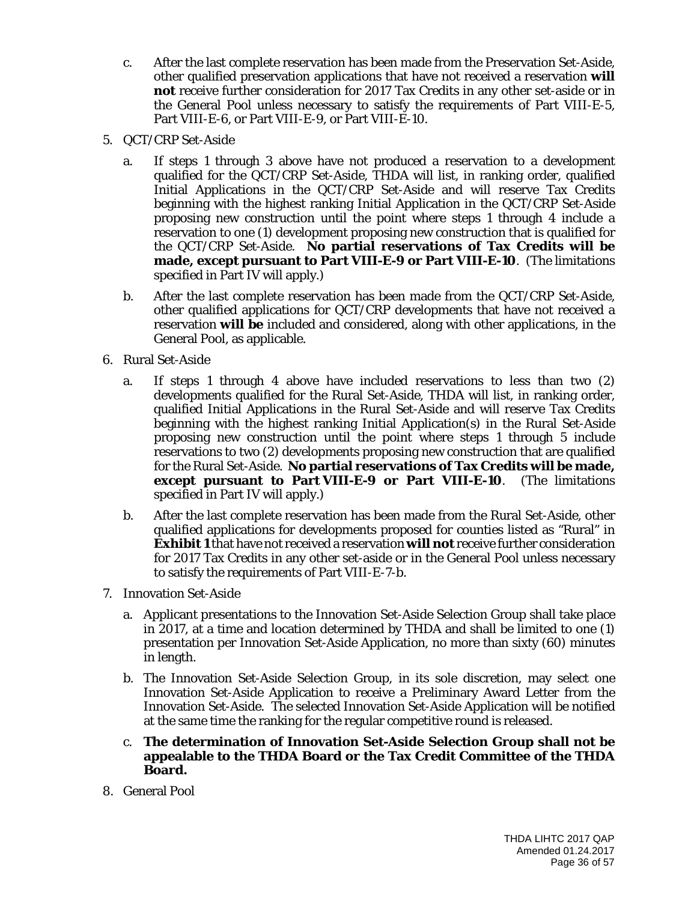c. After the last complete reservation has been made from the Preservation Set-Aside, other qualified preservation applications that have not received a reservation **will not** receive further consideration for 2017 Tax Credits in any other set-aside or in the General Pool unless necessary to satisfy the requirements of Part VIII-E-5, Part VIII-E-6, or Part VIII-E-9, or Part VIII-E-10.

5. QCT/CRP Set-Aside

   a. If steps 1 through 3 above have not produced a reservation to a development qualified for the QCT/CRP Set-Aside, THDA will list, in ranking order, qualified Initial Applications in the QCT/CRP Set-Aside and will reserve Tax Credits beginning with the highest ranking Initial Application in the QCT/CRP Set-Aside proposing new construction until the point where steps 1 through 4 include a reservation to one (1) development proposing new construction that is qualified for the QCT/CRP Set-Aside. **No partial reservations of Tax Credits will be made, except pursuant to Part VIII-E-9 or Part VIII-E-10**. (The limitations specified in Part IV will apply.)

   b. After the last complete reservation has been made from the QCT/CRP Set-Aside, other qualified applications for QCT/CRP developments that have not received a reservation **will be** included and considered, along with other applications, in the General Pool, as applicable.

6. Rural Set-Aside

   a. If steps 1 through 4 above have included reservations to less than two (2) developments qualified for the Rural Set-Aside, THDA will list, in ranking order, qualified Initial Applications in the Rural Set-Aside and will reserve Tax Credits beginning with the highest ranking Initial Application(s) in the Rural Set-Aside proposing new construction until the point where steps 1 through 5 include reservations to two (2) developments proposing new construction that are qualified for the Rural Set-Aside. **No partial reservations of Tax Credits will be made, except pursuant to Part VIII-E-9 or Part VIII-E-10**. (The limitations specified in Part IV will apply.)

   b. After the last complete reservation has been made from the Rural Set-Aside, other qualified applications for developments proposed for counties listed as "Rural" in **Exhibit 1** that have not received a reservation **will not** receive further consideration for 2017 Tax Credits in any other set-aside or in the General Pool unless necessary to satisfy the requirements of Part VIII-E-7-b.

7. Innovation Set-Aside

   a. Applicant presentations to the Innovation Set-Aside Selection Group shall take place in 2017, at a time and location determined by THDA and shall be limited to one (1) presentation per Innovation Set-Aside Application, no more than sixty (60) minutes in length.

   b. The Innovation Set-Aside Selection Group, in its sole discretion, may select one Innovation Set-Aside Application to receive a Preliminary Award Letter from the Innovation Set-Aside. The selected Innovation Set-Aside Application will be notified at the same time the ranking for the regular competitive round is released.

   c. **The determination of Innovation Set-Aside Selection Group shall not be appealable to the THDA Board or the Tax Credit Committee of the THDA Board.**

8. General Pool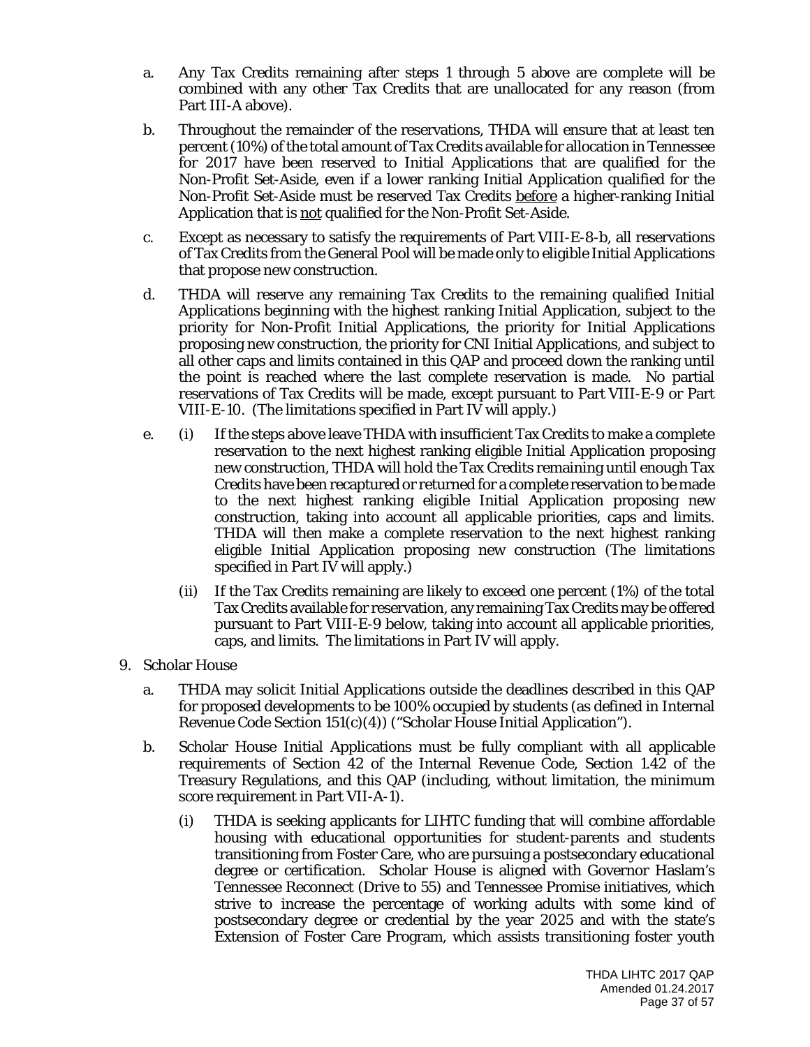a. Any Tax Credits remaining after steps 1 through 5 above are complete will be combined with any other Tax Credits that are unallocated for any reason (from Part III-A above).

b. Throughout the remainder of the reservations, THDA will ensure that at least ten percent (10%) of the total amount of Tax Credits available for allocation in Tennessee for 2017 have been reserved to Initial Applications that are qualified for the Non-Profit Set-Aside, even if a lower ranking Initial Application qualified for the Non-Profit Set-Aside must be reserved Tax Credits before a higher-ranking Initial Application that is not qualified for the Non-Profit Set-Aside.

c. Except as necessary to satisfy the requirements of Part VIII-E-8-b, all reservations of Tax Credits from the General Pool will be made only to eligible Initial Applications that propose new construction.

d. THDA will reserve any remaining Tax Credits to the remaining qualified Initial Applications beginning with the highest ranking Initial Application, subject to the priority for Non-Profit Initial Applications, the priority for Initial Applications proposing new construction, the priority for CNI Initial Applications, and subject to all other caps and limits contained in this QAP and proceed down the ranking until the point is reached where the last complete reservation is made. No partial reservations of Tax Credits will be made, except pursuant to Part VIII-E-9 or Part VIII-E-10. (The limitations specified in Part IV will apply.)

e. (i) If the steps above leave THDA with insufficient Tax Credits to make a complete reservation to the next highest ranking eligible Initial Application proposing new construction, THDA will hold the Tax Credits remaining until enough Tax Credits have been recaptured or returned for a complete reservation to be made to the next highest ranking eligible Initial Application proposing new construction, taking into account all applicable priorities, caps and limits. THDA will then make a complete reservation to the next highest ranking eligible Initial Application proposing new construction (The limitations specified in Part IV will apply.)

   (ii) If the Tax Credits remaining are likely to exceed one percent (1%) of the total Tax Credits available for reservation, any remaining Tax Credits may be offered pursuant to Part VIII-E-9 below, taking into account all applicable priorities, caps, and limits. The limitations in Part IV will apply.

9. Scholar House

   a. THDA may solicit Initial Applications outside the deadlines described in this QAP for proposed developments to be 100% occupied by students (as defined in Internal Revenue Code Section 151(c)(4)) ("Scholar House Initial Application").

   b. Scholar House Initial Applications must be fully compliant with all applicable requirements of Section 42 of the Internal Revenue Code, Section 1.42 of the Treasury Regulations, and this QAP (including, without limitation, the minimum score requirement in Part VII-A-1).

      (i) THDA is seeking applicants for LIHTC funding that will combine affordable housing with educational opportunities for student-parents and students transitioning from Foster Care, who are pursuing a postsecondary educational degree or certification. Scholar House is aligned with Governor Haslam's Tennessee Reconnect (Drive to 55) and Tennessee Promise initiatives, which strive to increase the percentage of working adults with some kind of postsecondary degree or credential by the year 2025 and with the state's Extension of Foster Care Program, which assists transitioning foster youth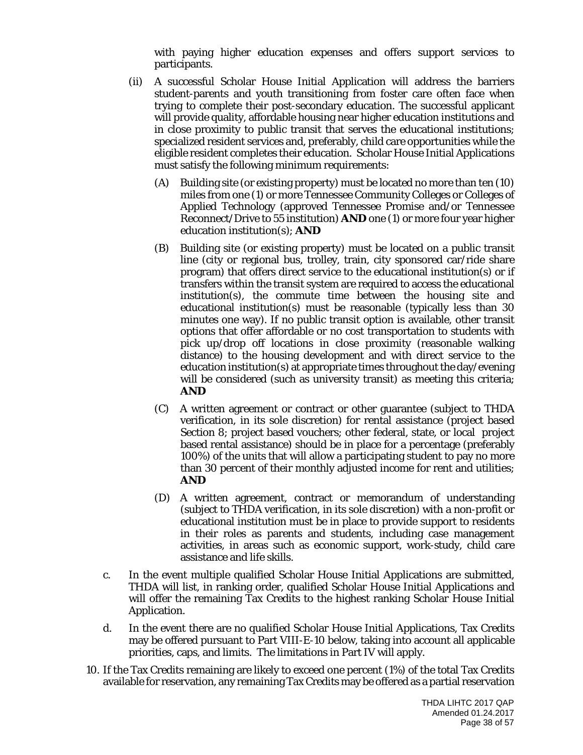with paying higher education expenses and offers support services to participants.

(ii) A successful Scholar House Initial Application will address the barriers student-parents and youth transitioning from foster care often face when trying to complete their post-secondary education. The successful applicant will provide quality, affordable housing near higher education institutions and in close proximity to public transit that serves the educational institutions; specialized resident services and, preferably, child care opportunities while the eligible resident completes their education. Scholar House Initial Applications must satisfy the following minimum requirements:

(A) Building site (or existing property) must be located no more than ten (10) miles from one (1) or more Tennessee Community Colleges or Colleges of Applied Technology (approved Tennessee Promise and/or Tennessee Reconnect/Drive to 55 institution) **AND** one (1) or more four year higher education institution(s); **AND**

(B) Building site (or existing property) must be located on a public transit line (city or regional bus, trolley, train, city sponsored car/ride share program) that offers direct service to the educational institution(s) or if transfers within the transit system are required to access the educational institution(s), the commute time between the housing site and educational institution(s) must be reasonable (typically less than 30 minutes one way). If no public transit option is available, other transit options that offer affordable or no cost transportation to students with pick up/drop off locations in close proximity (reasonable walking distance) to the housing development and with direct service to the education institution(s) at appropriate times throughout the day/evening will be considered (such as university transit) as meeting this criteria; **AND**

(C) A written agreement or contract or other guarantee (subject to THDA verification, in its sole discretion) for rental assistance (project based Section 8; project based vouchers; other federal, state, or local project based rental assistance) should be in place for a percentage (preferably 100%) of the units that will allow a participating student to pay no more than 30 percent of their monthly adjusted income for rent and utilities; **AND**

(D) A written agreement, contract or memorandum of understanding (subject to THDA verification, in its sole discretion) with a non-profit or educational institution must be in place to provide support to residents in their roles as parents and students, including case management activities, in areas such as economic support, work-study, child care assistance and life skills.

c. In the event multiple qualified Scholar House Initial Applications are submitted, THDA will list, in ranking order, qualified Scholar House Initial Applications and will offer the remaining Tax Credits to the highest ranking Scholar House Initial Application.

d. In the event there are no qualified Scholar House Initial Applications, Tax Credits may be offered pursuant to Part VIII-E-10 below, taking into account all applicable priorities, caps, and limits. The limitations in Part IV will apply.

10. If the Tax Credits remaining are likely to exceed one percent (1%) of the total Tax Credits available for reservation, any remaining Tax Credits may be offered as a partial reservation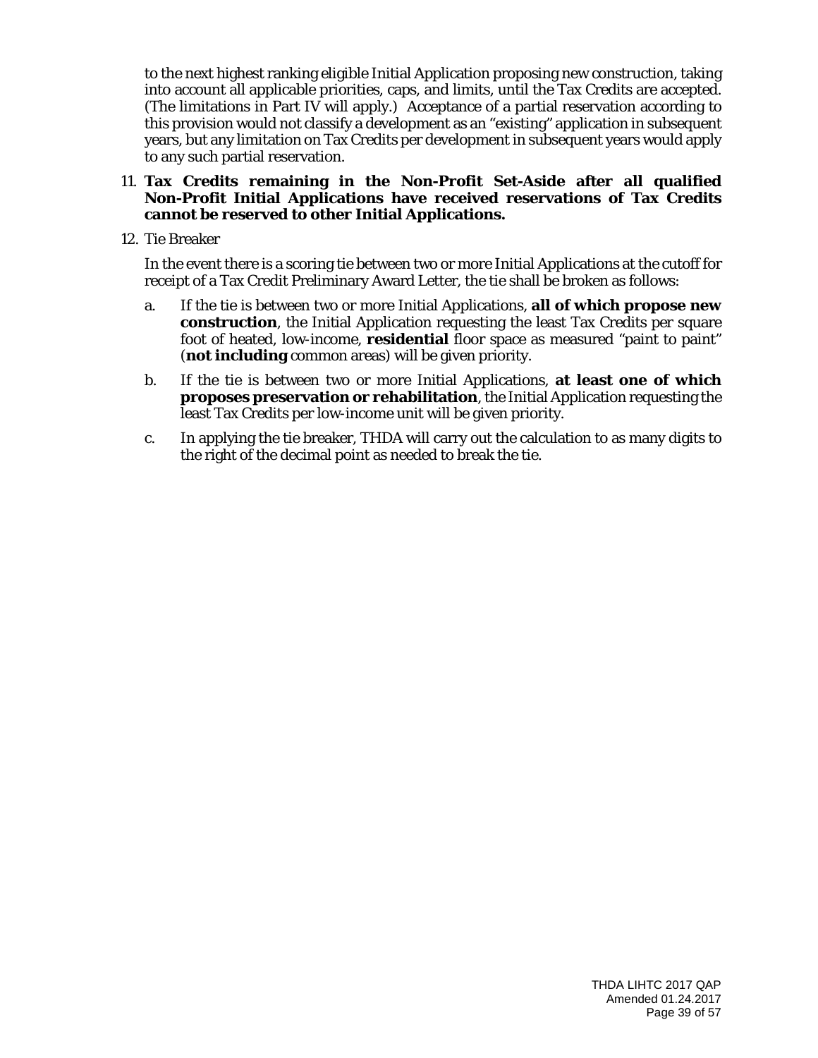to the next highest ranking eligible Initial Application proposing new construction, taking into account all applicable priorities, caps, and limits, until the Tax Credits are accepted. (The limitations in Part IV will apply.) Acceptance of a partial reservation according to this provision would not classify a development as an "existing" application in subsequent years, but any limitation on Tax Credits per development in subsequent years would apply to any such partial reservation.

11. **Tax Credits remaining in the Non-Profit Set-Aside after all qualified Non-Profit Initial Applications have received reservations of Tax Credits cannot be reserved to other Initial Applications.**

12. Tie Breaker

    In the event there is a scoring tie between two or more Initial Applications at the cutoff for receipt of a Tax Credit Preliminary Award Letter, the tie shall be broken as follows:

    a. If the tie is between two or more Initial Applications, **all of which propose new construction**, the Initial Application requesting the least Tax Credits per square foot of heated, low-income, **residential** floor space as measured "paint to paint" (**not including** common areas) will be given priority.

    b. If the tie is between two or more Initial Applications, **at least one of which proposes preservation or rehabilitation**, the Initial Application requesting the least Tax Credits per low-income unit will be given priority.

    c. In applying the tie breaker, THDA will carry out the calculation to as many digits to the right of the decimal point as needed to break the tie.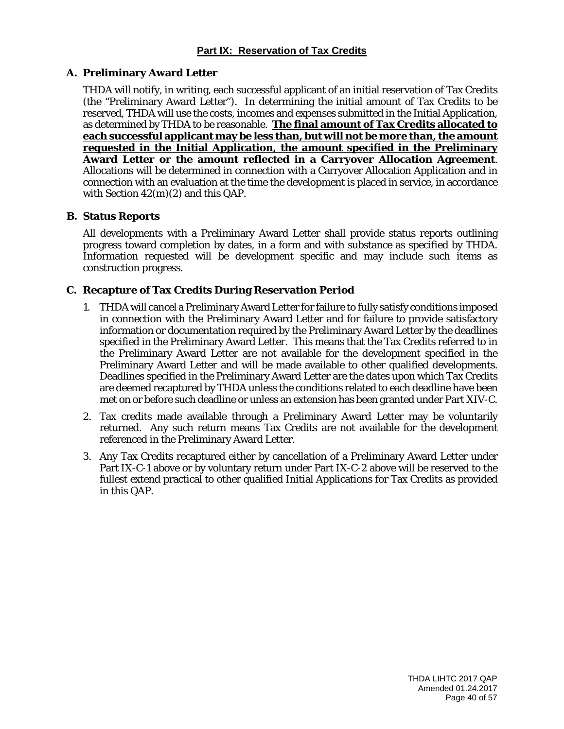## Part IX: Reservation of Tax Credits

### A. Preliminary Award Letter

THDA will notify, in writing, each successful applicant of an initial reservation of Tax Credits (the "Preliminary Award Letter"). In determining the initial amount of Tax Credits to be reserved, THDA will use the costs, incomes and expenses submitted in the Initial Application, as determined by THDA to be reasonable. **The final amount of Tax Credits allocated to each successful applicant may be less than, but will not be more than, the amount requested in the Initial Application, the amount specified in the Preliminary Award Letter or the amount reflected in a Carryover Allocation Agreement**. Allocations will be determined in connection with a Carryover Allocation Application and in connection with an evaluation at the time the development is placed in service, in accordance with Section 42(m)(2) and this QAP.

### B. Status Reports

All developments with a Preliminary Award Letter shall provide status reports outlining progress toward completion by dates, in a form and with substance as specified by THDA. Information requested will be development specific and may include such items as construction progress.

### C. Recapture of Tax Credits During Reservation Period

1. THDA will cancel a Preliminary Award Letter for failure to fully satisfy conditions imposed in connection with the Preliminary Award Letter and for failure to provide satisfactory information or documentation required by the Preliminary Award Letter by the deadlines specified in the Preliminary Award Letter. This means that the Tax Credits referred to in the Preliminary Award Letter are not available for the development specified in the Preliminary Award Letter and will be made available to other qualified developments. Deadlines specified in the Preliminary Award Letter are the dates upon which Tax Credits are deemed recaptured by THDA unless the conditions related to each deadline have been met on or before such deadline or unless an extension has been granted under Part XIV-C.

2. Tax credits made available through a Preliminary Award Letter may be voluntarily returned. Any such return means Tax Credits are not available for the development referenced in the Preliminary Award Letter.

3. Any Tax Credits recaptured either by cancellation of a Preliminary Award Letter under Part IX-C-1 above or by voluntary return under Part IX-C-2 above will be reserved to the fullest extend practical to other qualified Initial Applications for Tax Credits as provided in this QAP.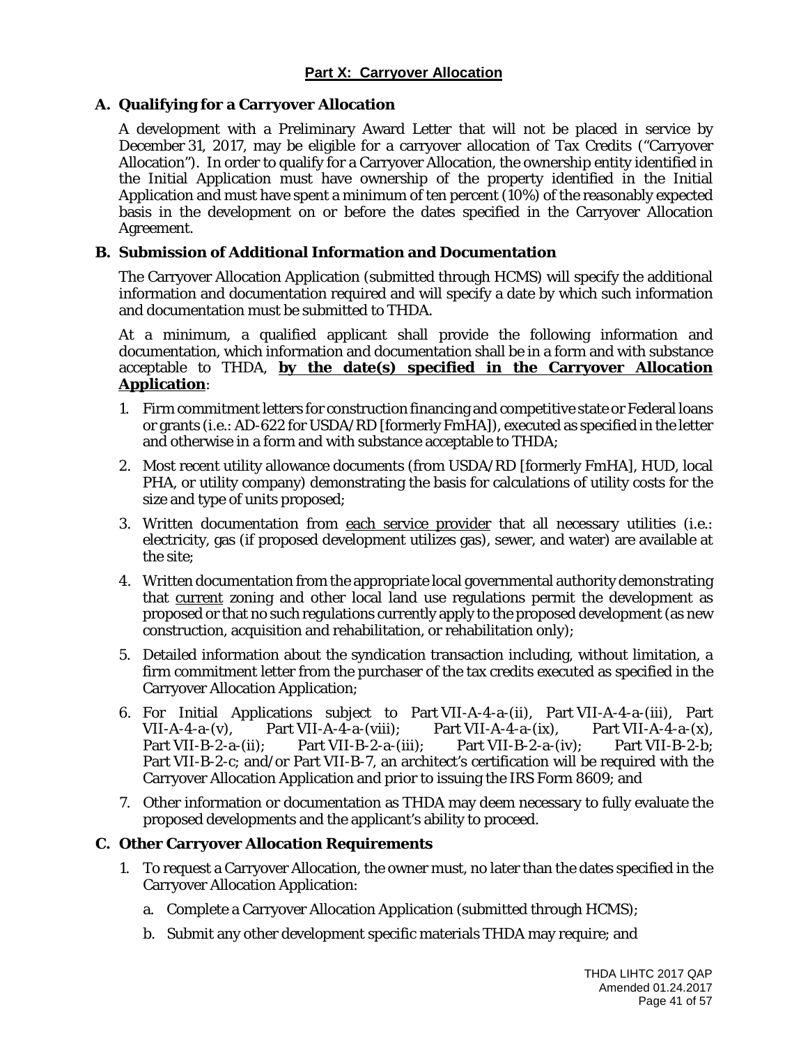## Part X: Carryover Allocation

### A. Qualifying for a Carryover Allocation

A development with a Preliminary Award Letter that will not be placed in service by December 31, 2017, may be eligible for a carryover allocation of Tax Credits ("Carryover Allocation"). In order to qualify for a Carryover Allocation, the ownership entity identified in the Initial Application must have ownership of the property identified in the Initial Application and must have spent a minimum of ten percent (10%) of the reasonably expected basis in the development on or before the dates specified in the Carryover Allocation Agreement.

### B. Submission of Additional Information and Documentation

The Carryover Allocation Application (submitted through HCMS) will specify the additional information and documentation required and will specify a date by which such information and documentation must be submitted to THDA.

At a minimum, a qualified applicant shall provide the following information and documentation, which information and documentation shall be in a form and with substance acceptable to THDA, **by the date(s) specified in the Carryover Allocation Application**:

1. Firm commitment letters for construction financing and competitive state or Federal loans or grants (i.e.: AD-622 for USDA/RD [formerly FmHA]), executed as specified in the letter and otherwise in a form and with substance acceptable to THDA;
2. Most recent utility allowance documents (from USDA/RD [formerly FmHA], HUD, local PHA, or utility company) demonstrating the basis for calculations of utility costs for the size and type of units proposed;
3. Written documentation from each service provider that all necessary utilities (i.e.: electricity, gas (if proposed development utilizes gas), sewer, and water) are available at the site;
4. Written documentation from the appropriate local governmental authority demonstrating that current zoning and other local land use regulations permit the development as proposed or that no such regulations currently apply to the proposed development (as new construction, acquisition and rehabilitation, or rehabilitation only);
5. Detailed information about the syndication transaction including, without limitation, a firm commitment letter from the purchaser of the tax credits executed as specified in the Carryover Allocation Application;
6. For Initial Applications subject to Part VII-A-4-a-(ii), Part VII-A-4-a-(iii), Part VII-A-4-a-(v), Part VII-A-4-a-(viii); Part VII-A-4-a-(ix), Part VII-A-4-a-(x), Part VII-B-2-a-(ii); Part VII-B-2-a-(iii); Part VII-B-2-a-(iv); Part VII-B-2-b; Part VII-B-2-c; and/or Part VII-B-7, an architect's certification will be required with the Carryover Allocation Application and prior to issuing the IRS Form 8609; and
7. Other information or documentation as THDA may deem necessary to fully evaluate the proposed developments and the applicant's ability to proceed.

### C. Other Carryover Allocation Requirements

1. To request a Carryover Allocation, the owner must, no later than the dates specified in the Carryover Allocation Application:
   a. Complete a Carryover Allocation Application (submitted through HCMS);
   b. Submit any other development specific materials THDA may require; and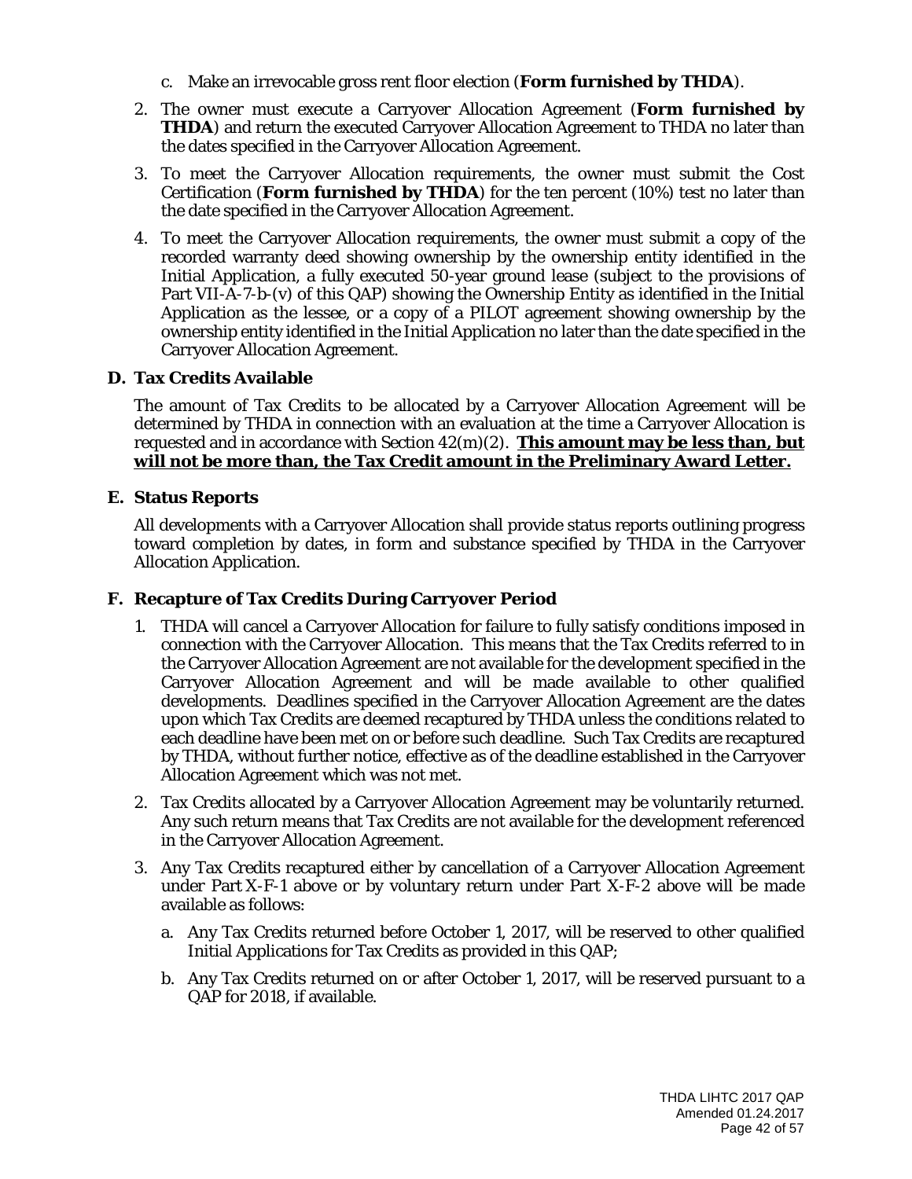c. Make an irrevocable gross rent floor election (**Form furnished by THDA**).

2. The owner must execute a Carryover Allocation Agreement (**Form furnished by THDA**) and return the executed Carryover Allocation Agreement to THDA no later than the dates specified in the Carryover Allocation Agreement.

3. To meet the Carryover Allocation requirements, the owner must submit the Cost Certification (**Form furnished by THDA**) for the ten percent (10%) test no later than the date specified in the Carryover Allocation Agreement.

4. To meet the Carryover Allocation requirements, the owner must submit a copy of the recorded warranty deed showing ownership by the ownership entity identified in the Initial Application, a fully executed 50-year ground lease (subject to the provisions of Part VII-A-7-b-(v) of this QAP) showing the Ownership Entity as identified in the Initial Application as the lessee, or a copy of a PILOT agreement showing ownership by the ownership entity identified in the Initial Application no later than the date specified in the Carryover Allocation Agreement.

### D. Tax Credits Available

The amount of Tax Credits to be allocated by a Carryover Allocation Agreement will be determined by THDA in connection with an evaluation at the time a Carryover Allocation is requested and in accordance with Section 42(m)(2). **<u>This amount may be less than, but will not be more than, the Tax Credit amount in the Preliminary Award Letter.</u>**

### E. Status Reports

All developments with a Carryover Allocation shall provide status reports outlining progress toward completion by dates, in form and substance specified by THDA in the Carryover Allocation Application.

### F. Recapture of Tax Credits During Carryover Period

1. THDA will cancel a Carryover Allocation for failure to fully satisfy conditions imposed in connection with the Carryover Allocation. This means that the Tax Credits referred to in the Carryover Allocation Agreement are not available for the development specified in the Carryover Allocation Agreement and will be made available to other qualified developments. Deadlines specified in the Carryover Allocation Agreement are the dates upon which Tax Credits are deemed recaptured by THDA unless the conditions related to each deadline have been met on or before such deadline. Such Tax Credits are recaptured by THDA, without further notice, effective as of the deadline established in the Carryover Allocation Agreement which was not met.

2. Tax Credits allocated by a Carryover Allocation Agreement may be voluntarily returned. Any such return means that Tax Credits are not available for the development referenced in the Carryover Allocation Agreement.

3. Any Tax Credits recaptured either by cancellation of a Carryover Allocation Agreement under Part X-F-1 above or by voluntary return under Part X-F-2 above will be made available as follows:

   a. Any Tax Credits returned before October 1, 2017, will be reserved to other qualified Initial Applications for Tax Credits as provided in this QAP;

   b. Any Tax Credits returned on or after October 1, 2017, will be reserved pursuant to a QAP for 2018, if available.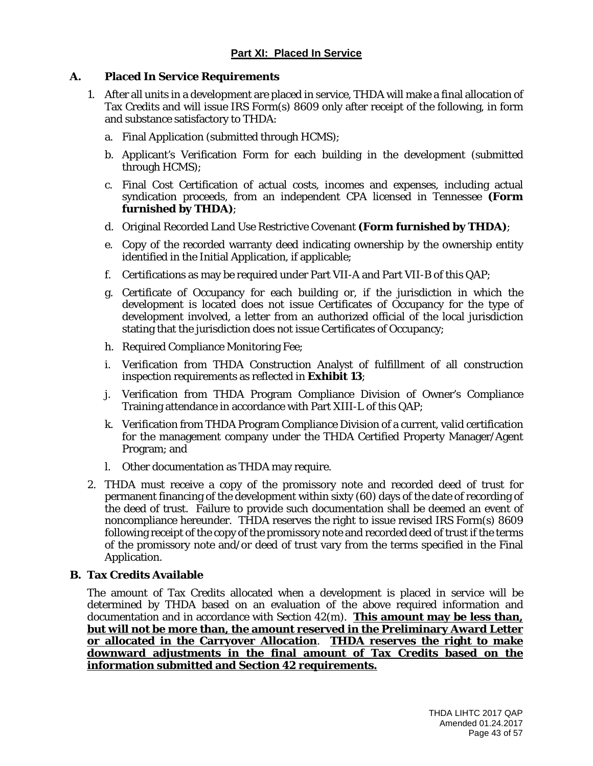## Part XI: Placed In Service

### A. Placed In Service Requirements

1. After all units in a development are placed in service, THDA will make a final allocation of Tax Credits and will issue IRS Form(s) 8609 only after receipt of the following, in form and substance satisfactory to THDA:

   a. Final Application (submitted through HCMS);

   b. Applicant's Verification Form for each building in the development (submitted through HCMS);

   c. Final Cost Certification of actual costs, incomes and expenses, including actual syndication proceeds, from an independent CPA licensed in Tennessee **(Form furnished by THDA)**;

   d. Original Recorded Land Use Restrictive Covenant **(Form furnished by THDA)**;

   e. Copy of the recorded warranty deed indicating ownership by the ownership entity identified in the Initial Application, if applicable;

   f. Certifications as may be required under Part VII-A and Part VII-B of this QAP;

   g. Certificate of Occupancy for each building or, if the jurisdiction in which the development is located does not issue Certificates of Occupancy for the type of development involved, a letter from an authorized official of the local jurisdiction stating that the jurisdiction does not issue Certificates of Occupancy;

   h. Required Compliance Monitoring Fee;

   i. Verification from THDA Construction Analyst of fulfillment of all construction inspection requirements as reflected in **Exhibit 13**;

   j. Verification from THDA Program Compliance Division of Owner's Compliance Training attendance in accordance with Part XIII-L of this QAP;

   k. Verification from THDA Program Compliance Division of a current, valid certification for the management company under the THDA Certified Property Manager/Agent Program; and

   l. Other documentation as THDA may require.

2. THDA must receive a copy of the promissory note and recorded deed of trust for permanent financing of the development within sixty (60) days of the date of recording of the deed of trust. Failure to provide such documentation shall be deemed an event of noncompliance hereunder. THDA reserves the right to issue revised IRS Form(s) 8609 following receipt of the copy of the promissory note and recorded deed of trust if the terms of the promissory note and/or deed of trust vary from the terms specified in the Final Application.

### B. Tax Credits Available

The amount of Tax Credits allocated when a development is placed in service will be determined by THDA based on an evaluation of the above required information and documentation and in accordance with Section 42(m). **This amount may be less than, but will not be more than, the amount reserved in the Preliminary Award Letter or allocated in the Carryover Allocation**. **THDA reserves the right to make downward adjustments in the final amount of Tax Credits based on the information submitted and Section 42 requirements.**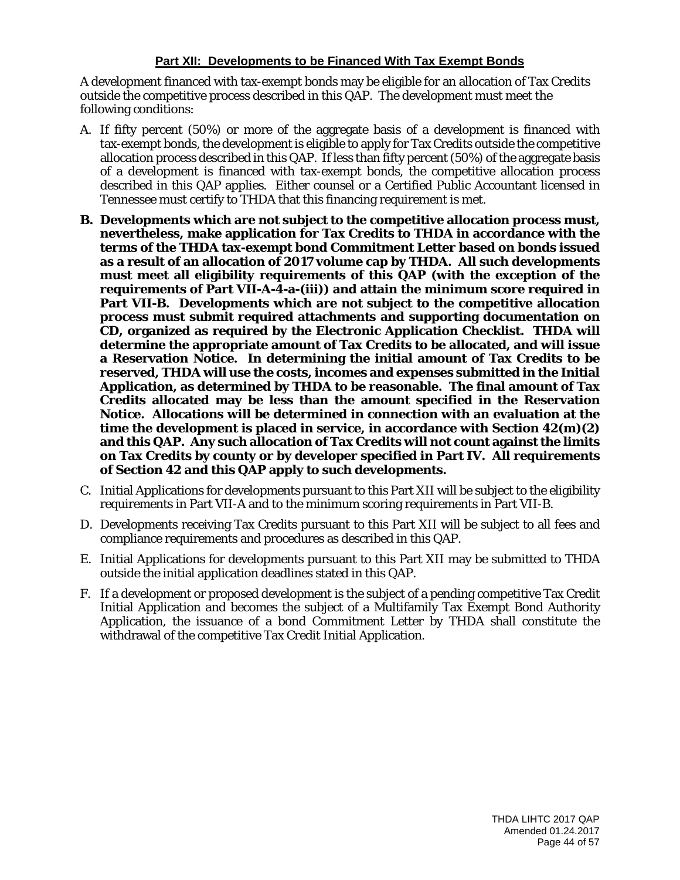## Part XII: Developments to be Financed With Tax Exempt Bonds

A development financed with tax-exempt bonds may be eligible for an allocation of Tax Credits outside the competitive process described in this QAP. The development must meet the following conditions:

A. If fifty percent (50%) or more of the aggregate basis of a development is financed with tax-exempt bonds, the development is eligible to apply for Tax Credits outside the competitive allocation process described in this QAP. If less than fifty percent (50%) of the aggregate basis of a development is financed with tax-exempt bonds, the competitive allocation process described in this QAP applies. Either counsel or a Certified Public Accountant licensed in Tennessee must certify to THDA that this financing requirement is met.

**B. Developments which are not subject to the competitive allocation process must, nevertheless, make application for Tax Credits to THDA in accordance with the terms of the THDA tax-exempt bond Commitment Letter based on bonds issued as a result of an allocation of 2017 volume cap by THDA. All such developments must meet all eligibility requirements of this QAP (with the exception of the requirements of Part VII-A-4-a-(iii)) and attain the minimum score required in Part VII-B. Developments which are not subject to the competitive allocation process must submit required attachments and supporting documentation on CD, organized as required by the Electronic Application Checklist. THDA will determine the appropriate amount of Tax Credits to be allocated, and will issue a Reservation Notice. In determining the initial amount of Tax Credits to be reserved, THDA will use the costs, incomes and expenses submitted in the Initial Application, as determined by THDA to be reasonable. The final amount of Tax Credits allocated may be less than the amount specified in the Reservation Notice. Allocations will be determined in connection with an evaluation at the time the development is placed in service, in accordance with Section 42(m)(2) and this QAP. Any such allocation of Tax Credits will not count against the limits on Tax Credits by county or by developer specified in Part IV. All requirements of Section 42 and this QAP apply to such developments.**

C. Initial Applications for developments pursuant to this Part XII will be subject to the eligibility requirements in Part VII-A and to the minimum scoring requirements in Part VII-B.

D. Developments receiving Tax Credits pursuant to this Part XII will be subject to all fees and compliance requirements and procedures as described in this QAP.

E. Initial Applications for developments pursuant to this Part XII may be submitted to THDA outside the initial application deadlines stated in this QAP.

F. If a development or proposed development is the subject of a pending competitive Tax Credit Initial Application and becomes the subject of a Multifamily Tax Exempt Bond Authority Application, the issuance of a bond Commitment Letter by THDA shall constitute the withdrawal of the competitive Tax Credit Initial Application.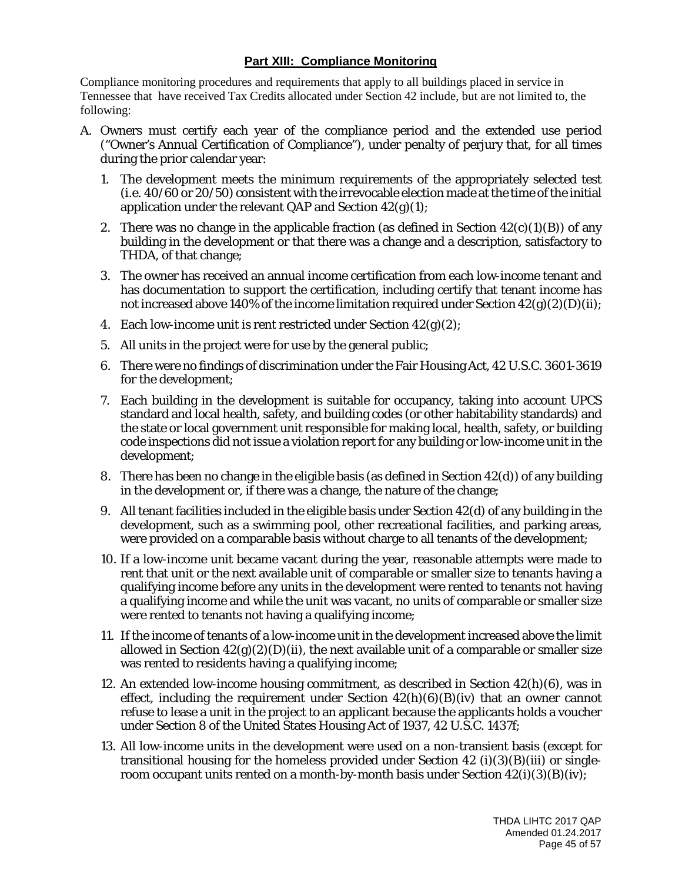## Part XIII: Compliance Monitoring

Compliance monitoring procedures and requirements that apply to all buildings placed in service in Tennessee that have received Tax Credits allocated under Section 42 include, but are not limited to, the following:

A. Owners must certify each year of the compliance period and the extended use period ("Owner's Annual Certification of Compliance"), under penalty of perjury that, for all times during the prior calendar year:

   1. The development meets the minimum requirements of the appropriately selected test (i.e. 40/60 or 20/50) consistent with the irrevocable election made at the time of the initial application under the relevant QAP and Section 42(g)(1);

   2. There was no change in the applicable fraction (as defined in Section 42(c)(1)(B)) of any building in the development or that there was a change and a description, satisfactory to THDA, of that change;

   3. The owner has received an annual income certification from each low-income tenant and has documentation to support the certification, including certify that tenant income has not increased above 140% of the income limitation required under Section 42(g)(2)(D)(ii);

   4. Each low-income unit is rent restricted under Section 42(g)(2);

   5. All units in the project were for use by the general public;

   6. There were no findings of discrimination under the Fair Housing Act, 42 U.S.C. 3601-3619 for the development;

   7. Each building in the development is suitable for occupancy, taking into account UPCS standard and local health, safety, and building codes (or other habitability standards) and the state or local government unit responsible for making local, health, safety, or building code inspections did not issue a violation report for any building or low-income unit in the development;

   8. There has been no change in the eligible basis (as defined in Section 42(d)) of any building in the development or, if there was a change, the nature of the change;

   9. All tenant facilities included in the eligible basis under Section 42(d) of any building in the development, such as a swimming pool, other recreational facilities, and parking areas, were provided on a comparable basis without charge to all tenants of the development;

   10. If a low-income unit became vacant during the year, reasonable attempts were made to rent that unit or the next available unit of comparable or smaller size to tenants having a qualifying income before any units in the development were rented to tenants not having a qualifying income and while the unit was vacant, no units of comparable or smaller size were rented to tenants not having a qualifying income;

   11. If the income of tenants of a low-income unit in the development increased above the limit allowed in Section 42(g)(2)(D)(ii), the next available unit of a comparable or smaller size was rented to residents having a qualifying income;

   12. An extended low-income housing commitment, as described in Section 42(h)(6), was in effect, including the requirement under Section 42(h)(6)(B)(iv) that an owner cannot refuse to lease a unit in the project to an applicant because the applicants holds a voucher under Section 8 of the United States Housing Act of 1937, 42 U.S.C. 1437f;

   13. All low-income units in the development were used on a non-transient basis (except for transitional housing for the homeless provided under Section 42 (i)(3)(B)(iii) or single-room occupant units rented on a month-by-month basis under Section 42(i)(3)(B)(iv);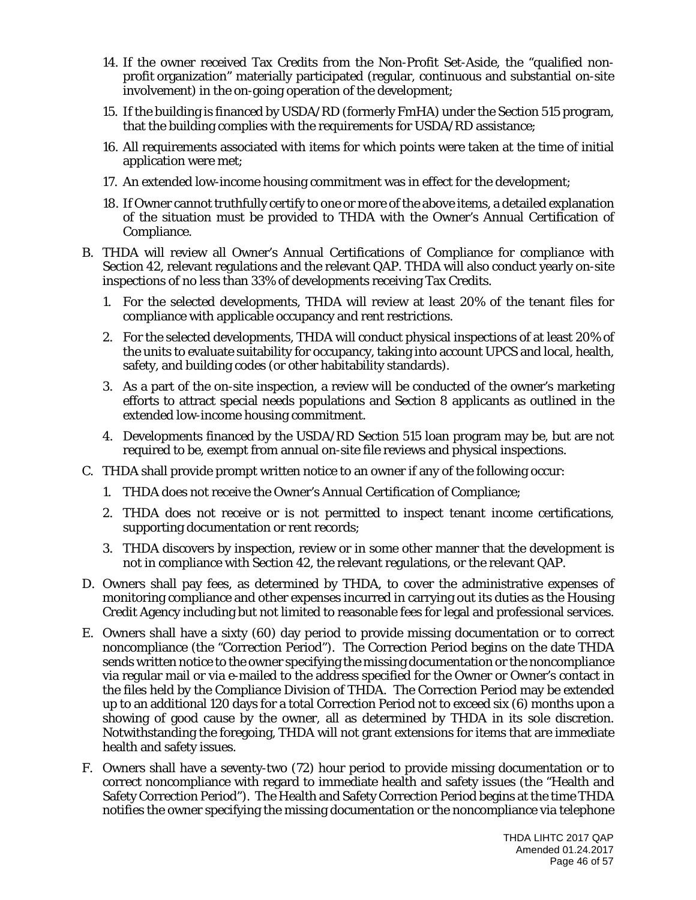14. If the owner received Tax Credits from the Non-Profit Set-Aside, the "qualified non-profit organization" materially participated (regular, continuous and substantial on-site involvement) in the on-going operation of the development;
15. If the building is financed by USDA/RD (formerly FmHA) under the Section 515 program, that the building complies with the requirements for USDA/RD assistance;
16. All requirements associated with items for which points were taken at the time of initial application were met;
17. An extended low-income housing commitment was in effect for the development;
18. If Owner cannot truthfully certify to one or more of the above items, a detailed explanation of the situation must be provided to THDA with the Owner's Annual Certification of Compliance.

B. THDA will review all Owner's Annual Certifications of Compliance for compliance with Section 42, relevant regulations and the relevant QAP. THDA will also conduct yearly on-site inspections of no less than 33% of developments receiving Tax Credits.

   1. For the selected developments, THDA will review at least 20% of the tenant files for compliance with applicable occupancy and rent restrictions.
   2. For the selected developments, THDA will conduct physical inspections of at least 20% of the units to evaluate suitability for occupancy, taking into account UPCS and local, health, safety, and building codes (or other habitability standards).
   3. As a part of the on-site inspection, a review will be conducted of the owner's marketing efforts to attract special needs populations and Section 8 applicants as outlined in the extended low-income housing commitment.
   4. Developments financed by the USDA/RD Section 515 loan program may be, but are not required to be, exempt from annual on-site file reviews and physical inspections.

C. THDA shall provide prompt written notice to an owner if any of the following occur:

   1. THDA does not receive the Owner's Annual Certification of Compliance;
   2. THDA does not receive or is not permitted to inspect tenant income certifications, supporting documentation or rent records;
   3. THDA discovers by inspection, review or in some other manner that the development is not in compliance with Section 42, the relevant regulations, or the relevant QAP.

D. Owners shall pay fees, as determined by THDA, to cover the administrative expenses of monitoring compliance and other expenses incurred in carrying out its duties as the Housing Credit Agency including but not limited to reasonable fees for legal and professional services.

E. Owners shall have a sixty (60) day period to provide missing documentation or to correct noncompliance (the "Correction Period"). The Correction Period begins on the date THDA sends written notice to the owner specifying the missing documentation or the noncompliance via regular mail or via e-mailed to the address specified for the Owner or Owner's contact in the files held by the Compliance Division of THDA. The Correction Period may be extended up to an additional 120 days for a total Correction Period not to exceed six (6) months upon a showing of good cause by the owner, all as determined by THDA in its sole discretion. Notwithstanding the foregoing, THDA will not grant extensions for items that are immediate health and safety issues.

F. Owners shall have a seventy-two (72) hour period to provide missing documentation or to correct noncompliance with regard to immediate health and safety issues (the "Health and Safety Correction Period"). The Health and Safety Correction Period begins at the time THDA notifies the owner specifying the missing documentation or the noncompliance via telephone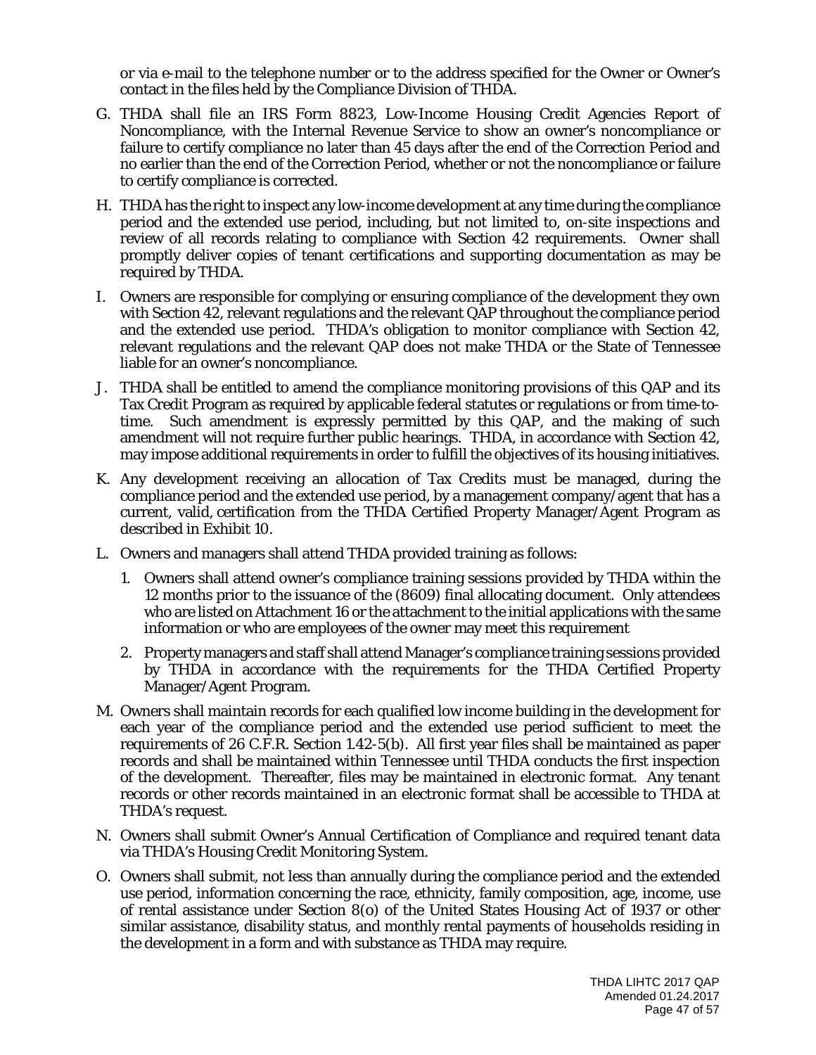or via e-mail to the telephone number or to the address specified for the Owner or Owner's contact in the files held by the Compliance Division of THDA.

G. THDA shall file an IRS Form 8823, Low-Income Housing Credit Agencies Report of Noncompliance, with the Internal Revenue Service to show an owner's noncompliance or failure to certify compliance no later than 45 days after the end of the Correction Period and no earlier than the end of the Correction Period, whether or not the noncompliance or failure to certify compliance is corrected.

H. THDA has the right to inspect any low-income development at any time during the compliance period and the extended use period, including, but not limited to, on-site inspections and review of all records relating to compliance with Section 42 requirements. Owner shall promptly deliver copies of tenant certifications and supporting documentation as may be required by THDA.

I. Owners are responsible for complying or ensuring compliance of the development they own with Section 42, relevant regulations and the relevant QAP throughout the compliance period and the extended use period. THDA's obligation to monitor compliance with Section 42, relevant regulations and the relevant QAP does not make THDA or the State of Tennessee liable for an owner's noncompliance.

J. THDA shall be entitled to amend the compliance monitoring provisions of this QAP and its Tax Credit Program as required by applicable federal statutes or regulations or from time-to-time. Such amendment is expressly permitted by this QAP, and the making of such amendment will not require further public hearings. THDA, in accordance with Section 42, may impose additional requirements in order to fulfill the objectives of its housing initiatives.

K. Any development receiving an allocation of Tax Credits must be managed, during the compliance period and the extended use period, by a management company/agent that has a current, valid, certification from the THDA Certified Property Manager/Agent Program as described in Exhibit 10.

L. Owners and managers shall attend THDA provided training as follows:

   1. Owners shall attend owner's compliance training sessions provided by THDA within the 12 months prior to the issuance of the (8609) final allocating document. Only attendees who are listed on Attachment 16 or the attachment to the initial applications with the same information or who are employees of the owner may meet this requirement

   2. Property managers and staff shall attend Manager's compliance training sessions provided by THDA in accordance with the requirements for the THDA Certified Property Manager/Agent Program.

M. Owners shall maintain records for each qualified low income building in the development for each year of the compliance period and the extended use period sufficient to meet the requirements of 26 C.F.R. Section 1.42-5(b). All first year files shall be maintained as paper records and shall be maintained within Tennessee until THDA conducts the first inspection of the development. Thereafter, files may be maintained in electronic format. Any tenant records or other records maintained in an electronic format shall be accessible to THDA at THDA's request.

N. Owners shall submit Owner's Annual Certification of Compliance and required tenant data via THDA's Housing Credit Monitoring System.

O. Owners shall submit, not less than annually during the compliance period and the extended use period, information concerning the race, ethnicity, family composition, age, income, use of rental assistance under Section 8(o) of the United States Housing Act of 1937 or other similar assistance, disability status, and monthly rental payments of households residing in the development in a form and with substance as THDA may require.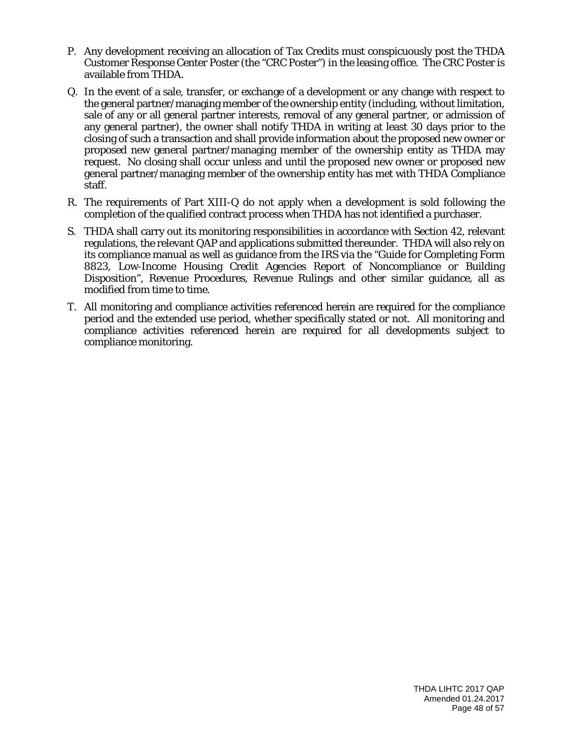P. Any development receiving an allocation of Tax Credits must conspicuously post the THDA Customer Response Center Poster (the "CRC Poster") in the leasing office. The CRC Poster is available from THDA.

Q. In the event of a sale, transfer, or exchange of a development or any change with respect to the general partner/managing member of the ownership entity (including, without limitation, sale of any or all general partner interests, removal of any general partner, or admission of any general partner), the owner shall notify THDA in writing at least 30 days prior to the closing of such a transaction and shall provide information about the proposed new owner or proposed new general partner/managing member of the ownership entity as THDA may request. No closing shall occur unless and until the proposed new owner or proposed new general partner/managing member of the ownership entity has met with THDA Compliance staff.

R. The requirements of Part XIII-Q do not apply when a development is sold following the completion of the qualified contract process when THDA has not identified a purchaser.

S. THDA shall carry out its monitoring responsibilities in accordance with Section 42, relevant regulations, the relevant QAP and applications submitted thereunder. THDA will also rely on its compliance manual as well as guidance from the IRS via the "Guide for Completing Form 8823, Low-Income Housing Credit Agencies Report of Noncompliance or Building Disposition", Revenue Procedures, Revenue Rulings and other similar guidance, all as modified from time to time.

T. All monitoring and compliance activities referenced herein are required for the compliance period and the extended use period, whether specifically stated or not. All monitoring and compliance activities referenced herein are required for all developments subject to compliance monitoring.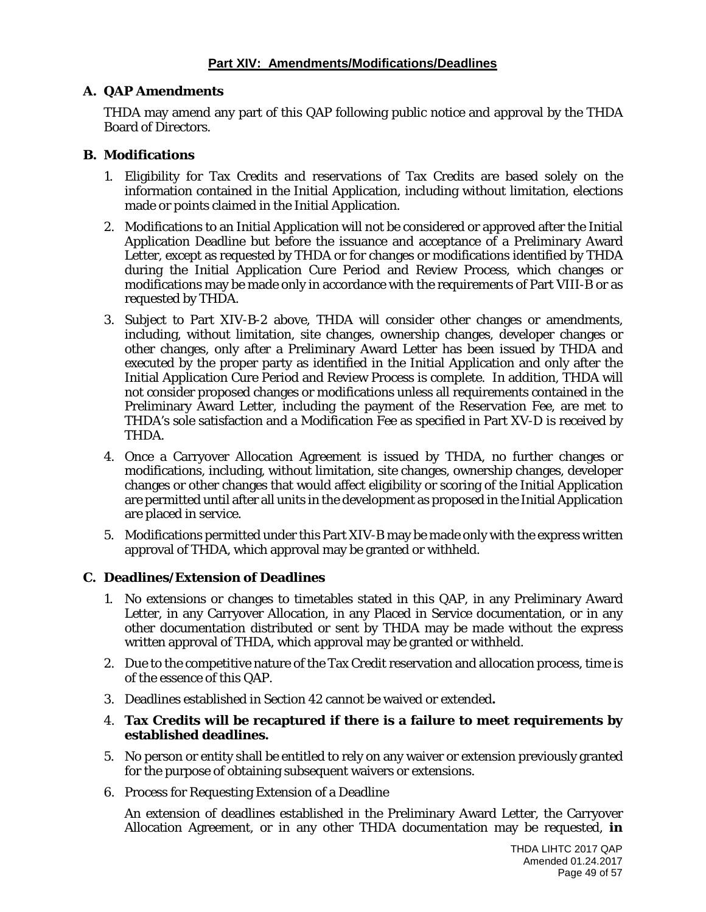## Part XIV: Amendments/Modifications/Deadlines

### A. QAP Amendments

THDA may amend any part of this QAP following public notice and approval by the THDA Board of Directors.

### B. Modifications

1. Eligibility for Tax Credits and reservations of Tax Credits are based solely on the information contained in the Initial Application, including without limitation, elections made or points claimed in the Initial Application.
2. Modifications to an Initial Application will not be considered or approved after the Initial Application Deadline but before the issuance and acceptance of a Preliminary Award Letter, except as requested by THDA or for changes or modifications identified by THDA during the Initial Application Cure Period and Review Process, which changes or modifications may be made only in accordance with the requirements of Part VIII-B or as requested by THDA.
3. Subject to Part XIV-B-2 above, THDA will consider other changes or amendments, including, without limitation, site changes, ownership changes, developer changes or other changes, only after a Preliminary Award Letter has been issued by THDA and executed by the proper party as identified in the Initial Application and only after the Initial Application Cure Period and Review Process is complete. In addition, THDA will not consider proposed changes or modifications unless all requirements contained in the Preliminary Award Letter, including the payment of the Reservation Fee, are met to THDA's sole satisfaction and a Modification Fee as specified in Part XV-D is received by THDA.
4. Once a Carryover Allocation Agreement is issued by THDA, no further changes or modifications, including, without limitation, site changes, ownership changes, developer changes or other changes that would affect eligibility or scoring of the Initial Application are permitted until after all units in the development as proposed in the Initial Application are placed in service.
5. Modifications permitted under this Part XIV-B may be made only with the express written approval of THDA, which approval may be granted or withheld.

### C. Deadlines/Extension of Deadlines

1. No extensions or changes to timetables stated in this QAP, in any Preliminary Award Letter, in any Carryover Allocation, in any Placed in Service documentation, or in any other documentation distributed or sent by THDA may be made without the express written approval of THDA, which approval may be granted or withheld.
2. Due to the competitive nature of the Tax Credit reservation and allocation process, time is of the essence of this QAP.
3. Deadlines established in Section 42 cannot be waived or extended**.**
4. **Tax Credits will be recaptured if there is a failure to meet requirements by established deadlines.**
5. No person or entity shall be entitled to rely on any waiver or extension previously granted for the purpose of obtaining subsequent waivers or extensions.
6. Process for Requesting Extension of a Deadline

   An extension of deadlines established in the Preliminary Award Letter, the Carryover Allocation Agreement, or in any other THDA documentation may be requested, **in**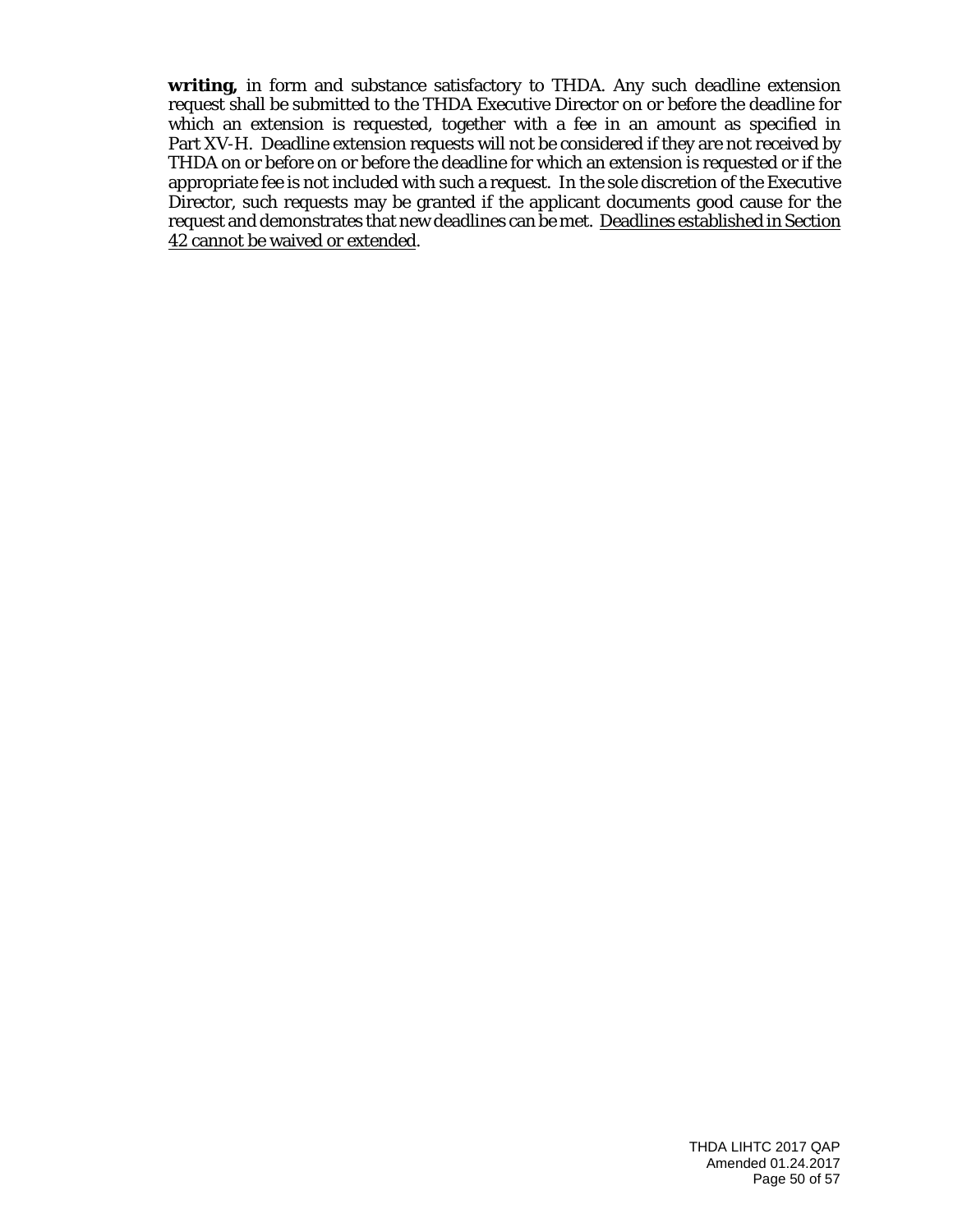**writing,** in form and substance satisfactory to THDA. Any such deadline extension request shall be submitted to the THDA Executive Director on or before the deadline for which an extension is requested, together with a fee in an amount as specified in Part XV-H. Deadline extension requests will not be considered if they are not received by THDA on or before on or before the deadline for which an extension is requested or if the appropriate fee is not included with such a request. In the sole discretion of the Executive Director, such requests may be granted if the applicant documents good cause for the request and demonstrates that new deadlines can be met. <u>Deadlines established in Section 42 cannot be waived or extended</u>.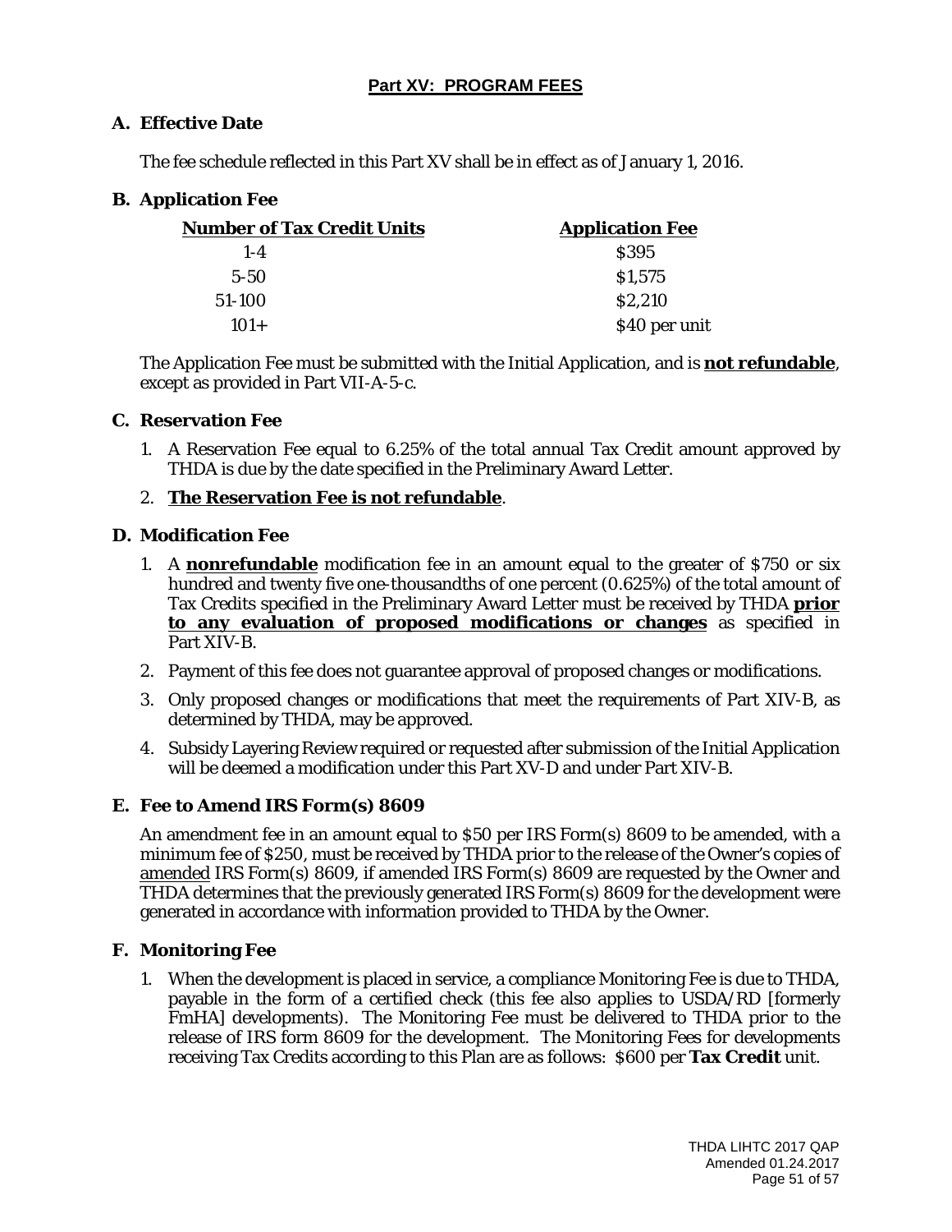## Part XV: PROGRAM FEES

### A. Effective Date

The fee schedule reflected in this Part XV shall be in effect as of January 1, 2016.

### B. Application Fee

| Number of Tax Credit Units | Application Fee |
|---|---|
| 1-4 | $395 |
| 5-50 | $1,575 |
| 51-100 | $2,210 |
| 101+ | $40 per unit |

The Application Fee must be submitted with the Initial Application, and is **not refundable**, except as provided in Part VII-A-5-c.

### C. Reservation Fee

1. A Reservation Fee equal to 6.25% of the total annual Tax Credit amount approved by THDA is due by the date specified in the Preliminary Award Letter.
2. **The Reservation Fee is not refundable**.

### D. Modification Fee

1. A **nonrefundable** modification fee in an amount equal to the greater of $750 or six hundred and twenty five one-thousandths of one percent (0.625%) of the total amount of Tax Credits specified in the Preliminary Award Letter must be received by THDA **prior to any evaluation of proposed modifications or changes** as specified in Part XIV-B.
2. Payment of this fee does not guarantee approval of proposed changes or modifications.
3. Only proposed changes or modifications that meet the requirements of Part XIV-B, as determined by THDA, may be approved.
4. Subsidy Layering Review required or requested after submission of the Initial Application will be deemed a modification under this Part XV-D and under Part XIV-B.

### E. Fee to Amend IRS Form(s) 8609

An amendment fee in an amount equal to $50 per IRS Form(s) 8609 to be amended, with a minimum fee of $250, must be received by THDA prior to the release of the Owner's copies of amended IRS Form(s) 8609, if amended IRS Form(s) 8609 are requested by the Owner and THDA determines that the previously generated IRS Form(s) 8609 for the development were generated in accordance with information provided to THDA by the Owner.

### F. Monitoring Fee

1. When the development is placed in service, a compliance Monitoring Fee is due to THDA, payable in the form of a certified check (this fee also applies to USDA/RD [formerly FmHA] developments). The Monitoring Fee must be delivered to THDA prior to the release of IRS form 8609 for the development. The Monitoring Fees for developments receiving Tax Credits according to this Plan are as follows: $600 per **Tax Credit** unit.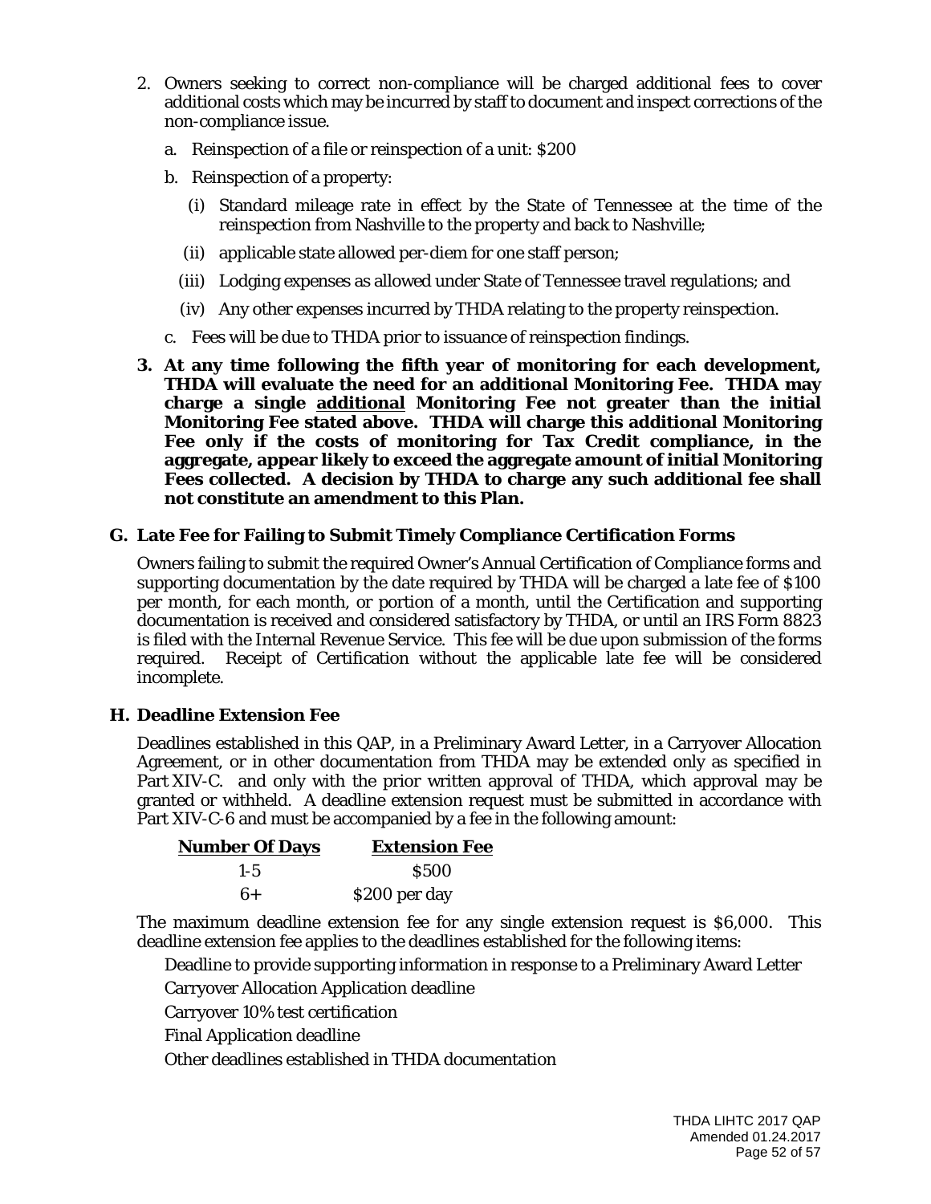2. Owners seeking to correct non-compliance will be charged additional fees to cover additional costs which may be incurred by staff to document and inspect corrections of the non-compliance issue.

   a. Reinspection of a file or reinspection of a unit: $200

   b. Reinspection of a property:

      (i) Standard mileage rate in effect by the State of Tennessee at the time of the reinspection from Nashville to the property and back to Nashville;

      (ii) applicable state allowed per-diem for one staff person;

      (iii) Lodging expenses as allowed under State of Tennessee travel regulations; and

      (iv) Any other expenses incurred by THDA relating to the property reinspection.

   c. Fees will be due to THDA prior to issuance of reinspection findings.

3. **At any time following the fifth year of monitoring for each development, THDA will evaluate the need for an additional Monitoring Fee. THDA may charge a single <u>additional</u> Monitoring Fee not greater than the initial Monitoring Fee stated above. THDA will charge this additional Monitoring Fee only if the costs of monitoring for Tax Credit compliance, in the aggregate, appear likely to exceed the aggregate amount of initial Monitoring Fees collected. A decision by THDA to charge any such additional fee shall not constitute an amendment to this Plan.**

## G. Late Fee for Failing to Submit Timely Compliance Certification Forms

Owners failing to submit the required Owner's Annual Certification of Compliance forms and supporting documentation by the date required by THDA will be charged a late fee of $100 per month, for each month, or portion of a month, until the Certification and supporting documentation is received and considered satisfactory by THDA, or until an IRS Form 8823 is filed with the Internal Revenue Service. This fee will be due upon submission of the forms required. Receipt of Certification without the applicable late fee will be considered incomplete.

## H. Deadline Extension Fee

Deadlines established in this QAP, in a Preliminary Award Letter, in a Carryover Allocation Agreement, or in other documentation from THDA may be extended only as specified in Part XIV-C. and only with the prior written approval of THDA, which approval may be granted or withheld. A deadline extension request must be submitted in accordance with Part XIV-C-6 and must be accompanied by a fee in the following amount:

| Number Of Days | Extension Fee |
|---|---|
| 1-5 | $500 |
| 6+ | $200 per day |

The maximum deadline extension fee for any single extension request is $6,000. This deadline extension fee applies to the deadlines established for the following items:

Deadline to provide supporting information in response to a Preliminary Award Letter

Carryover Allocation Application deadline

Carryover 10% test certification

Final Application deadline

Other deadlines established in THDA documentation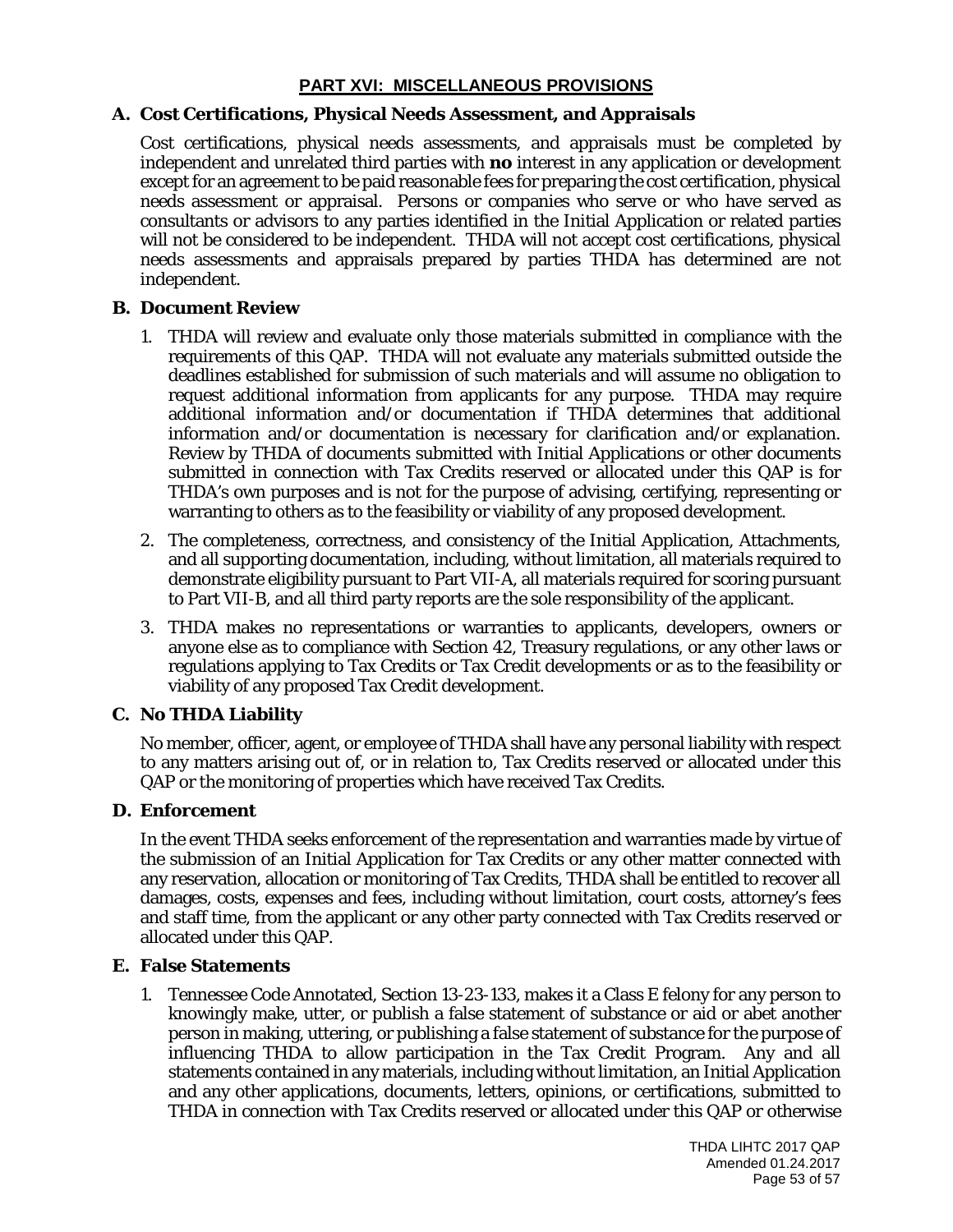## PART XVI: MISCELLANEOUS PROVISIONS

### A. Cost Certifications, Physical Needs Assessment, and Appraisals

Cost certifications, physical needs assessments, and appraisals must be completed by independent and unrelated third parties with **no** interest in any application or development except for an agreement to be paid reasonable fees for preparing the cost certification, physical needs assessment or appraisal. Persons or companies who serve or who have served as consultants or advisors to any parties identified in the Initial Application or related parties will not be considered to be independent. THDA will not accept cost certifications, physical needs assessments and appraisals prepared by parties THDA has determined are not independent.

### B. Document Review

1. THDA will review and evaluate only those materials submitted in compliance with the requirements of this QAP. THDA will not evaluate any materials submitted outside the deadlines established for submission of such materials and will assume no obligation to request additional information from applicants for any purpose. THDA may require additional information and/or documentation if THDA determines that additional information and/or documentation is necessary for clarification and/or explanation. Review by THDA of documents submitted with Initial Applications or other documents submitted in connection with Tax Credits reserved or allocated under this QAP is for THDA's own purposes and is not for the purpose of advising, certifying, representing or warranting to others as to the feasibility or viability of any proposed development.
2. The completeness, correctness, and consistency of the Initial Application, Attachments, and all supporting documentation, including, without limitation, all materials required to demonstrate eligibility pursuant to Part VII-A, all materials required for scoring pursuant to Part VII-B, and all third party reports are the sole responsibility of the applicant.
3. THDA makes no representations or warranties to applicants, developers, owners or anyone else as to compliance with Section 42, Treasury regulations, or any other laws or regulations applying to Tax Credits or Tax Credit developments or as to the feasibility or viability of any proposed Tax Credit development.

### C. No THDA Liability

No member, officer, agent, or employee of THDA shall have any personal liability with respect to any matters arising out of, or in relation to, Tax Credits reserved or allocated under this QAP or the monitoring of properties which have received Tax Credits.

### D. Enforcement

In the event THDA seeks enforcement of the representation and warranties made by virtue of the submission of an Initial Application for Tax Credits or any other matter connected with any reservation, allocation or monitoring of Tax Credits, THDA shall be entitled to recover all damages, costs, expenses and fees, including without limitation, court costs, attorney's fees and staff time, from the applicant or any other party connected with Tax Credits reserved or allocated under this QAP.

### E. False Statements

1. Tennessee Code Annotated, Section 13-23-133, makes it a Class E felony for any person to knowingly make, utter, or publish a false statement of substance or aid or abet another person in making, uttering, or publishing a false statement of substance for the purpose of influencing THDA to allow participation in the Tax Credit Program. Any and all statements contained in any materials, including without limitation, an Initial Application and any other applications, documents, letters, opinions, or certifications, submitted to THDA in connection with Tax Credits reserved or allocated under this QAP or otherwise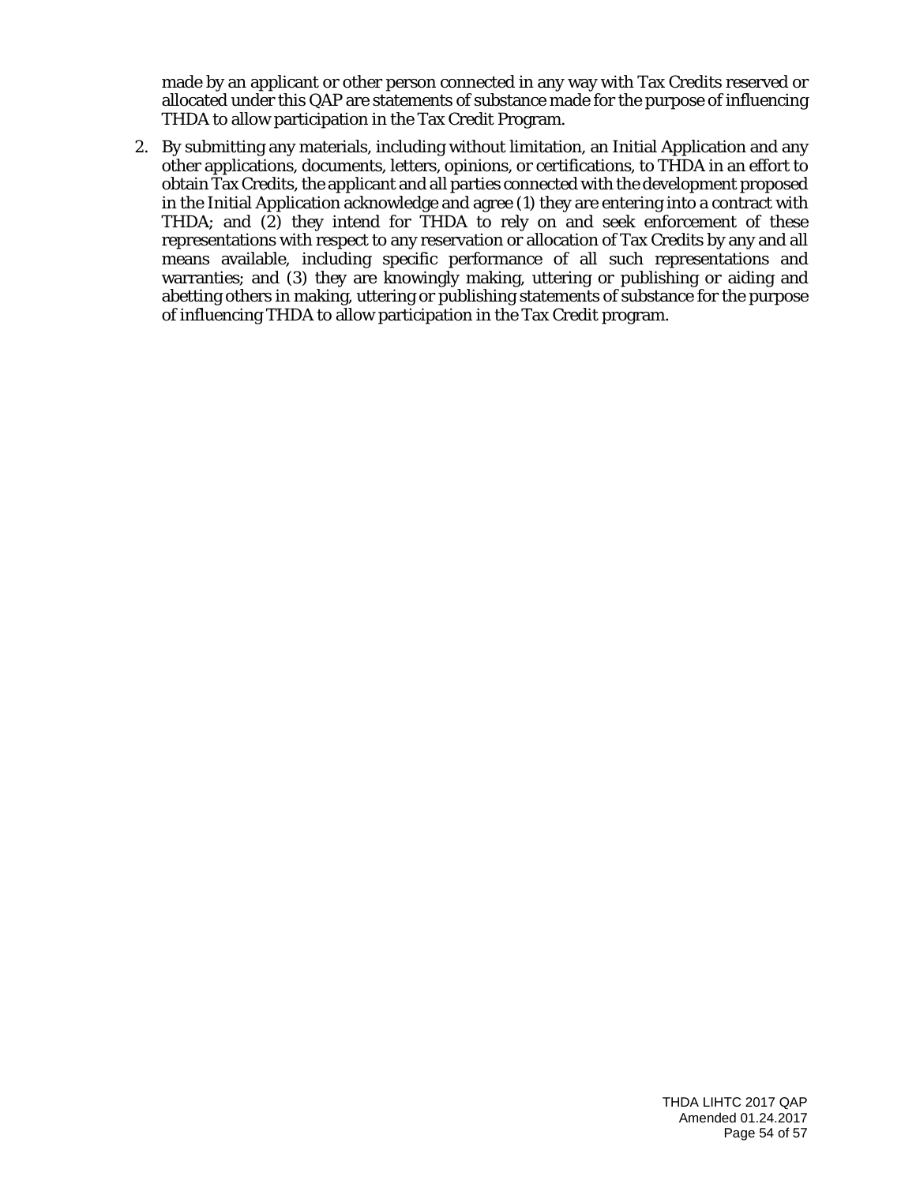made by an applicant or other person connected in any way with Tax Credits reserved or allocated under this QAP are statements of substance made for the purpose of influencing THDA to allow participation in the Tax Credit Program.

2. By submitting any materials, including without limitation, an Initial Application and any other applications, documents, letters, opinions, or certifications, to THDA in an effort to obtain Tax Credits, the applicant and all parties connected with the development proposed in the Initial Application acknowledge and agree (1) they are entering into a contract with THDA; and (2) they intend for THDA to rely on and seek enforcement of these representations with respect to any reservation or allocation of Tax Credits by any and all means available, including specific performance of all such representations and warranties; and (3) they are knowingly making, uttering or publishing or aiding and abetting others in making, uttering or publishing statements of substance for the purpose of influencing THDA to allow participation in the Tax Credit program.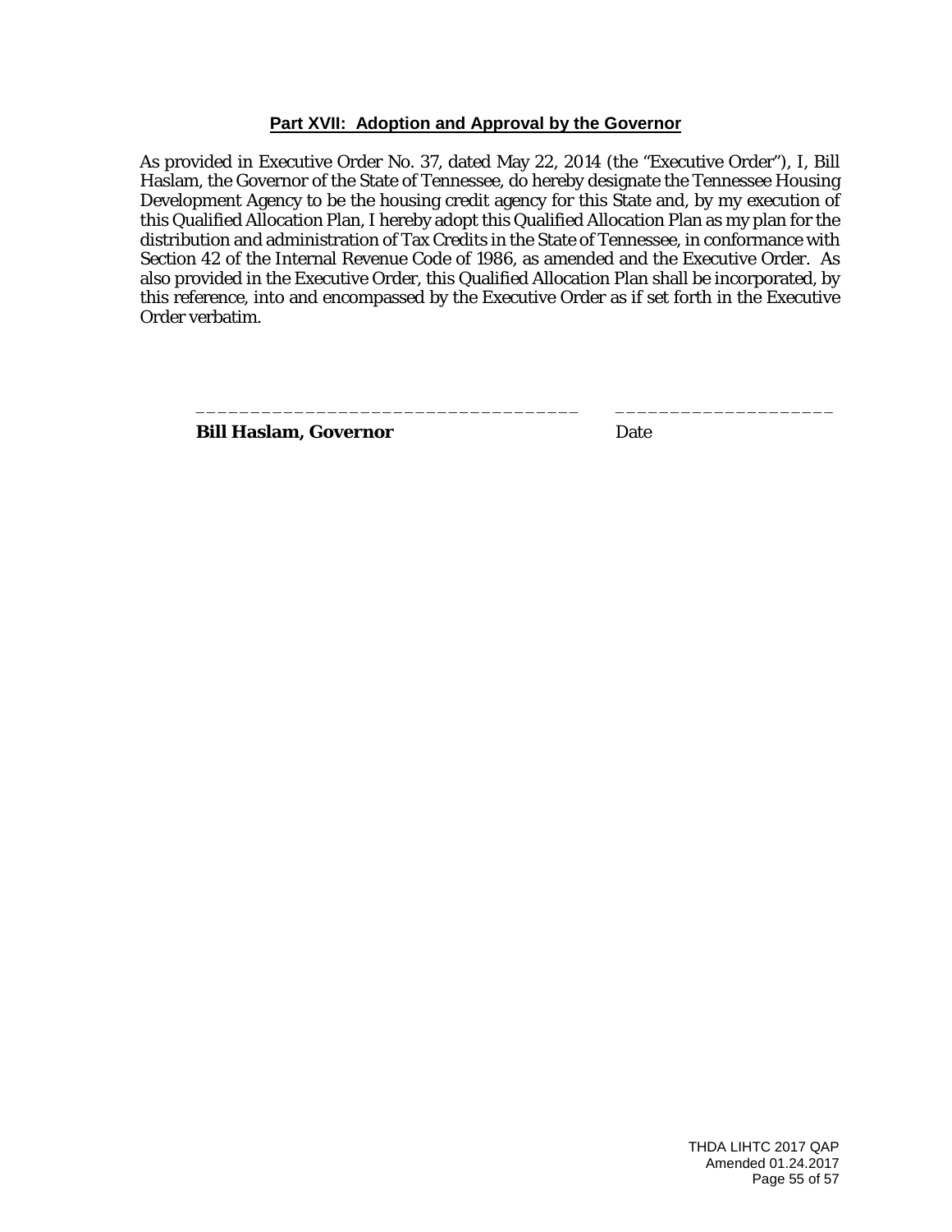## Part XVII: Adoption and Approval by the Governor

As provided in Executive Order No. 37, dated May 22, 2014 (the "Executive Order"), I, Bill Haslam, the Governor of the State of Tennessee, do hereby designate the Tennessee Housing Development Agency to be the housing credit agency for this State and, by my execution of this Qualified Allocation Plan, I hereby adopt this Qualified Allocation Plan as my plan for the distribution and administration of Tax Credits in the State of Tennessee, in conformance with Section 42 of the Internal Revenue Code of 1986, as amended and the Executive Order. As also provided in the Executive Order, this Qualified Allocation Plan shall be incorporated, by this reference, into and encompassed by the Executive Order as if set forth in the Executive Order verbatim.

\_\_\_\_\_\_\_\_\_\_\_\_\_\_\_\_\_\_\_\_\_\_\_\_\_\_\_\_\_\_\_\_\_\_\_\_ \_\_\_\_\_\_\_\_\_\_\_\_\_\_\_\_\_\_\_\_

**Bill Haslam, Governor** Date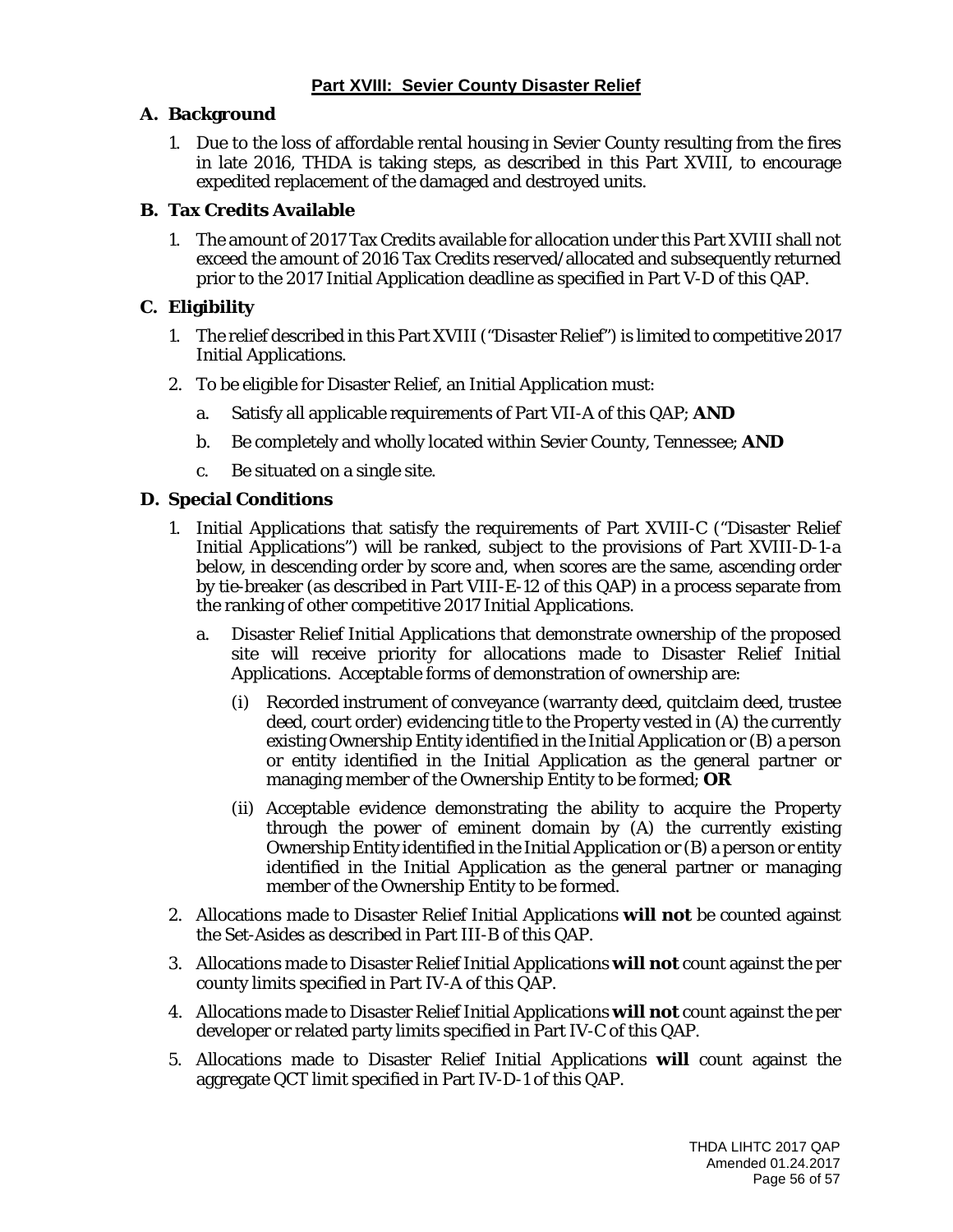## Part XVIII: Sevier County Disaster Relief

### A. Background

1. Due to the loss of affordable rental housing in Sevier County resulting from the fires in late 2016, THDA is taking steps, as described in this Part XVIII, to encourage expedited replacement of the damaged and destroyed units.

### B. Tax Credits Available

1. The amount of 2017 Tax Credits available for allocation under this Part XVIII shall not exceed the amount of 2016 Tax Credits reserved/allocated and subsequently returned prior to the 2017 Initial Application deadline as specified in Part V-D of this QAP.

### C. Eligibility

1. The relief described in this Part XVIII ("Disaster Relief") is limited to competitive 2017 Initial Applications.
2. To be eligible for Disaster Relief, an Initial Application must:
   a. Satisfy all applicable requirements of Part VII-A of this QAP; **AND**
   b. Be completely and wholly located within Sevier County, Tennessee; **AND**
   c. Be situated on a single site.

### D. Special Conditions

1. Initial Applications that satisfy the requirements of Part XVIII-C ("Disaster Relief Initial Applications") will be ranked, subject to the provisions of Part XVIII-D-1-a below, in descending order by score and, when scores are the same, ascending order by tie-breaker (as described in Part VIII-E-12 of this QAP) in a process separate from the ranking of other competitive 2017 Initial Applications.
   a. Disaster Relief Initial Applications that demonstrate ownership of the proposed site will receive priority for allocations made to Disaster Relief Initial Applications. Acceptable forms of demonstration of ownership are:
      (i) Recorded instrument of conveyance (warranty deed, quitclaim deed, trustee deed, court order) evidencing title to the Property vested in (A) the currently existing Ownership Entity identified in the Initial Application or (B) a person or entity identified in the Initial Application as the general partner or managing member of the Ownership Entity to be formed; **OR**
      (ii) Acceptable evidence demonstrating the ability to acquire the Property through the power of eminent domain by (A) the currently existing Ownership Entity identified in the Initial Application or (B) a person or entity identified in the Initial Application as the general partner or managing member of the Ownership Entity to be formed.
2. Allocations made to Disaster Relief Initial Applications **will not** be counted against the Set-Asides as described in Part III-B of this QAP.
3. Allocations made to Disaster Relief Initial Applications **will not** count against the per county limits specified in Part IV-A of this QAP.
4. Allocations made to Disaster Relief Initial Applications **will not** count against the per developer or related party limits specified in Part IV-C of this QAP.
5. Allocations made to Disaster Relief Initial Applications **will** count against the aggregate QCT limit specified in Part IV-D-1 of this QAP.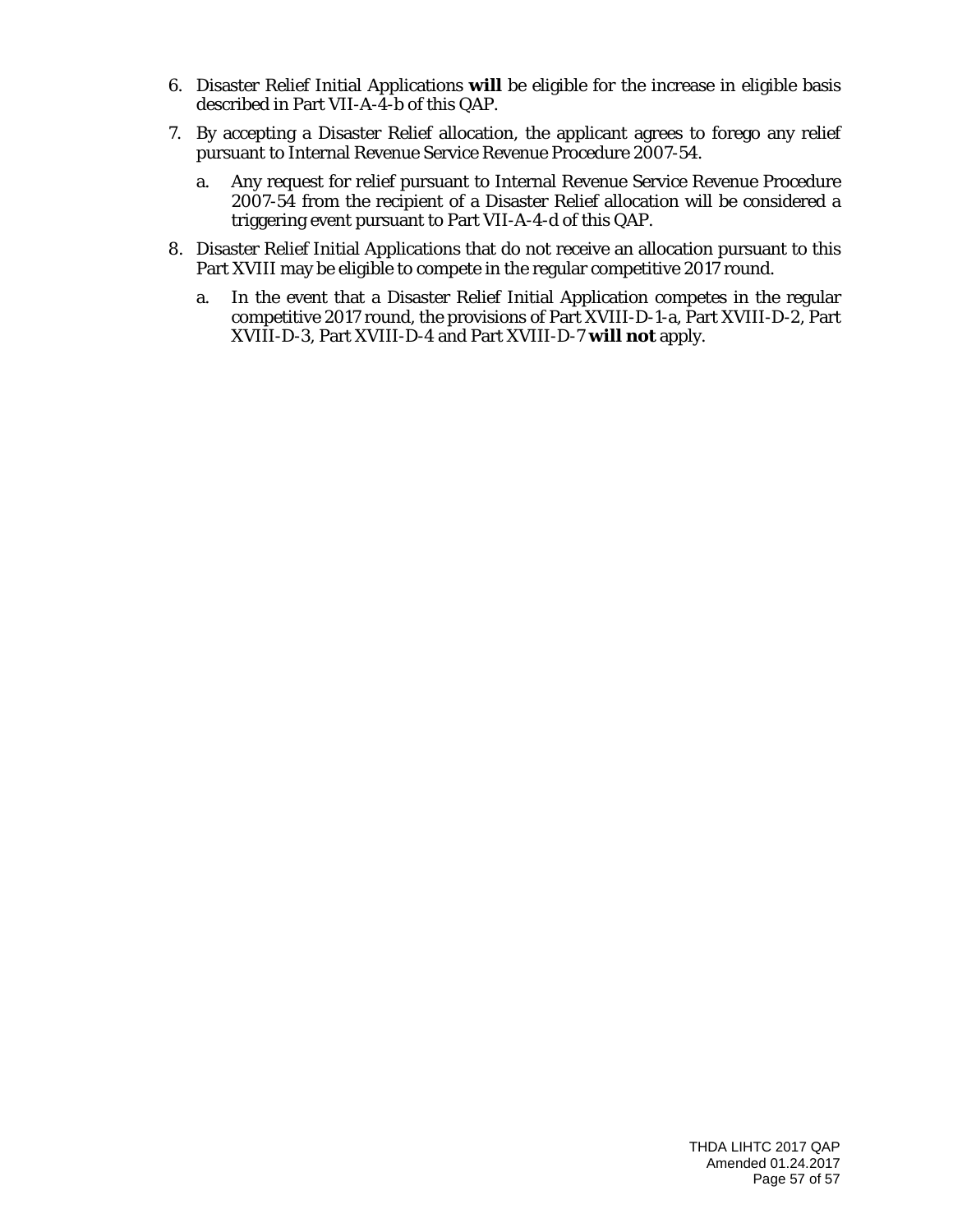6. Disaster Relief Initial Applications **will** be eligible for the increase in eligible basis described in Part VII-A-4-b of this QAP.

7. By accepting a Disaster Relief allocation, the applicant agrees to forego any relief pursuant to Internal Revenue Service Revenue Procedure 2007-54.

   a. Any request for relief pursuant to Internal Revenue Service Revenue Procedure 2007-54 from the recipient of a Disaster Relief allocation will be considered a triggering event pursuant to Part VII-A-4-d of this QAP.

8. Disaster Relief Initial Applications that do not receive an allocation pursuant to this Part XVIII may be eligible to compete in the regular competitive 2017 round.

   a. In the event that a Disaster Relief Initial Application competes in the regular competitive 2017 round, the provisions of Part XVIII-D-1-a, Part XVIII-D-2, Part XVIII-D-3, Part XVIII-D-4 and Part XVIII-D-7 **will not** apply.